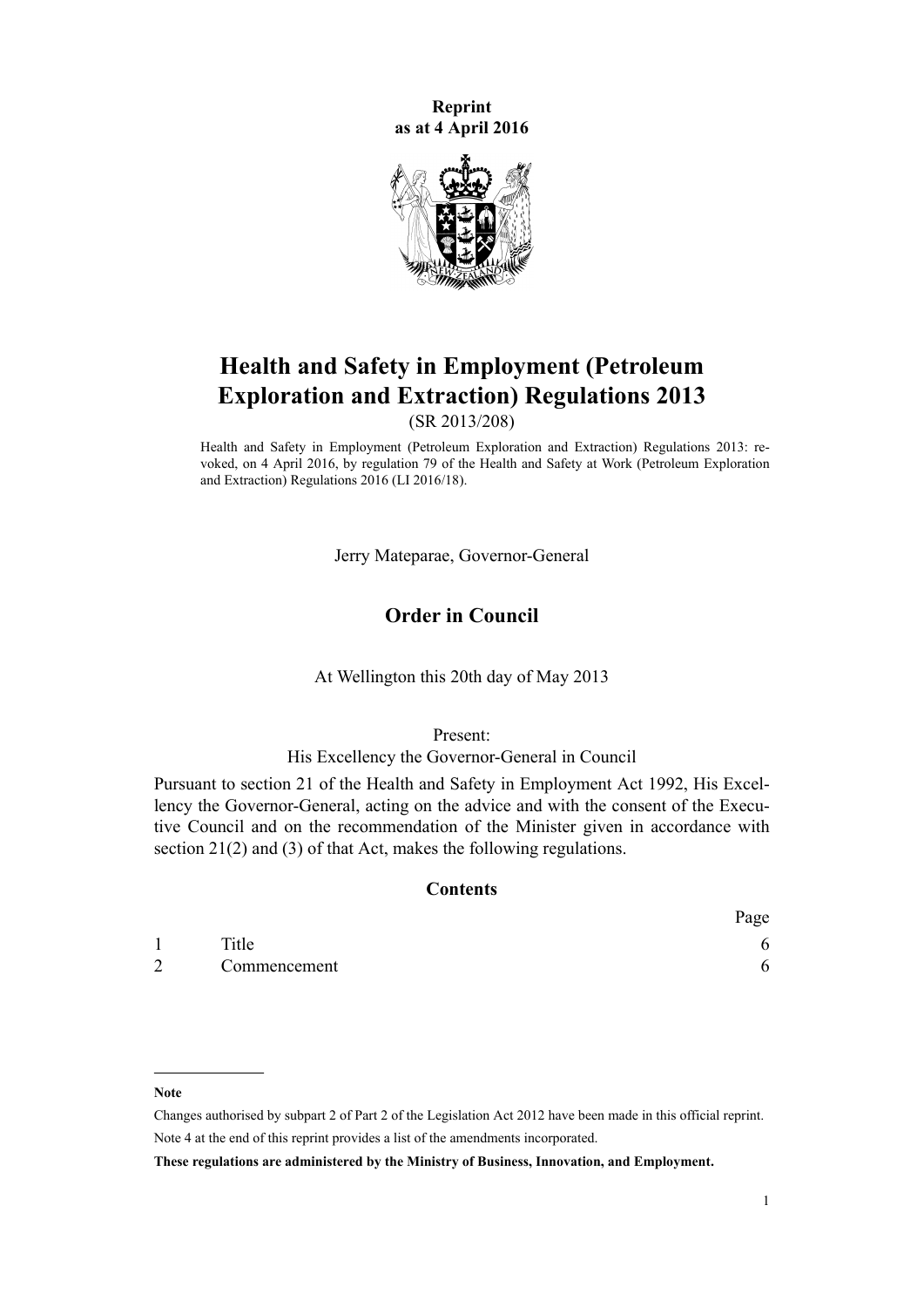**Reprint as at 4 April 2016**

# Health and Safety in Employment (Petroleum Exploration and Extraction) Regulations 2013

(SR 2013/208)

Health and Safety in Employment (Petroleum Exploration and Extraction) Regulations 2013: revoked, on 4 April 2016, by regulation 79 of the Health and Safety at Work (Petroleum Exploration and Extraction) Regulations 2016 (LI 2016/18).

Jerry Mateparae, Governor-General

## Order in Council

At Wellington this 20th day of May 2013

Present:
His Excellency the Governor-General in Council

Pursuant to section 21 of the Health and Safety in Employment Act 1992, His Excellency the Governor-General, acting on the advice and with the consent of the Executive Council and on the recommendation of the Minister given in accordance with section 21(2) and (3) of that Act, makes the following regulations.

### Contents

| | | Page |
|---|---|---|
| 1 | Title | 6 |
| 2 | Commencement | 6 |

---

**Note**

Changes authorised by subpart 2 of Part 2 of the Legislation Act 2012 have been made in this official reprint.
Note 4 at the end of this reprint provides a list of the amendments incorporated.

**These regulations are administered by the Ministry of Business, Innovation, and Employment.**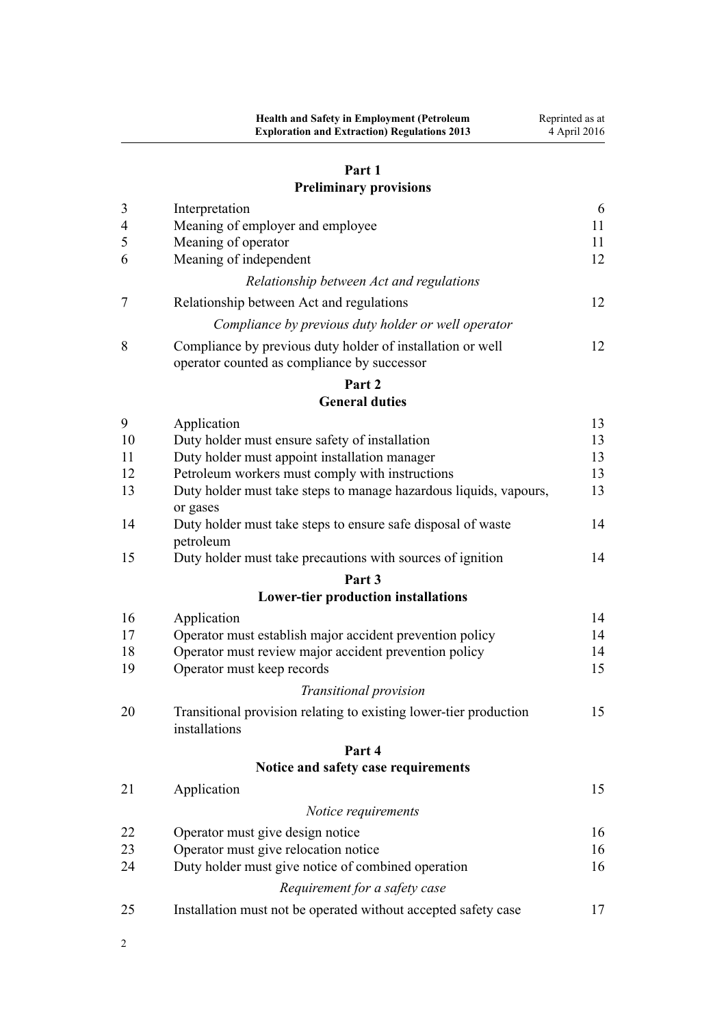## Part 1
## Preliminary provisions

| | | |
|---|---|---|
| 3 | Interpretation | 6 |
| 4 | Meaning of employer and employee | 11 |
| 5 | Meaning of operator | 11 |
| 6 | Meaning of independent | 12 |
| | *Relationship between Act and regulations* | |
| 7 | Relationship between Act and regulations | 12 |
| | *Compliance by previous duty holder or well operator* | |
| 8 | Compliance by previous duty holder of installation or well operator counted as compliance by successor | 12 |

## Part 2
## General duties

| | | |
|---|---|---|
| 9 | Application | 13 |
| 10 | Duty holder must ensure safety of installation | 13 |
| 11 | Duty holder must appoint installation manager | 13 |
| 12 | Petroleum workers must comply with instructions | 13 |
| 13 | Duty holder must take steps to manage hazardous liquids, vapours, or gases | 13 |
| 14 | Duty holder must take steps to ensure safe disposal of waste petroleum | 14 |
| 15 | Duty holder must take precautions with sources of ignition | 14 |

## Part 3
## Lower-tier production installations

| | | |
|---|---|---|
| 16 | Application | 14 |
| 17 | Operator must establish major accident prevention policy | 14 |
| 18 | Operator must review major accident prevention policy | 14 |
| 19 | Operator must keep records | 15 |
| | *Transitional provision* | |
| 20 | Transitional provision relating to existing lower-tier production installations | 15 |

## Part 4
## Notice and safety case requirements

| | | |
|---|---|---|
| 21 | Application | 15 |
| | *Notice requirements* | |
| 22 | Operator must give design notice | 16 |
| 23 | Operator must give relocation notice | 16 |
| 24 | Duty holder must give notice of combined operation | 16 |
| | *Requirement for a safety case* | |
| 25 | Installation must not be operated without accepted safety case | 17 |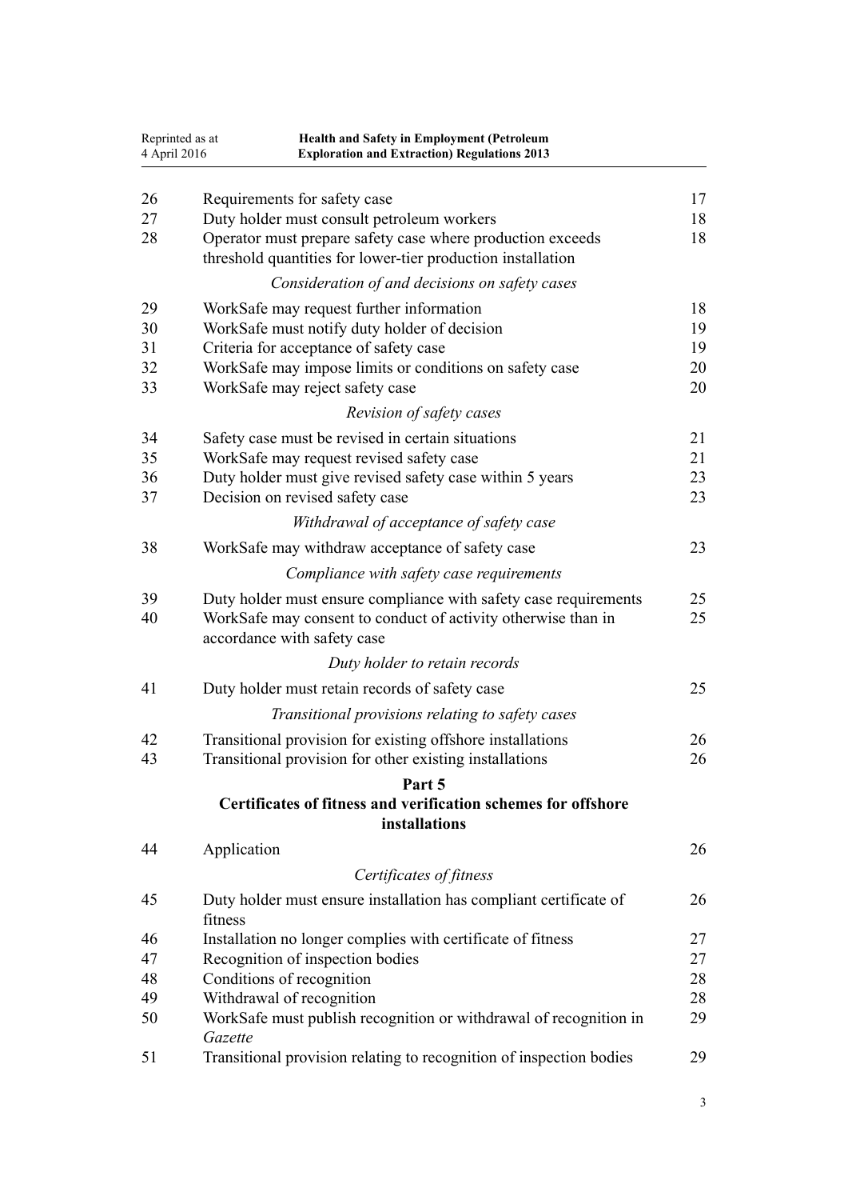| | | |
|---|---|---|
| 26 | Requirements for safety case | 17 |
| 27 | Duty holder must consult petroleum workers | 18 |
| 28 | Operator must prepare safety case where production exceeds threshold quantities for lower-tier production installation | 18 |
| | *Consideration of and decisions on safety cases* | |
| 29 | WorkSafe may request further information | 18 |
| 30 | WorkSafe must notify duty holder of decision | 19 |
| 31 | Criteria for acceptance of safety case | 19 |
| 32 | WorkSafe may impose limits or conditions on safety case | 20 |
| 33 | WorkSafe may reject safety case | 20 |
| | *Revision of safety cases* | |
| 34 | Safety case must be revised in certain situations | 21 |
| 35 | WorkSafe may request revised safety case | 21 |
| 36 | Duty holder must give revised safety case within 5 years | 23 |
| 37 | Decision on revised safety case | 23 |
| | *Withdrawal of acceptance of safety case* | |
| 38 | WorkSafe may withdraw acceptance of safety case | 23 |
| | *Compliance with safety case requirements* | |
| 39 | Duty holder must ensure compliance with safety case requirements | 25 |
| 40 | WorkSafe may consent to conduct of activity otherwise than in accordance with safety case | 25 |
| | *Duty holder to retain records* | |
| 41 | Duty holder must retain records of safety case | 25 |
| | *Transitional provisions relating to safety cases* | |
| 42 | Transitional provision for existing offshore installations | 26 |
| 43 | Transitional provision for other existing installations | 26 |
| | **Part 5** | |
| | **Certificates of fitness and verification schemes for offshore installations** | |
| 44 | Application | 26 |
| | *Certificates of fitness* | |
| 45 | Duty holder must ensure installation has compliant certificate of fitness | 26 |
| 46 | Installation no longer complies with certificate of fitness | 27 |
| 47 | Recognition of inspection bodies | 27 |
| 48 | Conditions of recognition | 28 |
| 49 | Withdrawal of recognition | 28 |
| 50 | WorkSafe must publish recognition or withdrawal of recognition in *Gazette* | 29 |
| 51 | Transitional provision relating to recognition of inspection bodies | 29 |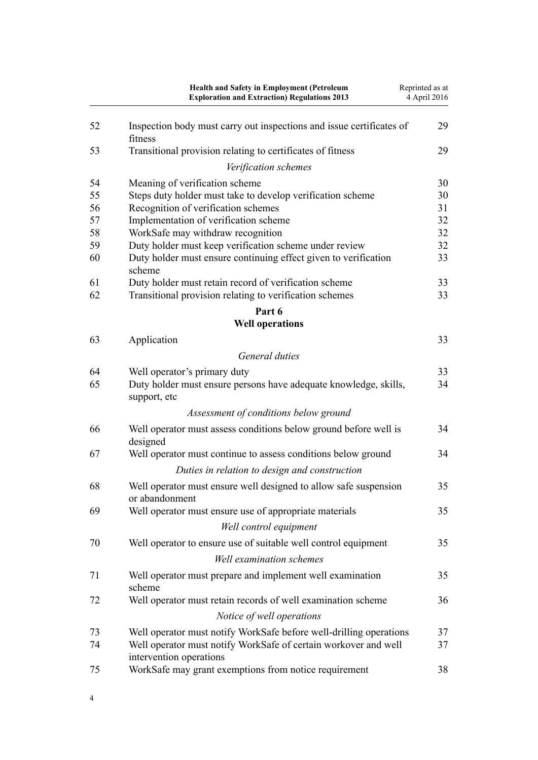| | | |
|---|---|---|
| 52 | Inspection body must carry out inspections and issue certificates of fitness | 29 |
| 53 | Transitional provision relating to certificates of fitness | 29 |
| | *Verification schemes* | |
| 54 | Meaning of verification scheme | 30 |
| 55 | Steps duty holder must take to develop verification scheme | 30 |
| 56 | Recognition of verification schemes | 31 |
| 57 | Implementation of verification scheme | 32 |
| 58 | WorkSafe may withdraw recognition | 32 |
| 59 | Duty holder must keep verification scheme under review | 32 |
| 60 | Duty holder must ensure continuing effect given to verification scheme | 33 |
| 61 | Duty holder must retain record of verification scheme | 33 |
| 62 | Transitional provision relating to verification schemes | 33 |
| | **Part 6** **Well operations** | |
| 63 | Application | 33 |
| | *General duties* | |
| 64 | Well operator's primary duty | 33 |
| 65 | Duty holder must ensure persons have adequate knowledge, skills, support, etc | 34 |
| | *Assessment of conditions below ground* | |
| 66 | Well operator must assess conditions below ground before well is designed | 34 |
| 67 | Well operator must continue to assess conditions below ground | 34 |
| | *Duties in relation to design and construction* | |
| 68 | Well operator must ensure well designed to allow safe suspension or abandonment | 35 |
| 69 | Well operator must ensure use of appropriate materials | 35 |
| | *Well control equipment* | |
| 70 | Well operator to ensure use of suitable well control equipment | 35 |
| | *Well examination schemes* | |
| 71 | Well operator must prepare and implement well examination scheme | 35 |
| 72 | Well operator must retain records of well examination scheme | 36 |
| | *Notice of well operations* | |
| 73 | Well operator must notify WorkSafe before well-drilling operations | 37 |
| 74 | Well operator must notify WorkSafe of certain workover and well intervention operations | 37 |
| 75 | WorkSafe may grant exemptions from notice requirement | 38 |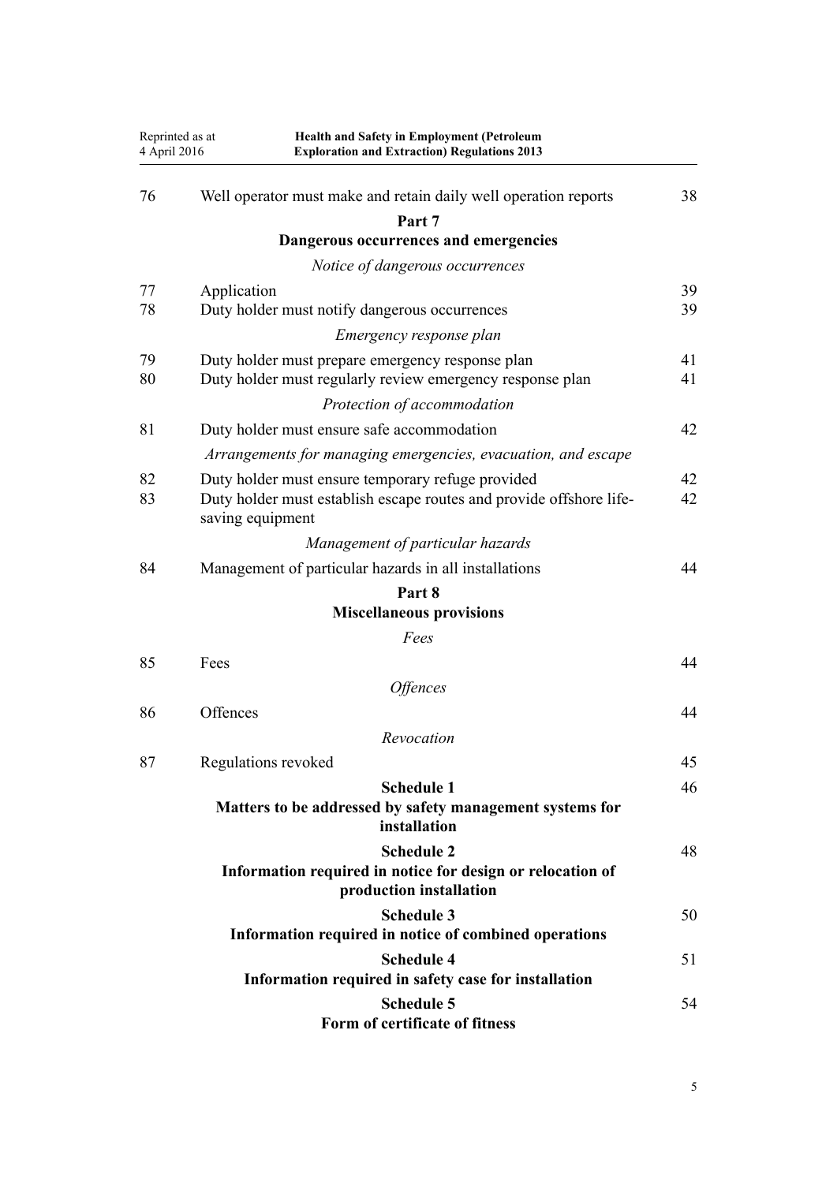| | | |
|---|---|---|
| 76 | Well operator must make and retain daily well operation reports | 38 |
| | **Part 7** **Dangerous occurrences and emergencies** | |
| | *Notice of dangerous occurrences* | |
| 77 | Application | 39 |
| 78 | Duty holder must notify dangerous occurrences | 39 |
| | *Emergency response plan* | |
| 79 | Duty holder must prepare emergency response plan | 41 |
| 80 | Duty holder must regularly review emergency response plan | 41 |
| | *Protection of accommodation* | |
| 81 | Duty holder must ensure safe accommodation | 42 |
| | *Arrangements for managing emergencies, evacuation, and escape* | |
| 82 | Duty holder must ensure temporary refuge provided | 42 |
| 83 | Duty holder must establish escape routes and provide offshore life-saving equipment | 42 |
| | *Management of particular hazards* | |
| 84 | Management of particular hazards in all installations | 44 |
| | **Part 8** **Miscellaneous provisions** | |
| | *Fees* | |
| 85 | Fees | 44 |
| | *Offences* | |
| 86 | Offences | 44 |
| | *Revocation* | |
| 87 | Regulations revoked | 45 |
| | **Schedule 1** **Matters to be addressed by safety management systems for installation** | 46 |
| | **Schedule 2** **Information required in notice for design or relocation of production installation** | 48 |
| | **Schedule 3** **Information required in notice of combined operations** | 50 |
| | **Schedule 4** **Information required in safety case for installation** | 51 |
| | **Schedule 5** **Form of certificate of fitness** | 54 |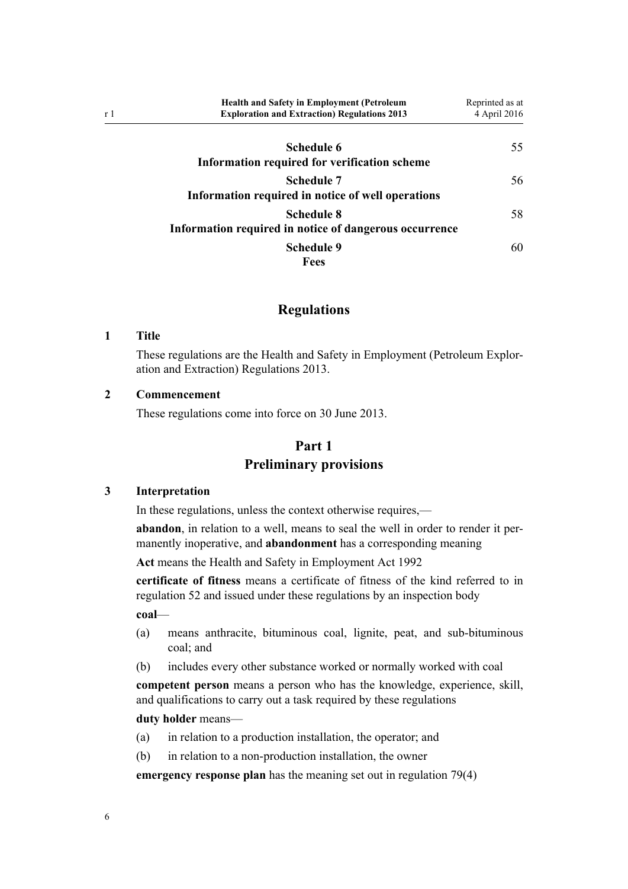Schedule 6
Information required for verification scheme — 55

Schedule 7
Information required in notice of well operations — 56

Schedule 8
Information required in notice of dangerous occurrence — 58

Schedule 9
Fees — 60

# Regulations

## 1 Title

These regulations are the Health and Safety in Employment (Petroleum Exploration and Extraction) Regulations 2013.

## 2 Commencement

These regulations come into force on 30 June 2013.

# Part 1
# Preliminary provisions

## 3 Interpretation

In these regulations, unless the context otherwise requires,—

**abandon**, in relation to a well, means to seal the well in order to render it permanently inoperative, and **abandonment** has a corresponding meaning

**Act** means the Health and Safety in Employment Act 1992

**certificate of fitness** means a certificate of fitness of the kind referred to in regulation 52 and issued under these regulations by an inspection body

**coal**—

(a) means anthracite, bituminous coal, lignite, peat, and sub-bituminous coal; and

(b) includes every other substance worked or normally worked with coal

**competent person** means a person who has the knowledge, experience, skill, and qualifications to carry out a task required by these regulations

**duty holder** means—

(a) in relation to a production installation, the operator; and

(b) in relation to a non-production installation, the owner

**emergency response plan** has the meaning set out in regulation 79(4)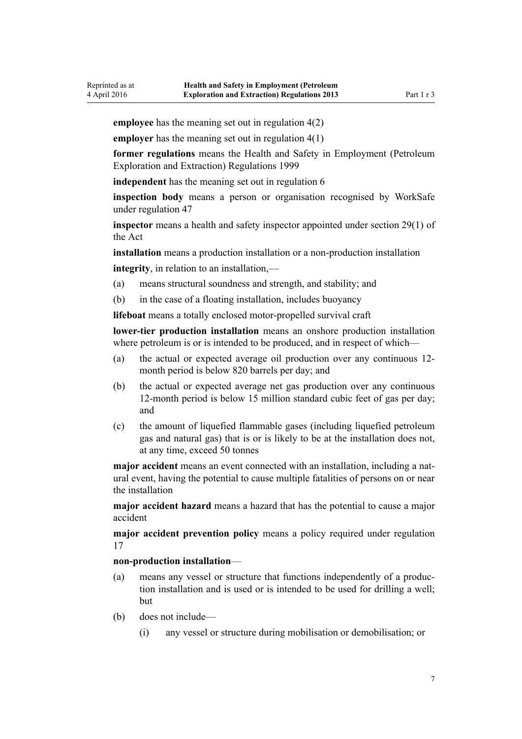**employee** has the meaning set out in regulation 4(2)

**employer** has the meaning set out in regulation 4(1)

**former regulations** means the Health and Safety in Employment (Petroleum Exploration and Extraction) Regulations 1999

**independent** has the meaning set out in regulation 6

**inspection body** means a person or organisation recognised by WorkSafe under regulation 47

**inspector** means a health and safety inspector appointed under section 29(1) of the Act

**installation** means a production installation or a non-production installation

**integrity**, in relation to an installation,—

(a) means structural soundness and strength, and stability; and

(b) in the case of a floating installation, includes buoyancy

**lifeboat** means a totally enclosed motor-propelled survival craft

**lower-tier production installation** means an onshore production installation where petroleum is or is intended to be produced, and in respect of which—

(a) the actual or expected average oil production over any continuous 12-month period is below 820 barrels per day; and

(b) the actual or expected average net gas production over any continuous 12-month period is below 15 million standard cubic feet of gas per day; and

(c) the amount of liquefied flammable gases (including liquefied petroleum gas and natural gas) that is or is likely to be at the installation does not, at any time, exceed 50 tonnes

**major accident** means an event connected with an installation, including a natural event, having the potential to cause multiple fatalities of persons on or near the installation

**major accident hazard** means a hazard that has the potential to cause a major accident

**major accident prevention policy** means a policy required under regulation 17

**non-production installation**—

(a) means any vessel or structure that functions independently of a production installation and is used or is intended to be used for drilling a well; but

(b) does not include—

  (i) any vessel or structure during mobilisation or demobilisation; or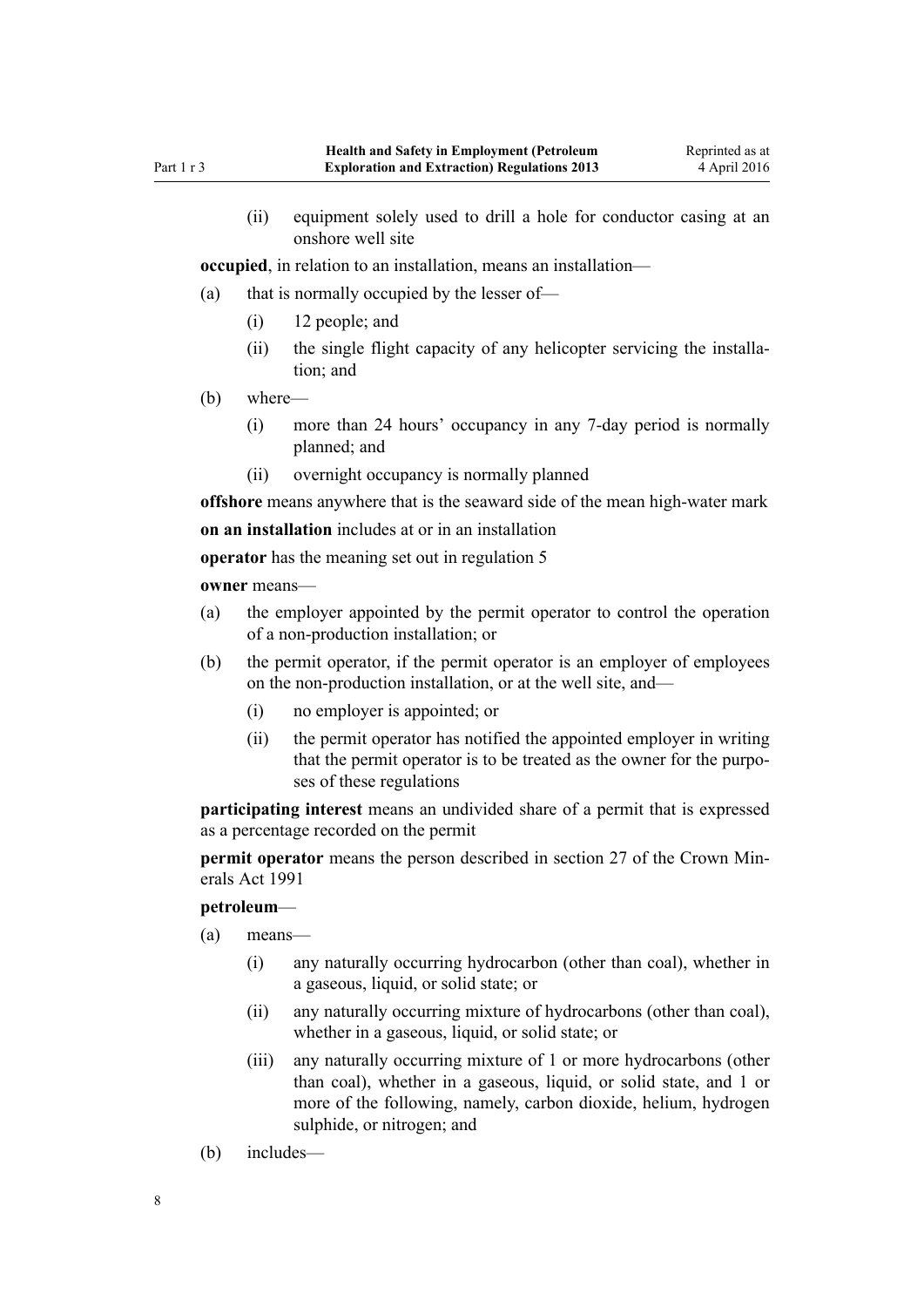(ii) equipment solely used to drill a hole for conductor casing at an onshore well site

**occupied**, in relation to an installation, means an installation—

(a) that is normally occupied by the lesser of—

(i) 12 people; and

(ii) the single flight capacity of any helicopter servicing the installation; and

(b) where—

(i) more than 24 hours' occupancy in any 7-day period is normally planned; and

(ii) overnight occupancy is normally planned

**offshore** means anywhere that is the seaward side of the mean high-water mark

**on an installation** includes at or in an installation

**operator** has the meaning set out in regulation 5

**owner** means—

(a) the employer appointed by the permit operator to control the operation of a non-production installation; or

(b) the permit operator, if the permit operator is an employer of employees on the non-production installation, or at the well site, and—

(i) no employer is appointed; or

(ii) the permit operator has notified the appointed employer in writing that the permit operator is to be treated as the owner for the purposes of these regulations

**participating interest** means an undivided share of a permit that is expressed as a percentage recorded on the permit

**permit operator** means the person described in section 27 of the Crown Minerals Act 1991

**petroleum**—

(a) means—

(i) any naturally occurring hydrocarbon (other than coal), whether in a gaseous, liquid, or solid state; or

(ii) any naturally occurring mixture of hydrocarbons (other than coal), whether in a gaseous, liquid, or solid state; or

(iii) any naturally occurring mixture of 1 or more hydrocarbons (other than coal), whether in a gaseous, liquid, or solid state, and 1 or more of the following, namely, carbon dioxide, helium, hydrogen sulphide, or nitrogen; and

(b) includes—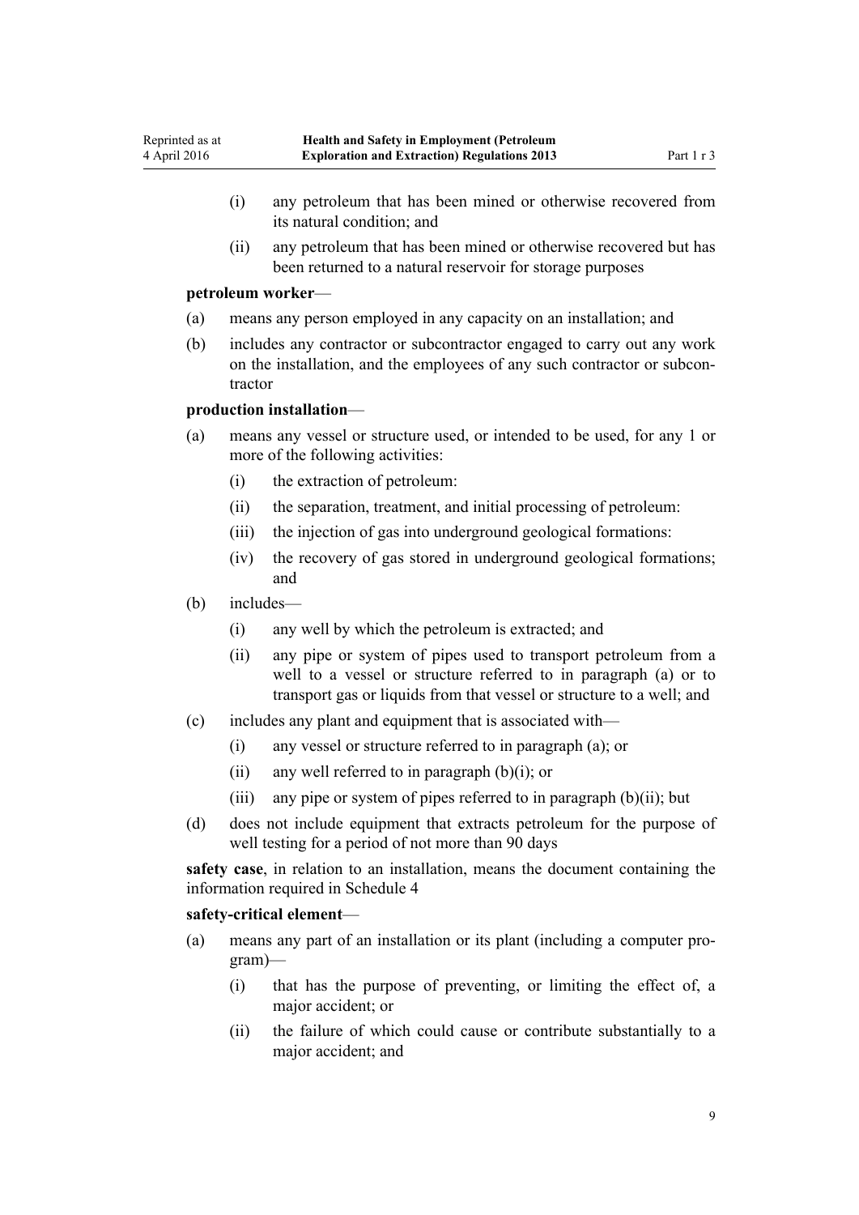(i) any petroleum that has been mined or otherwise recovered from its natural condition; and

(ii) any petroleum that has been mined or otherwise recovered but has been returned to a natural reservoir for storage purposes

**petroleum worker**—

(a) means any person employed in any capacity on an installation; and

(b) includes any contractor or subcontractor engaged to carry out any work on the installation, and the employees of any such contractor or subcontractor

**production installation**—

(a) means any vessel or structure used, or intended to be used, for any 1 or more of the following activities:

  (i) the extraction of petroleum:

  (ii) the separation, treatment, and initial processing of petroleum:

  (iii) the injection of gas into underground geological formations:

  (iv) the recovery of gas stored in underground geological formations; and

(b) includes—

  (i) any well by which the petroleum is extracted; and

  (ii) any pipe or system of pipes used to transport petroleum from a well to a vessel or structure referred to in paragraph (a) or to transport gas or liquids from that vessel or structure to a well; and

(c) includes any plant and equipment that is associated with—

  (i) any vessel or structure referred to in paragraph (a); or

  (ii) any well referred to in paragraph (b)(i); or

  (iii) any pipe or system of pipes referred to in paragraph (b)(ii); but

(d) does not include equipment that extracts petroleum for the purpose of well testing for a period of not more than 90 days

**safety case**, in relation to an installation, means the document containing the information required in Schedule 4

**safety-critical element**—

(a) means any part of an installation or its plant (including a computer program)—

  (i) that has the purpose of preventing, or limiting the effect of, a major accident; or

  (ii) the failure of which could cause or contribute substantially to a major accident; and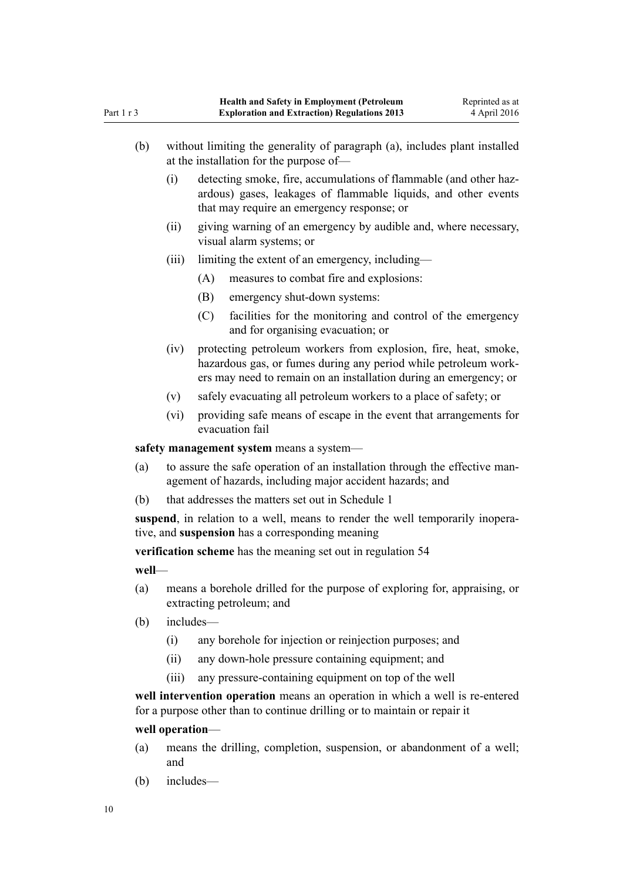(b) without limiting the generality of paragraph (a), includes plant installed at the installation for the purpose of—

  (i) detecting smoke, fire, accumulations of flammable (and other hazardous) gases, leakages of flammable liquids, and other events that may require an emergency response; or

  (ii) giving warning of an emergency by audible and, where necessary, visual alarm systems; or

  (iii) limiting the extent of an emergency, including—

    (A) measures to combat fire and explosions:

    (B) emergency shut-down systems:

    (C) facilities for the monitoring and control of the emergency and for organising evacuation; or

  (iv) protecting petroleum workers from explosion, fire, heat, smoke, hazardous gas, or fumes during any period while petroleum workers may need to remain on an installation during an emergency; or

  (v) safely evacuating all petroleum workers to a place of safety; or

  (vi) providing safe means of escape in the event that arrangements for evacuation fail

**safety management system** means a system—

(a) to assure the safe operation of an installation through the effective management of hazards, including major accident hazards; and

(b) that addresses the matters set out in Schedule 1

**suspend**, in relation to a well, means to render the well temporarily inoperative, and **suspension** has a corresponding meaning

**verification scheme** has the meaning set out in regulation 54

**well**—

(a) means a borehole drilled for the purpose of exploring for, appraising, or extracting petroleum; and

(b) includes—

  (i) any borehole for injection or reinjection purposes; and

  (ii) any down-hole pressure containing equipment; and

  (iii) any pressure-containing equipment on top of the well

**well intervention operation** means an operation in which a well is re-entered for a purpose other than to continue drilling or to maintain or repair it

**well operation**—

(a) means the drilling, completion, suspension, or abandonment of a well; and

(b) includes—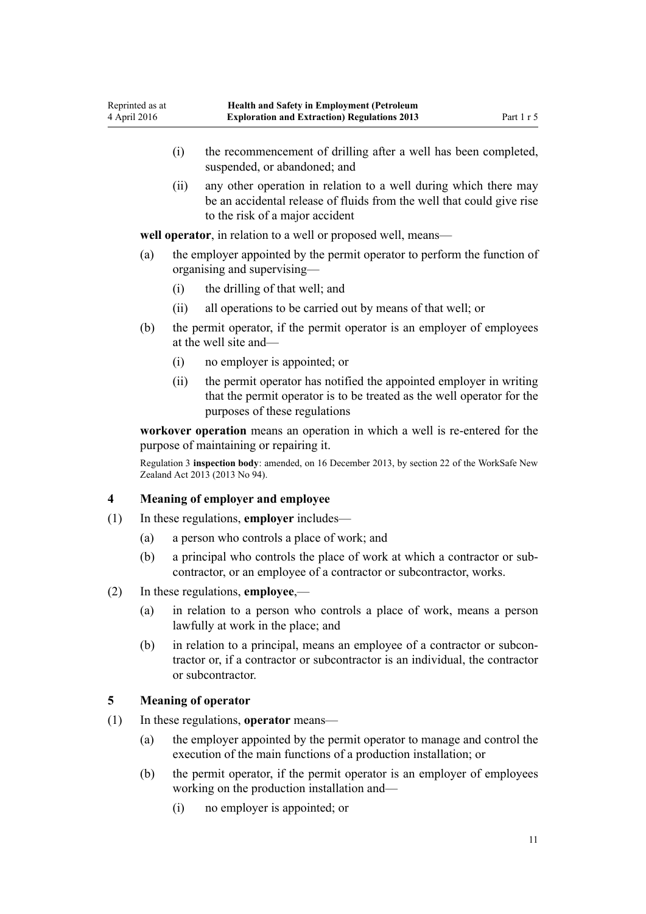- (i) the recommencement of drilling after a well has been completed, suspended, or abandoned; and
- (ii) any other operation in relation to a well during which there may be an accidental release of fluids from the well that could give rise to the risk of a major accident

**well operator**, in relation to a well or proposed well, means—

- (a) the employer appointed by the permit operator to perform the function of organising and supervising—
  - (i) the drilling of that well; and
  - (ii) all operations to be carried out by means of that well; or
- (b) the permit operator, if the permit operator is an employer of employees at the well site and—
  - (i) no employer is appointed; or
  - (ii) the permit operator has notified the appointed employer in writing that the permit operator is to be treated as the well operator for the purposes of these regulations

**workover operation** means an operation in which a well is re-entered for the purpose of maintaining or repairing it.

Regulation 3 **inspection body**: amended, on 16 December 2013, by section 22 of the WorkSafe New Zealand Act 2013 (2013 No 94).

### 4 Meaning of employer and employee

(1) In these regulations, **employer** includes—

- (a) a person who controls a place of work; and
- (b) a principal who controls the place of work at which a contractor or subcontractor, or an employee of a contractor or subcontractor, works.

(2) In these regulations, **employee**,—

- (a) in relation to a person who controls a place of work, means a person lawfully at work in the place; and
- (b) in relation to a principal, means an employee of a contractor or subcontractor or, if a contractor or subcontractor is an individual, the contractor or subcontractor.

### 5 Meaning of operator

(1) In these regulations, **operator** means—

- (a) the employer appointed by the permit operator to manage and control the execution of the main functions of a production installation; or
- (b) the permit operator, if the permit operator is an employer of employees working on the production installation and—
  - (i) no employer is appointed; or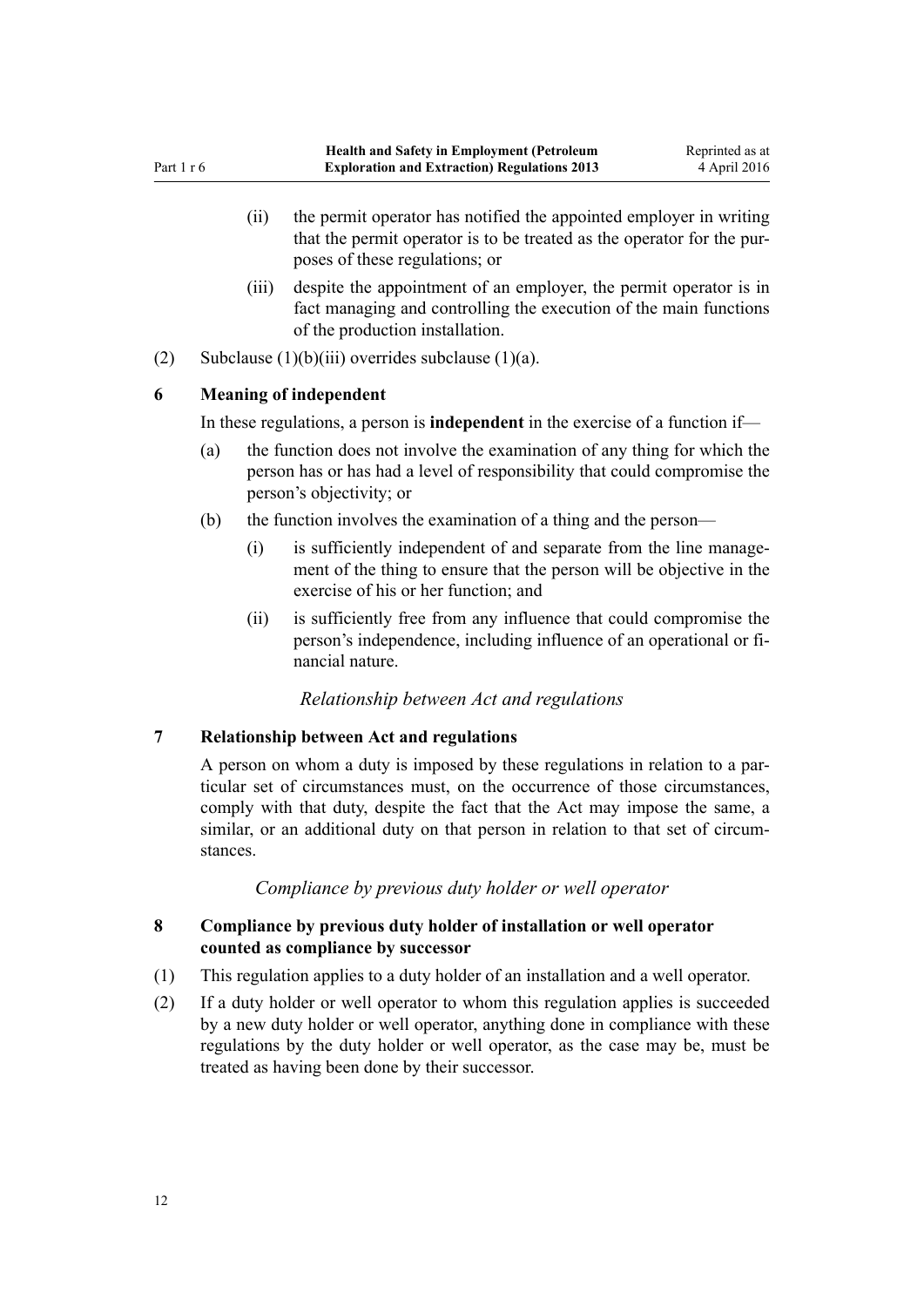- (ii) the permit operator has notified the appointed employer in writing that the permit operator is to be treated as the operator for the purposes of these regulations; or
- (iii) despite the appointment of an employer, the permit operator is in fact managing and controlling the execution of the main functions of the production installation.

(2) Subclause (1)(b)(iii) overrides subclause (1)(a).

### 6 Meaning of independent

In these regulations, a person is **independent** in the exercise of a function if—

- (a) the function does not involve the examination of any thing for which the person has or has had a level of responsibility that could compromise the person's objectivity; or
- (b) the function involves the examination of a thing and the person—
  - (i) is sufficiently independent of and separate from the line management of the thing to ensure that the person will be objective in the exercise of his or her function; and
  - (ii) is sufficiently free from any influence that could compromise the person's independence, including influence of an operational or financial nature.

*Relationship between Act and regulations*

### 7 Relationship between Act and regulations

A person on whom a duty is imposed by these regulations in relation to a particular set of circumstances must, on the occurrence of those circumstances, comply with that duty, despite the fact that the Act may impose the same, a similar, or an additional duty on that person in relation to that set of circumstances.

*Compliance by previous duty holder or well operator*

### 8 Compliance by previous duty holder of installation or well operator counted as compliance by successor

(1) This regulation applies to a duty holder of an installation and a well operator.

(2) If a duty holder or well operator to whom this regulation applies is succeeded by a new duty holder or well operator, anything done in compliance with these regulations by the duty holder or well operator, as the case may be, must be treated as having been done by their successor.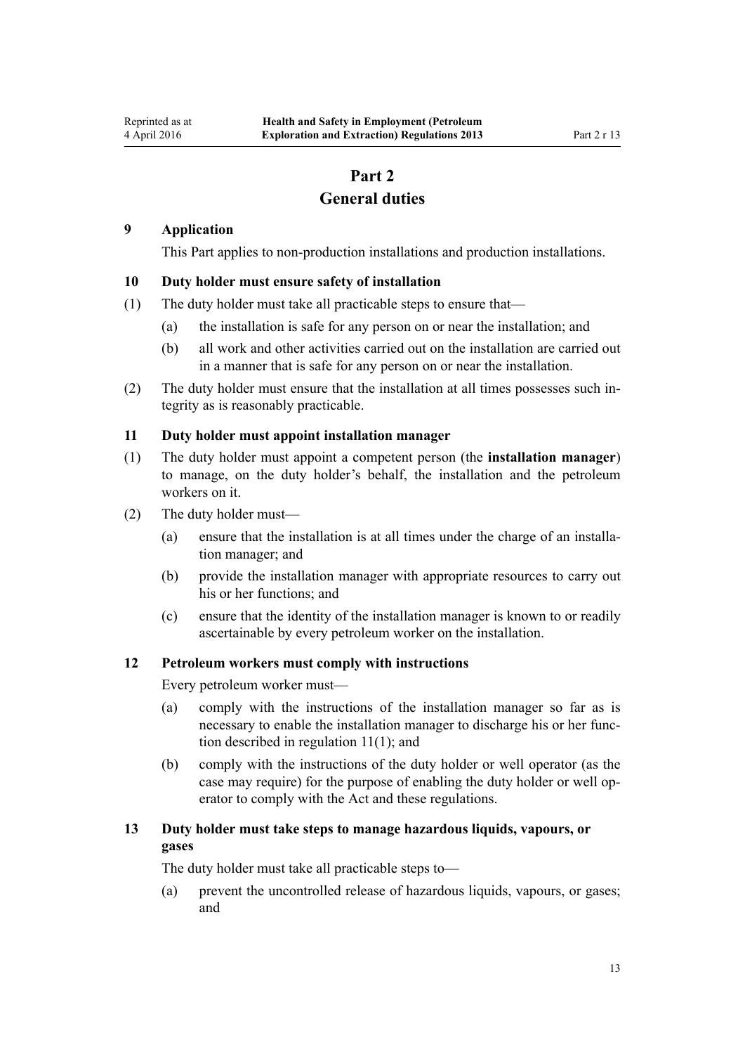# Part 2
## General duties

### 9 Application

This Part applies to non-production installations and production installations.

### 10 Duty holder must ensure safety of installation

(1) The duty holder must take all practicable steps to ensure that—

  (a) the installation is safe for any person on or near the installation; and

  (b) all work and other activities carried out on the installation are carried out in a manner that is safe for any person on or near the installation.

(2) The duty holder must ensure that the installation at all times possesses such integrity as is reasonably practicable.

### 11 Duty holder must appoint installation manager

(1) The duty holder must appoint a competent person (the **installation manager**) to manage, on the duty holder's behalf, the installation and the petroleum workers on it.

(2) The duty holder must—

  (a) ensure that the installation is at all times under the charge of an installation manager; and

  (b) provide the installation manager with appropriate resources to carry out his or her functions; and

  (c) ensure that the identity of the installation manager is known to or readily ascertainable by every petroleum worker on the installation.

### 12 Petroleum workers must comply with instructions

Every petroleum worker must—

  (a) comply with the instructions of the installation manager so far as is necessary to enable the installation manager to discharge his or her function described in regulation 11(1); and

  (b) comply with the instructions of the duty holder or well operator (as the case may require) for the purpose of enabling the duty holder or well operator to comply with the Act and these regulations.

### 13 Duty holder must take steps to manage hazardous liquids, vapours, or gases

The duty holder must take all practicable steps to—

  (a) prevent the uncontrolled release of hazardous liquids, vapours, or gases; and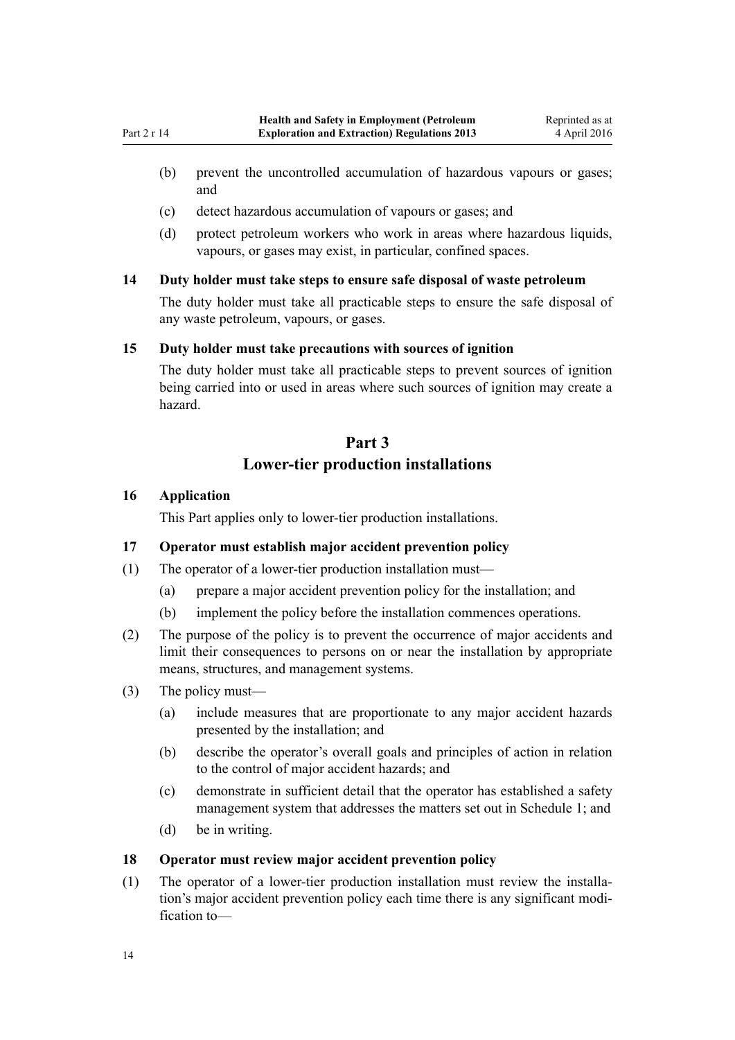(b) prevent the uncontrolled accumulation of hazardous vapours or gases; and

(c) detect hazardous accumulation of vapours or gases; and

(d) protect petroleum workers who work in areas where hazardous liquids, vapours, or gases may exist, in particular, confined spaces.

### 14 Duty holder must take steps to ensure safe disposal of waste petroleum

The duty holder must take all practicable steps to ensure the safe disposal of any waste petroleum, vapours, or gases.

### 15 Duty holder must take precautions with sources of ignition

The duty holder must take all practicable steps to prevent sources of ignition being carried into or used in areas where such sources of ignition may create a hazard.

## Part 3
## Lower-tier production installations

### 16 Application

This Part applies only to lower-tier production installations.

### 17 Operator must establish major accident prevention policy

(1) The operator of a lower-tier production installation must—

(a) prepare a major accident prevention policy for the installation; and

(b) implement the policy before the installation commences operations.

(2) The purpose of the policy is to prevent the occurrence of major accidents and limit their consequences to persons on or near the installation by appropriate means, structures, and management systems.

(3) The policy must—

(a) include measures that are proportionate to any major accident hazards presented by the installation; and

(b) describe the operator's overall goals and principles of action in relation to the control of major accident hazards; and

(c) demonstrate in sufficient detail that the operator has established a safety management system that addresses the matters set out in Schedule 1; and

(d) be in writing.

### 18 Operator must review major accident prevention policy

(1) The operator of a lower-tier production installation must review the installation's major accident prevention policy each time there is any significant modification to—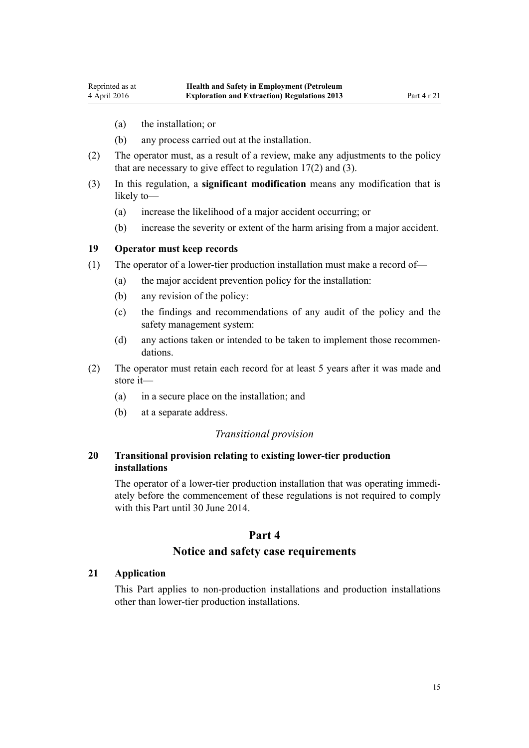(a) the installation; or

(b) any process carried out at the installation.

(2) The operator must, as a result of a review, make any adjustments to the policy that are necessary to give effect to regulation 17(2) and (3).

(3) In this regulation, a **significant modification** means any modification that is likely to—

(a) increase the likelihood of a major accident occurring; or

(b) increase the severity or extent of the harm arising from a major accident.

### 19 Operator must keep records

(1) The operator of a lower-tier production installation must make a record of—

(a) the major accident prevention policy for the installation:

(b) any revision of the policy:

(c) the findings and recommendations of any audit of the policy and the safety management system:

(d) any actions taken or intended to be taken to implement those recommendations.

(2) The operator must retain each record for at least 5 years after it was made and store it—

(a) in a secure place on the installation; and

(b) at a separate address.

*Transitional provision*

### 20 Transitional provision relating to existing lower-tier production installations

The operator of a lower-tier production installation that was operating immediately before the commencement of these regulations is not required to comply with this Part until 30 June 2014.

## Part 4
## Notice and safety case requirements

### 21 Application

This Part applies to non-production installations and production installations other than lower-tier production installations.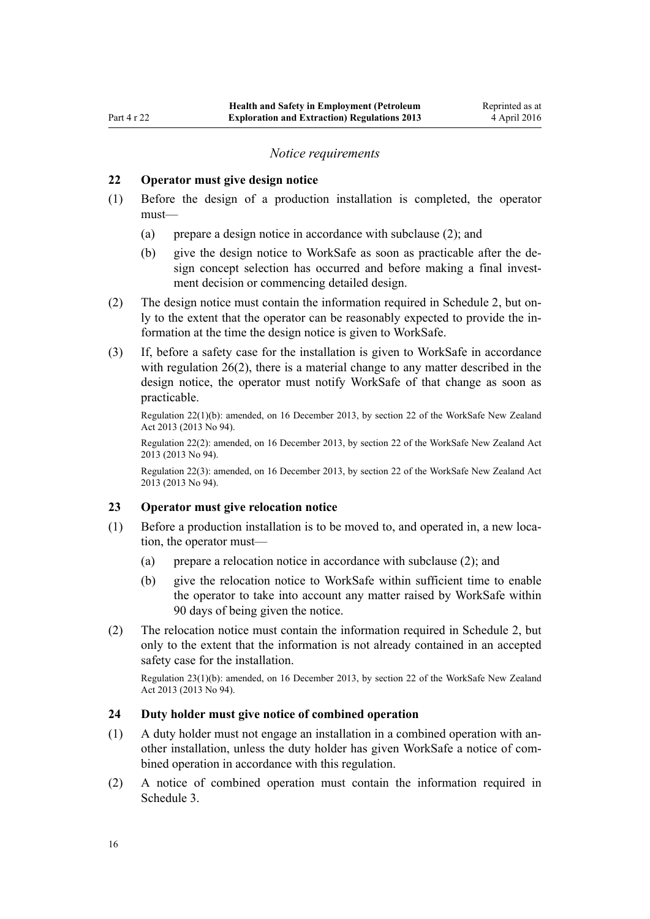*Notice requirements*

### 22 Operator must give design notice

(1) Before the design of a production installation is completed, the operator must—

(a) prepare a design notice in accordance with subclause (2); and

(b) give the design notice to WorkSafe as soon as practicable after the design concept selection has occurred and before making a final investment decision or commencing detailed design.

(2) The design notice must contain the information required in Schedule 2, but only to the extent that the operator can be reasonably expected to provide the information at the time the design notice is given to WorkSafe.

(3) If, before a safety case for the installation is given to WorkSafe in accordance with regulation 26(2), there is a material change to any matter described in the design notice, the operator must notify WorkSafe of that change as soon as practicable.

Regulation 22(1)(b): amended, on 16 December 2013, by section 22 of the WorkSafe New Zealand Act 2013 (2013 No 94).

Regulation 22(2): amended, on 16 December 2013, by section 22 of the WorkSafe New Zealand Act 2013 (2013 No 94).

Regulation 22(3): amended, on 16 December 2013, by section 22 of the WorkSafe New Zealand Act 2013 (2013 No 94).

### 23 Operator must give relocation notice

(1) Before a production installation is to be moved to, and operated in, a new location, the operator must—

(a) prepare a relocation notice in accordance with subclause (2); and

(b) give the relocation notice to WorkSafe within sufficient time to enable the operator to take into account any matter raised by WorkSafe within 90 days of being given the notice.

(2) The relocation notice must contain the information required in Schedule 2, but only to the extent that the information is not already contained in an accepted safety case for the installation.

Regulation 23(1)(b): amended, on 16 December 2013, by section 22 of the WorkSafe New Zealand Act 2013 (2013 No 94).

### 24 Duty holder must give notice of combined operation

(1) A duty holder must not engage an installation in a combined operation with another installation, unless the duty holder has given WorkSafe a notice of combined operation in accordance with this regulation.

(2) A notice of combined operation must contain the information required in Schedule 3.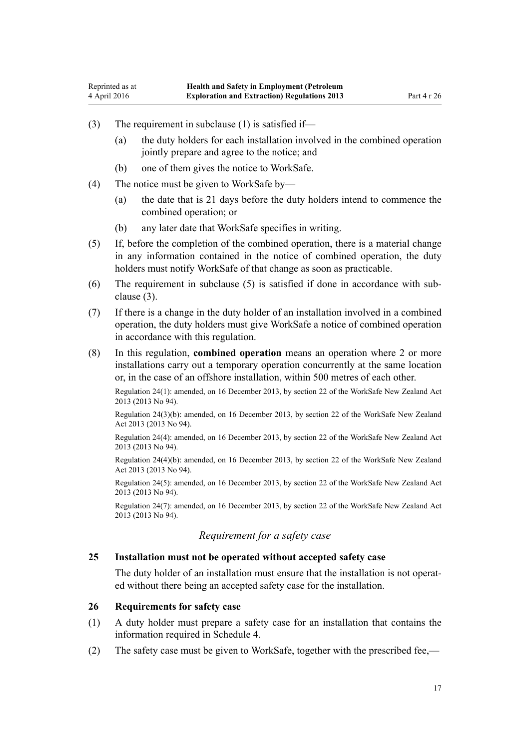(3) The requirement in subclause (1) is satisfied if—

(a) the duty holders for each installation involved in the combined operation jointly prepare and agree to the notice; and

(b) one of them gives the notice to WorkSafe.

(4) The notice must be given to WorkSafe by—

(a) the date that is 21 days before the duty holders intend to commence the combined operation; or

(b) any later date that WorkSafe specifies in writing.

(5) If, before the completion of the combined operation, there is a material change in any information contained in the notice of combined operation, the duty holders must notify WorkSafe of that change as soon as practicable.

(6) The requirement in subclause (5) is satisfied if done in accordance with subclause (3).

(7) If there is a change in the duty holder of an installation involved in a combined operation, the duty holders must give WorkSafe a notice of combined operation in accordance with this regulation.

(8) In this regulation, **combined operation** means an operation where 2 or more installations carry out a temporary operation concurrently at the same location or, in the case of an offshore installation, within 500 metres of each other.

Regulation 24(1): amended, on 16 December 2013, by section 22 of the WorkSafe New Zealand Act 2013 (2013 No 94).

Regulation 24(3)(b): amended, on 16 December 2013, by section 22 of the WorkSafe New Zealand Act 2013 (2013 No 94).

Regulation 24(4): amended, on 16 December 2013, by section 22 of the WorkSafe New Zealand Act 2013 (2013 No 94).

Regulation 24(4)(b): amended, on 16 December 2013, by section 22 of the WorkSafe New Zealand Act 2013 (2013 No 94).

Regulation 24(5): amended, on 16 December 2013, by section 22 of the WorkSafe New Zealand Act 2013 (2013 No 94).

Regulation 24(7): amended, on 16 December 2013, by section 22 of the WorkSafe New Zealand Act 2013 (2013 No 94).

*Requirement for a safety case*

### 25 Installation must not be operated without accepted safety case

The duty holder of an installation must ensure that the installation is not operated without there being an accepted safety case for the installation.

### 26 Requirements for safety case

(1) A duty holder must prepare a safety case for an installation that contains the information required in Schedule 4.

(2) The safety case must be given to WorkSafe, together with the prescribed fee,—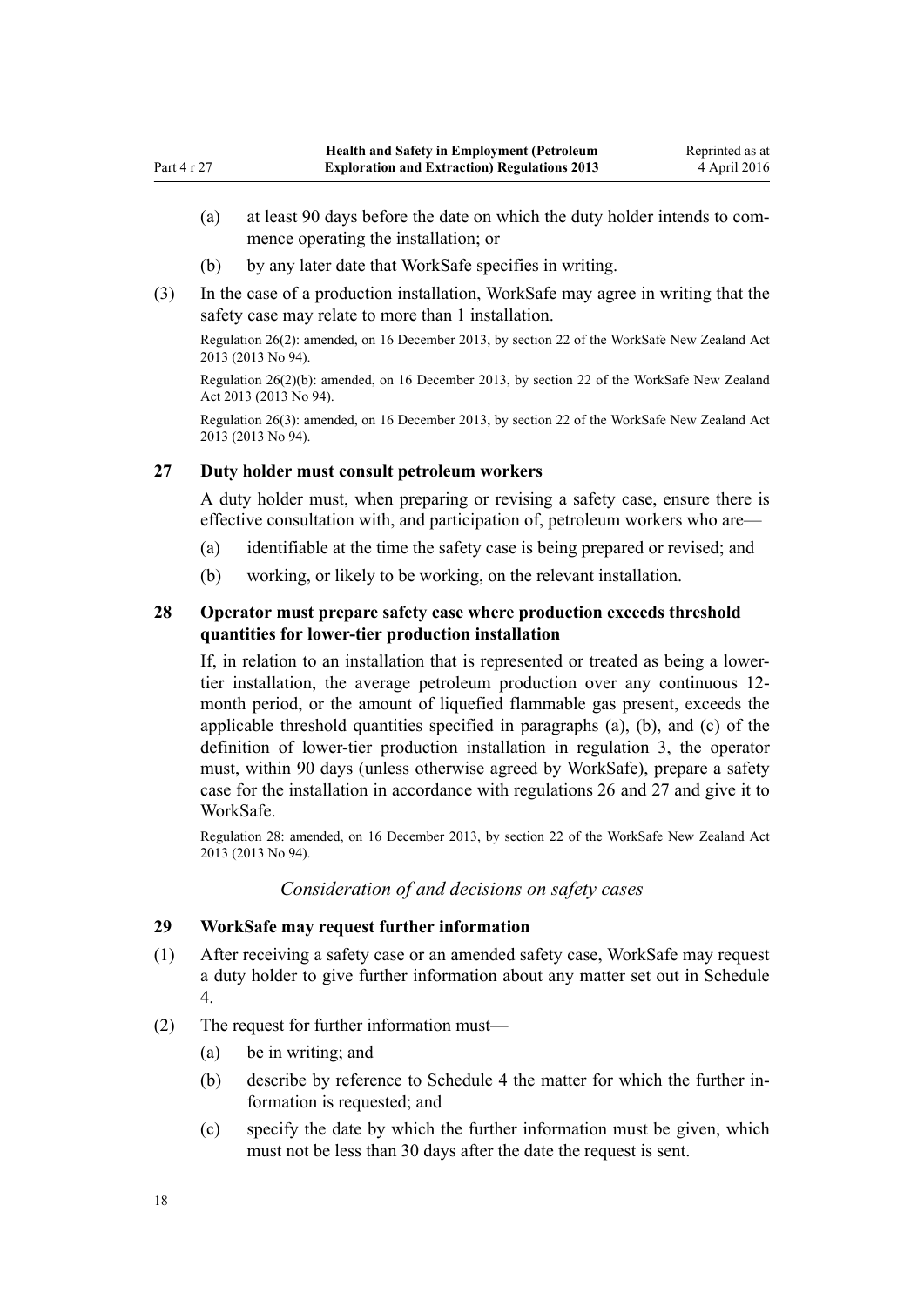(a) at least 90 days before the date on which the duty holder intends to commence operating the installation; or

(b) by any later date that WorkSafe specifies in writing.

(3) In the case of a production installation, WorkSafe may agree in writing that the safety case may relate to more than 1 installation.

Regulation 26(2): amended, on 16 December 2013, by section 22 of the WorkSafe New Zealand Act 2013 (2013 No 94).

Regulation 26(2)(b): amended, on 16 December 2013, by section 22 of the WorkSafe New Zealand Act 2013 (2013 No 94).

Regulation 26(3): amended, on 16 December 2013, by section 22 of the WorkSafe New Zealand Act 2013 (2013 No 94).

### 27 Duty holder must consult petroleum workers

A duty holder must, when preparing or revising a safety case, ensure there is effective consultation with, and participation of, petroleum workers who are—

(a) identifiable at the time the safety case is being prepared or revised; and

(b) working, or likely to be working, on the relevant installation.

### 28 Operator must prepare safety case where production exceeds threshold quantities for lower-tier production installation

If, in relation to an installation that is represented or treated as being a lower-tier installation, the average petroleum production over any continuous 12-month period, or the amount of liquefied flammable gas present, exceeds the applicable threshold quantities specified in paragraphs (a), (b), and (c) of the definition of lower-tier production installation in regulation 3, the operator must, within 90 days (unless otherwise agreed by WorkSafe), prepare a safety case for the installation in accordance with regulations 26 and 27 and give it to WorkSafe.

Regulation 28: amended, on 16 December 2013, by section 22 of the WorkSafe New Zealand Act 2013 (2013 No 94).

*Consideration of and decisions on safety cases*

### 29 WorkSafe may request further information

(1) After receiving a safety case or an amended safety case, WorkSafe may request a duty holder to give further information about any matter set out in Schedule 4.

(2) The request for further information must—

(a) be in writing; and

(b) describe by reference to Schedule 4 the matter for which the further information is requested; and

(c) specify the date by which the further information must be given, which must not be less than 30 days after the date the request is sent.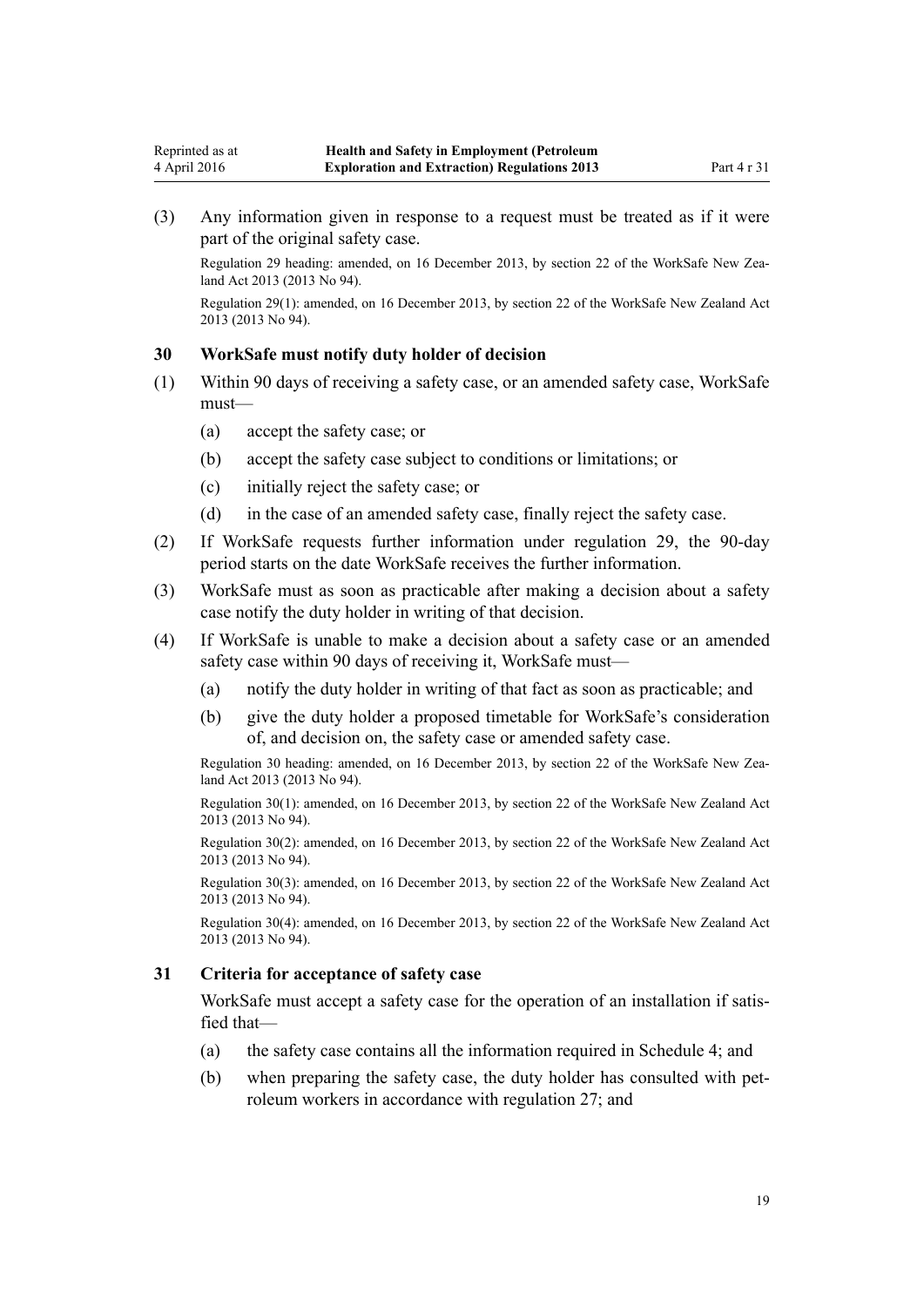(3) Any information given in response to a request must be treated as if it were part of the original safety case.

Regulation 29 heading: amended, on 16 December 2013, by section 22 of the WorkSafe New Zealand Act 2013 (2013 No 94).

Regulation 29(1): amended, on 16 December 2013, by section 22 of the WorkSafe New Zealand Act 2013 (2013 No 94).

### 30 WorkSafe must notify duty holder of decision

(1) Within 90 days of receiving a safety case, or an amended safety case, WorkSafe must—

  (a) accept the safety case; or

  (b) accept the safety case subject to conditions or limitations; or

  (c) initially reject the safety case; or

  (d) in the case of an amended safety case, finally reject the safety case.

(2) If WorkSafe requests further information under regulation 29, the 90-day period starts on the date WorkSafe receives the further information.

(3) WorkSafe must as soon as practicable after making a decision about a safety case notify the duty holder in writing of that decision.

(4) If WorkSafe is unable to make a decision about a safety case or an amended safety case within 90 days of receiving it, WorkSafe must—

  (a) notify the duty holder in writing of that fact as soon as practicable; and

  (b) give the duty holder a proposed timetable for WorkSafe's consideration of, and decision on, the safety case or amended safety case.

Regulation 30 heading: amended, on 16 December 2013, by section 22 of the WorkSafe New Zealand Act 2013 (2013 No 94).

Regulation 30(1): amended, on 16 December 2013, by section 22 of the WorkSafe New Zealand Act 2013 (2013 No 94).

Regulation 30(2): amended, on 16 December 2013, by section 22 of the WorkSafe New Zealand Act 2013 (2013 No 94).

Regulation 30(3): amended, on 16 December 2013, by section 22 of the WorkSafe New Zealand Act 2013 (2013 No 94).

Regulation 30(4): amended, on 16 December 2013, by section 22 of the WorkSafe New Zealand Act 2013 (2013 No 94).

### 31 Criteria for acceptance of safety case

WorkSafe must accept a safety case for the operation of an installation if satisfied that—

  (a) the safety case contains all the information required in Schedule 4; and

  (b) when preparing the safety case, the duty holder has consulted with petroleum workers in accordance with regulation 27; and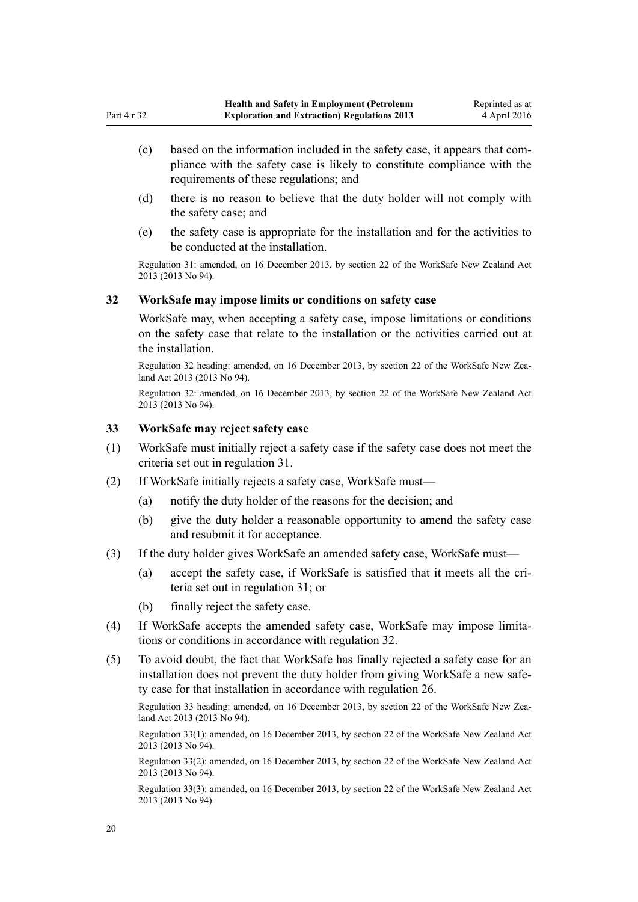(c) based on the information included in the safety case, it appears that compliance with the safety case is likely to constitute compliance with the requirements of these regulations; and

(d) there is no reason to believe that the duty holder will not comply with the safety case; and

(e) the safety case is appropriate for the installation and for the activities to be conducted at the installation.

Regulation 31: amended, on 16 December 2013, by section 22 of the WorkSafe New Zealand Act 2013 (2013 No 94).

### 32 WorkSafe may impose limits or conditions on safety case

WorkSafe may, when accepting a safety case, impose limitations or conditions on the safety case that relate to the installation or the activities carried out at the installation.

Regulation 32 heading: amended, on 16 December 2013, by section 22 of the WorkSafe New Zealand Act 2013 (2013 No 94).

Regulation 32: amended, on 16 December 2013, by section 22 of the WorkSafe New Zealand Act 2013 (2013 No 94).

### 33 WorkSafe may reject safety case

(1) WorkSafe must initially reject a safety case if the safety case does not meet the criteria set out in regulation 31.

(2) If WorkSafe initially rejects a safety case, WorkSafe must—

(a) notify the duty holder of the reasons for the decision; and

(b) give the duty holder a reasonable opportunity to amend the safety case and resubmit it for acceptance.

(3) If the duty holder gives WorkSafe an amended safety case, WorkSafe must—

(a) accept the safety case, if WorkSafe is satisfied that it meets all the criteria set out in regulation 31; or

(b) finally reject the safety case.

(4) If WorkSafe accepts the amended safety case, WorkSafe may impose limitations or conditions in accordance with regulation 32.

(5) To avoid doubt, the fact that WorkSafe has finally rejected a safety case for an installation does not prevent the duty holder from giving WorkSafe a new safety case for that installation in accordance with regulation 26.

Regulation 33 heading: amended, on 16 December 2013, by section 22 of the WorkSafe New Zealand Act 2013 (2013 No 94).

Regulation 33(1): amended, on 16 December 2013, by section 22 of the WorkSafe New Zealand Act 2013 (2013 No 94).

Regulation 33(2): amended, on 16 December 2013, by section 22 of the WorkSafe New Zealand Act 2013 (2013 No 94).

Regulation 33(3): amended, on 16 December 2013, by section 22 of the WorkSafe New Zealand Act 2013 (2013 No 94).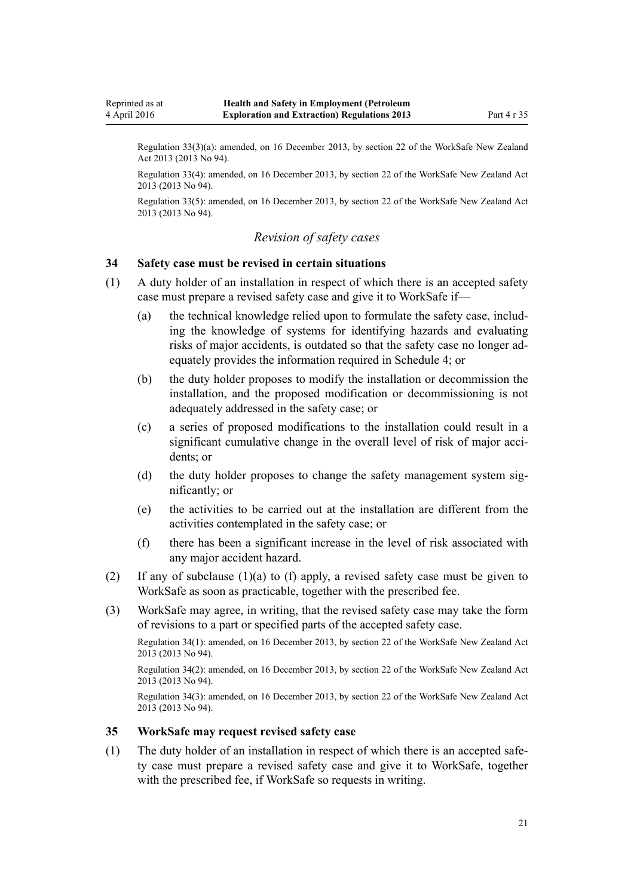Regulation 33(3)(a): amended, on 16 December 2013, by section 22 of the WorkSafe New Zealand Act 2013 (2013 No 94).

Regulation 33(4): amended, on 16 December 2013, by section 22 of the WorkSafe New Zealand Act 2013 (2013 No 94).

Regulation 33(5): amended, on 16 December 2013, by section 22 of the WorkSafe New Zealand Act 2013 (2013 No 94).

*Revision of safety cases*

### 34 Safety case must be revised in certain situations

(1) A duty holder of an installation in respect of which there is an accepted safety case must prepare a revised safety case and give it to WorkSafe if—

(a) the technical knowledge relied upon to formulate the safety case, including the knowledge of systems for identifying hazards and evaluating risks of major accidents, is outdated so that the safety case no longer adequately provides the information required in Schedule 4; or

(b) the duty holder proposes to modify the installation or decommission the installation, and the proposed modification or decommissioning is not adequately addressed in the safety case; or

(c) a series of proposed modifications to the installation could result in a significant cumulative change in the overall level of risk of major accidents; or

(d) the duty holder proposes to change the safety management system significantly; or

(e) the activities to be carried out at the installation are different from the activities contemplated in the safety case; or

(f) there has been a significant increase in the level of risk associated with any major accident hazard.

(2) If any of subclause (1)(a) to (f) apply, a revised safety case must be given to WorkSafe as soon as practicable, together with the prescribed fee.

(3) WorkSafe may agree, in writing, that the revised safety case may take the form of revisions to a part or specified parts of the accepted safety case.

Regulation 34(1): amended, on 16 December 2013, by section 22 of the WorkSafe New Zealand Act 2013 (2013 No 94).

Regulation 34(2): amended, on 16 December 2013, by section 22 of the WorkSafe New Zealand Act 2013 (2013 No 94).

Regulation 34(3): amended, on 16 December 2013, by section 22 of the WorkSafe New Zealand Act 2013 (2013 No 94).

### 35 WorkSafe may request revised safety case

(1) The duty holder of an installation in respect of which there is an accepted safety case must prepare a revised safety case and give it to WorkSafe, together with the prescribed fee, if WorkSafe so requests in writing.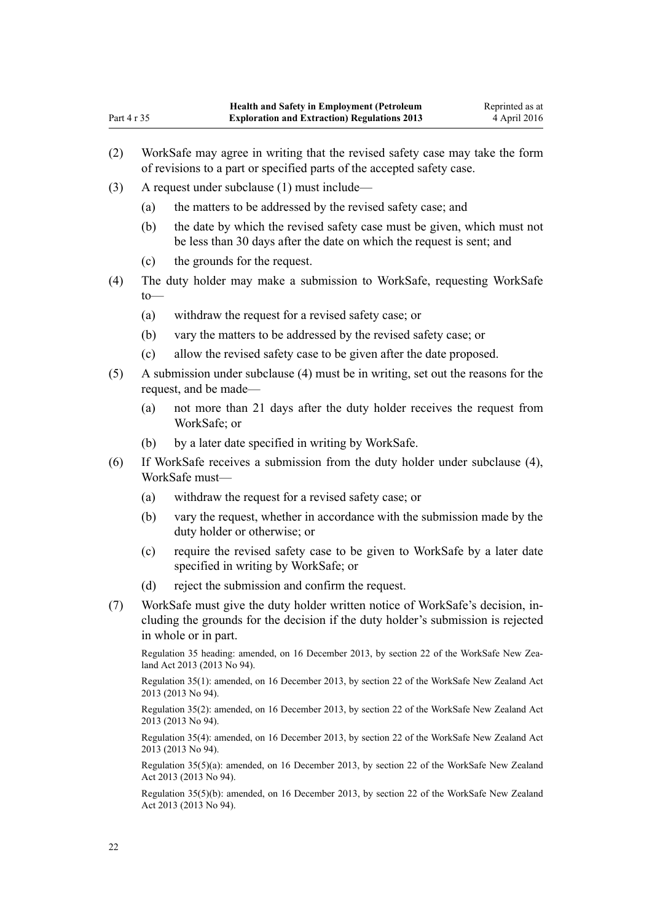(2) WorkSafe may agree in writing that the revised safety case may take the form of revisions to a part or specified parts of the accepted safety case.

(3) A request under subclause (1) must include—

(a) the matters to be addressed by the revised safety case; and

(b) the date by which the revised safety case must be given, which must not be less than 30 days after the date on which the request is sent; and

(c) the grounds for the request.

(4) The duty holder may make a submission to WorkSafe, requesting WorkSafe to—

(a) withdraw the request for a revised safety case; or

(b) vary the matters to be addressed by the revised safety case; or

(c) allow the revised safety case to be given after the date proposed.

(5) A submission under subclause (4) must be in writing, set out the reasons for the request, and be made—

(a) not more than 21 days after the duty holder receives the request from WorkSafe; or

(b) by a later date specified in writing by WorkSafe.

(6) If WorkSafe receives a submission from the duty holder under subclause (4), WorkSafe must—

(a) withdraw the request for a revised safety case; or

(b) vary the request, whether in accordance with the submission made by the duty holder or otherwise; or

(c) require the revised safety case to be given to WorkSafe by a later date specified in writing by WorkSafe; or

(d) reject the submission and confirm the request.

(7) WorkSafe must give the duty holder written notice of WorkSafe's decision, including the grounds for the decision if the duty holder's submission is rejected in whole or in part.

Regulation 35 heading: amended, on 16 December 2013, by section 22 of the WorkSafe New Zealand Act 2013 (2013 No 94).

Regulation 35(1): amended, on 16 December 2013, by section 22 of the WorkSafe New Zealand Act 2013 (2013 No 94).

Regulation 35(2): amended, on 16 December 2013, by section 22 of the WorkSafe New Zealand Act 2013 (2013 No 94).

Regulation 35(4): amended, on 16 December 2013, by section 22 of the WorkSafe New Zealand Act 2013 (2013 No 94).

Regulation 35(5)(a): amended, on 16 December 2013, by section 22 of the WorkSafe New Zealand Act 2013 (2013 No 94).

Regulation 35(5)(b): amended, on 16 December 2013, by section 22 of the WorkSafe New Zealand Act 2013 (2013 No 94).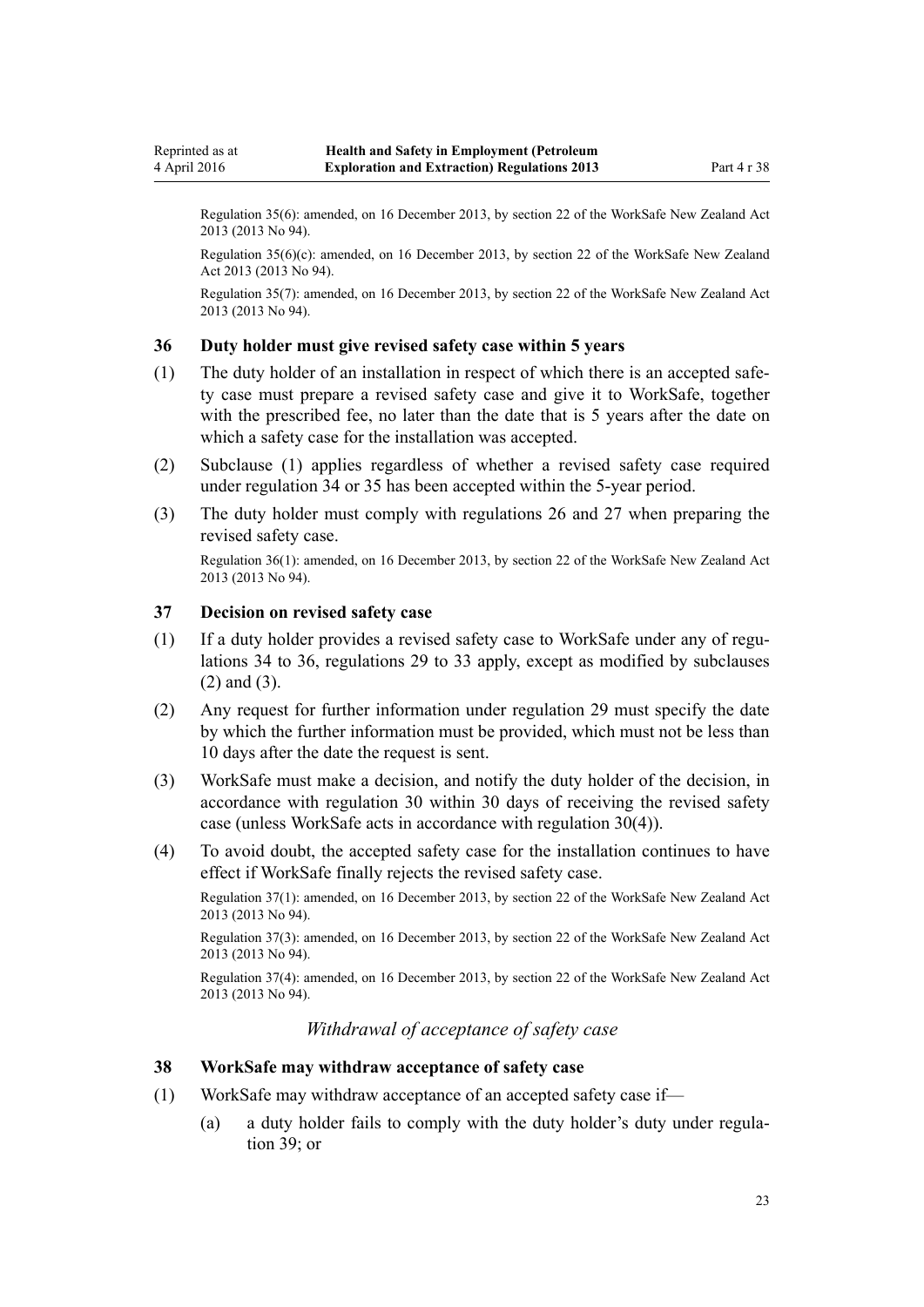Regulation 35(6): amended, on 16 December 2013, by section 22 of the WorkSafe New Zealand Act 2013 (2013 No 94).

Regulation 35(6)(c): amended, on 16 December 2013, by section 22 of the WorkSafe New Zealand Act 2013 (2013 No 94).

Regulation 35(7): amended, on 16 December 2013, by section 22 of the WorkSafe New Zealand Act 2013 (2013 No 94).

### 36 Duty holder must give revised safety case within 5 years

(1) The duty holder of an installation in respect of which there is an accepted safety case must prepare a revised safety case and give it to WorkSafe, together with the prescribed fee, no later than the date that is 5 years after the date on which a safety case for the installation was accepted.

(2) Subclause (1) applies regardless of whether a revised safety case required under regulation 34 or 35 has been accepted within the 5-year period.

(3) The duty holder must comply with regulations 26 and 27 when preparing the revised safety case.

Regulation 36(1): amended, on 16 December 2013, by section 22 of the WorkSafe New Zealand Act 2013 (2013 No 94).

### 37 Decision on revised safety case

(1) If a duty holder provides a revised safety case to WorkSafe under any of regulations 34 to 36, regulations 29 to 33 apply, except as modified by subclauses (2) and (3).

(2) Any request for further information under regulation 29 must specify the date by which the further information must be provided, which must not be less than 10 days after the date the request is sent.

(3) WorkSafe must make a decision, and notify the duty holder of the decision, in accordance with regulation 30 within 30 days of receiving the revised safety case (unless WorkSafe acts in accordance with regulation 30(4)).

(4) To avoid doubt, the accepted safety case for the installation continues to have effect if WorkSafe finally rejects the revised safety case.

Regulation 37(1): amended, on 16 December 2013, by section 22 of the WorkSafe New Zealand Act 2013 (2013 No 94).

Regulation 37(3): amended, on 16 December 2013, by section 22 of the WorkSafe New Zealand Act 2013 (2013 No 94).

Regulation 37(4): amended, on 16 December 2013, by section 22 of the WorkSafe New Zealand Act 2013 (2013 No 94).

*Withdrawal of acceptance of safety case*

### 38 WorkSafe may withdraw acceptance of safety case

(1) WorkSafe may withdraw acceptance of an accepted safety case if—

(a) a duty holder fails to comply with the duty holder's duty under regulation 39; or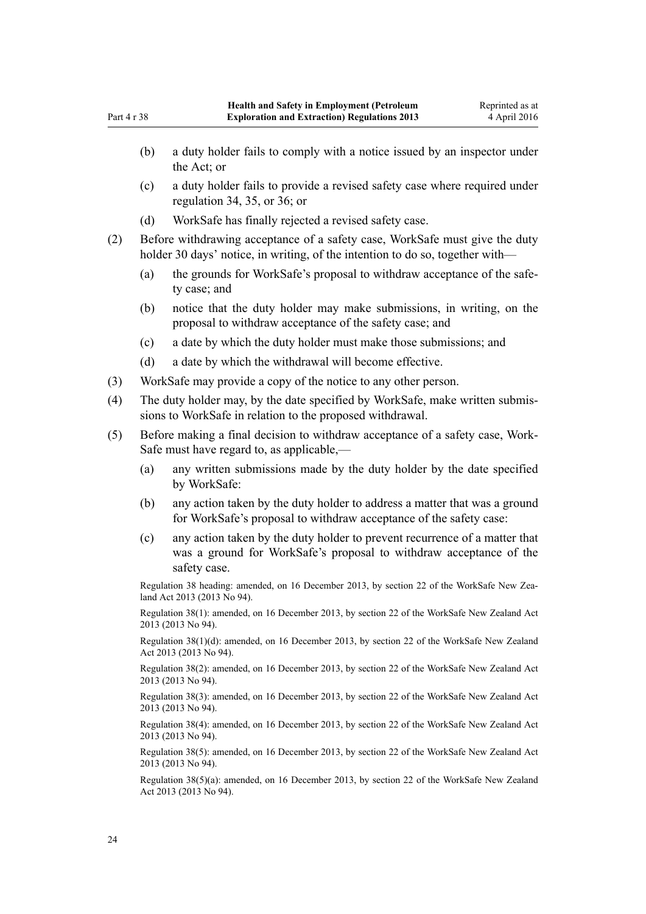(b) a duty holder fails to comply with a notice issued by an inspector under the Act; or

(c) a duty holder fails to provide a revised safety case where required under regulation 34, 35, or 36; or

(d) WorkSafe has finally rejected a revised safety case.

(2) Before withdrawing acceptance of a safety case, WorkSafe must give the duty holder 30 days' notice, in writing, of the intention to do so, together with—

(a) the grounds for WorkSafe's proposal to withdraw acceptance of the safety case; and

(b) notice that the duty holder may make submissions, in writing, on the proposal to withdraw acceptance of the safety case; and

(c) a date by which the duty holder must make those submissions; and

(d) a date by which the withdrawal will become effective.

(3) WorkSafe may provide a copy of the notice to any other person.

(4) The duty holder may, by the date specified by WorkSafe, make written submissions to WorkSafe in relation to the proposed withdrawal.

(5) Before making a final decision to withdraw acceptance of a safety case, WorkSafe must have regard to, as applicable,—

(a) any written submissions made by the duty holder by the date specified by WorkSafe:

(b) any action taken by the duty holder to address a matter that was a ground for WorkSafe's proposal to withdraw acceptance of the safety case:

(c) any action taken by the duty holder to prevent recurrence of a matter that was a ground for WorkSafe's proposal to withdraw acceptance of the safety case.

Regulation 38 heading: amended, on 16 December 2013, by section 22 of the WorkSafe New Zealand Act 2013 (2013 No 94).

Regulation 38(1): amended, on 16 December 2013, by section 22 of the WorkSafe New Zealand Act 2013 (2013 No 94).

Regulation 38(1)(d): amended, on 16 December 2013, by section 22 of the WorkSafe New Zealand Act 2013 (2013 No 94).

Regulation 38(2): amended, on 16 December 2013, by section 22 of the WorkSafe New Zealand Act 2013 (2013 No 94).

Regulation 38(3): amended, on 16 December 2013, by section 22 of the WorkSafe New Zealand Act 2013 (2013 No 94).

Regulation 38(4): amended, on 16 December 2013, by section 22 of the WorkSafe New Zealand Act 2013 (2013 No 94).

Regulation 38(5): amended, on 16 December 2013, by section 22 of the WorkSafe New Zealand Act 2013 (2013 No 94).

Regulation 38(5)(a): amended, on 16 December 2013, by section 22 of the WorkSafe New Zealand Act 2013 (2013 No 94).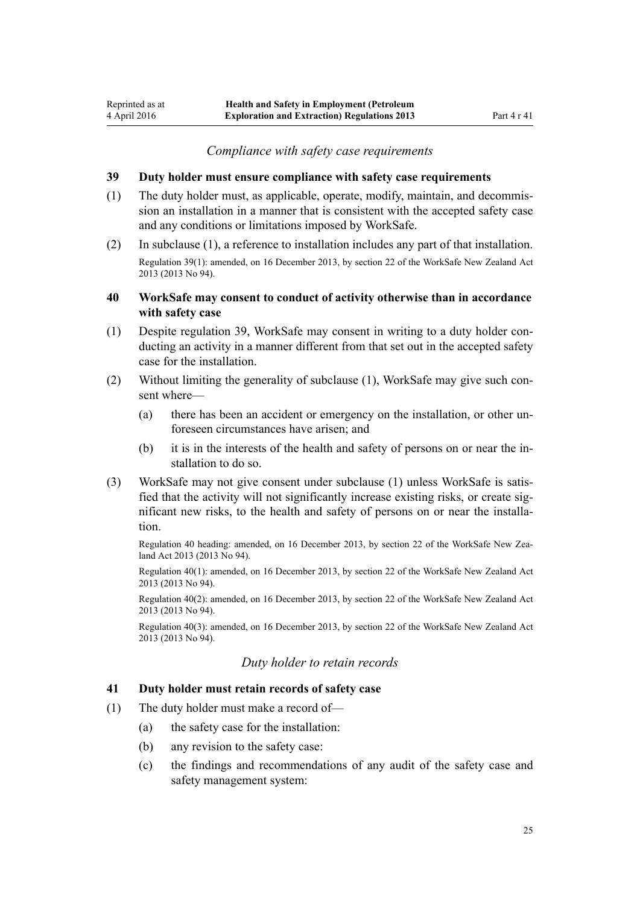### *Compliance with safety case requirements*

#### 39 Duty holder must ensure compliance with safety case requirements

(1) The duty holder must, as applicable, operate, modify, maintain, and decommission an installation in a manner that is consistent with the accepted safety case and any conditions or limitations imposed by WorkSafe.

(2) In subclause (1), a reference to installation includes any part of that installation.

Regulation 39(1): amended, on 16 December 2013, by section 22 of the WorkSafe New Zealand Act 2013 (2013 No 94).

#### 40 WorkSafe may consent to conduct of activity otherwise than in accordance with safety case

(1) Despite regulation 39, WorkSafe may consent in writing to a duty holder conducting an activity in a manner different from that set out in the accepted safety case for the installation.

(2) Without limiting the generality of subclause (1), WorkSafe may give such consent where—

(a) there has been an accident or emergency on the installation, or other unforeseen circumstances have arisen; and

(b) it is in the interests of the health and safety of persons on or near the installation to do so.

(3) WorkSafe may not give consent under subclause (1) unless WorkSafe is satisfied that the activity will not significantly increase existing risks, or create significant new risks, to the health and safety of persons on or near the installation.

Regulation 40 heading: amended, on 16 December 2013, by section 22 of the WorkSafe New Zealand Act 2013 (2013 No 94).

Regulation 40(1): amended, on 16 December 2013, by section 22 of the WorkSafe New Zealand Act 2013 (2013 No 94).

Regulation 40(2): amended, on 16 December 2013, by section 22 of the WorkSafe New Zealand Act 2013 (2013 No 94).

Regulation 40(3): amended, on 16 December 2013, by section 22 of the WorkSafe New Zealand Act 2013 (2013 No 94).

### *Duty holder to retain records*

#### 41 Duty holder must retain records of safety case

(1) The duty holder must make a record of—

(a) the safety case for the installation:

(b) any revision to the safety case:

(c) the findings and recommendations of any audit of the safety case and safety management system: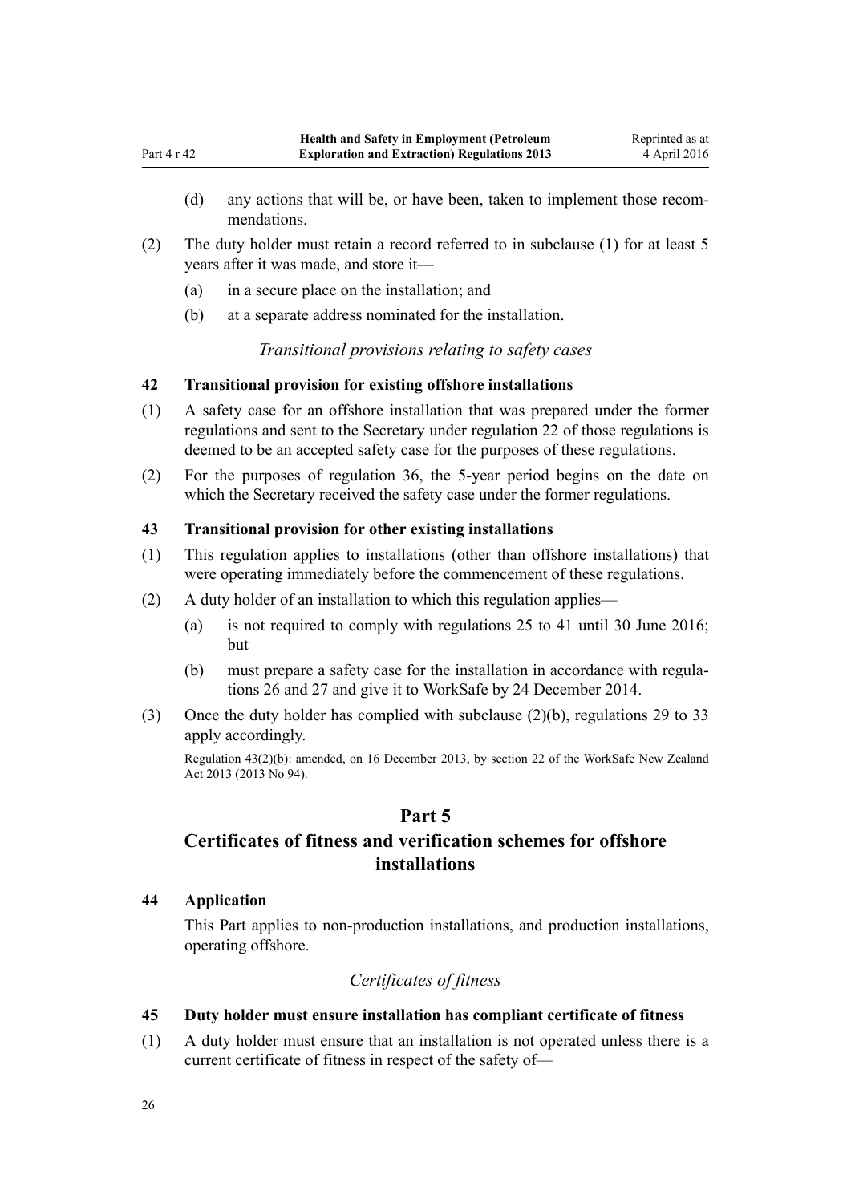(d) any actions that will be, or have been, taken to implement those recommendations.

(2) The duty holder must retain a record referred to in subclause (1) for at least 5 years after it was made, and store it—

(a) in a secure place on the installation; and

(b) at a separate address nominated for the installation.

*Transitional provisions relating to safety cases*

### 42 Transitional provision for existing offshore installations

(1) A safety case for an offshore installation that was prepared under the former regulations and sent to the Secretary under regulation 22 of those regulations is deemed to be an accepted safety case for the purposes of these regulations.

(2) For the purposes of regulation 36, the 5-year period begins on the date on which the Secretary received the safety case under the former regulations.

### 43 Transitional provision for other existing installations

(1) This regulation applies to installations (other than offshore installations) that were operating immediately before the commencement of these regulations.

(2) A duty holder of an installation to which this regulation applies—

(a) is not required to comply with regulations 25 to 41 until 30 June 2016; but

(b) must prepare a safety case for the installation in accordance with regulations 26 and 27 and give it to WorkSafe by 24 December 2014.

(3) Once the duty holder has complied with subclause (2)(b), regulations 29 to 33 apply accordingly.

Regulation 43(2)(b): amended, on 16 December 2013, by section 22 of the WorkSafe New Zealand Act 2013 (2013 No 94).

## Part 5
## Certificates of fitness and verification schemes for offshore installations

### 44 Application

This Part applies to non-production installations, and production installations, operating offshore.

*Certificates of fitness*

### 45 Duty holder must ensure installation has compliant certificate of fitness

(1) A duty holder must ensure that an installation is not operated unless there is a current certificate of fitness in respect of the safety of—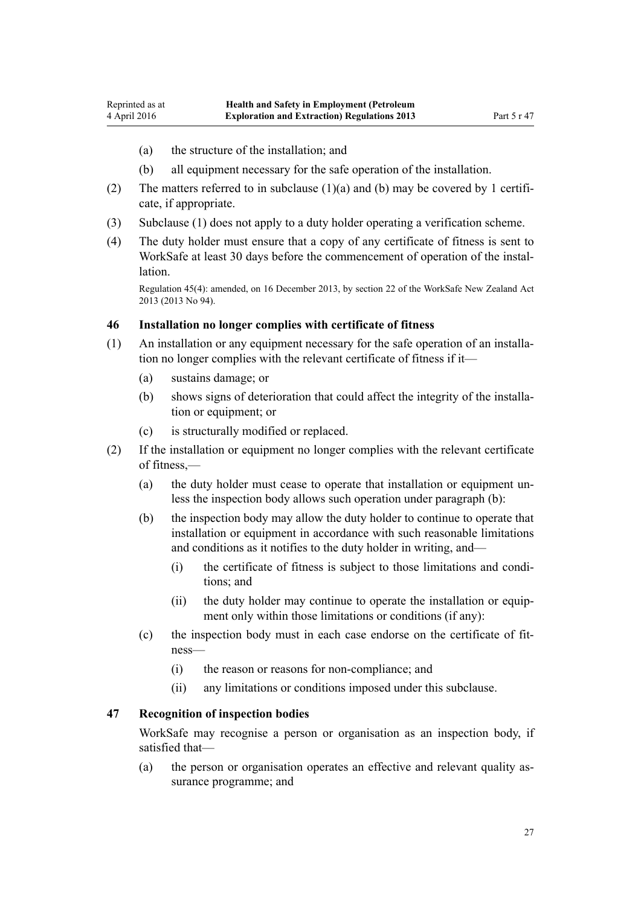(a) the structure of the installation; and

(b) all equipment necessary for the safe operation of the installation.

(2) The matters referred to in subclause (1)(a) and (b) may be covered by 1 certificate, if appropriate.

(3) Subclause (1) does not apply to a duty holder operating a verification scheme.

(4) The duty holder must ensure that a copy of any certificate of fitness is sent to WorkSafe at least 30 days before the commencement of operation of the installation.

Regulation 45(4): amended, on 16 December 2013, by section 22 of the WorkSafe New Zealand Act 2013 (2013 No 94).

### 46 Installation no longer complies with certificate of fitness

(1) An installation or any equipment necessary for the safe operation of an installation no longer complies with the relevant certificate of fitness if it—

(a) sustains damage; or

(b) shows signs of deterioration that could affect the integrity of the installation or equipment; or

(c) is structurally modified or replaced.

(2) If the installation or equipment no longer complies with the relevant certificate of fitness,—

(a) the duty holder must cease to operate that installation or equipment unless the inspection body allows such operation under paragraph (b):

(b) the inspection body may allow the duty holder to continue to operate that installation or equipment in accordance with such reasonable limitations and conditions as it notifies to the duty holder in writing, and—

(i) the certificate of fitness is subject to those limitations and conditions; and

(ii) the duty holder may continue to operate the installation or equipment only within those limitations or conditions (if any):

(c) the inspection body must in each case endorse on the certificate of fitness—

(i) the reason or reasons for non-compliance; and

(ii) any limitations or conditions imposed under this subclause.

### 47 Recognition of inspection bodies

WorkSafe may recognise a person or organisation as an inspection body, if satisfied that—

(a) the person or organisation operates an effective and relevant quality assurance programme; and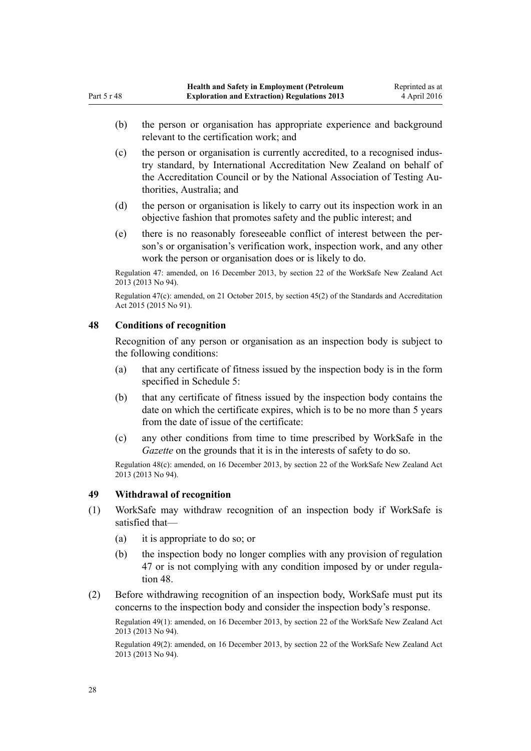(b) the person or organisation has appropriate experience and background relevant to the certification work; and

(c) the person or organisation is currently accredited, to a recognised industry standard, by International Accreditation New Zealand on behalf of the Accreditation Council or by the National Association of Testing Authorities, Australia; and

(d) the person or organisation is likely to carry out its inspection work in an objective fashion that promotes safety and the public interest; and

(e) there is no reasonably foreseeable conflict of interest between the person's or organisation's verification work, inspection work, and any other work the person or organisation does or is likely to do.

Regulation 47: amended, on 16 December 2013, by section 22 of the WorkSafe New Zealand Act 2013 (2013 No 94).

Regulation 47(c): amended, on 21 October 2015, by section 45(2) of the Standards and Accreditation Act 2015 (2015 No 91).

### 48 Conditions of recognition

Recognition of any person or organisation as an inspection body is subject to the following conditions:

(a) that any certificate of fitness issued by the inspection body is in the form specified in Schedule 5:

(b) that any certificate of fitness issued by the inspection body contains the date on which the certificate expires, which is to be no more than 5 years from the date of issue of the certificate:

(c) any other conditions from time to time prescribed by WorkSafe in the *Gazette* on the grounds that it is in the interests of safety to do so.

Regulation 48(c): amended, on 16 December 2013, by section 22 of the WorkSafe New Zealand Act 2013 (2013 No 94).

### 49 Withdrawal of recognition

(1) WorkSafe may withdraw recognition of an inspection body if WorkSafe is satisfied that—

(a) it is appropriate to do so; or

(b) the inspection body no longer complies with any provision of regulation 47 or is not complying with any condition imposed by or under regulation 48.

(2) Before withdrawing recognition of an inspection body, WorkSafe must put its concerns to the inspection body and consider the inspection body's response.

Regulation 49(1): amended, on 16 December 2013, by section 22 of the WorkSafe New Zealand Act 2013 (2013 No 94).

Regulation 49(2): amended, on 16 December 2013, by section 22 of the WorkSafe New Zealand Act 2013 (2013 No 94).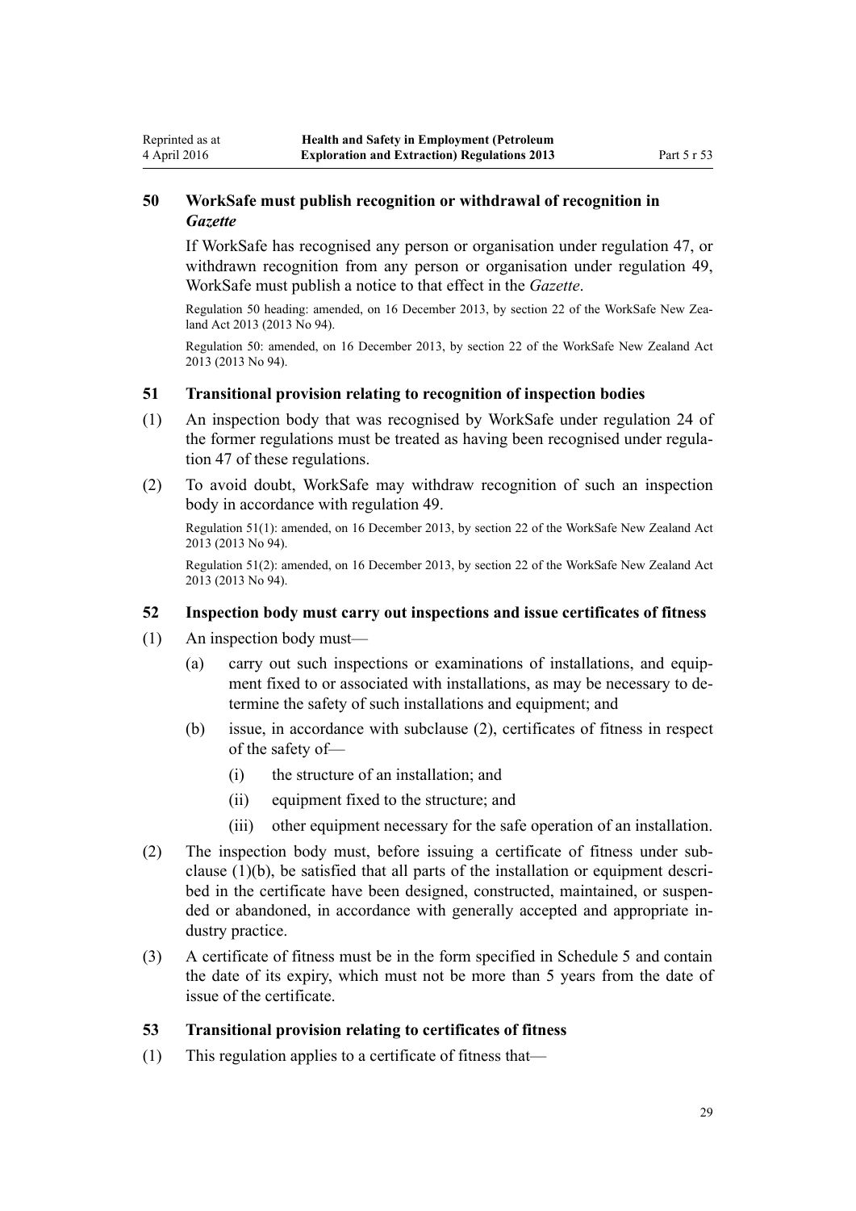### 50 WorkSafe must publish recognition or withdrawal of recognition in *Gazette*

If WorkSafe has recognised any person or organisation under regulation 47, or withdrawn recognition from any person or organisation under regulation 49, WorkSafe must publish a notice to that effect in the *Gazette*.

Regulation 50 heading: amended, on 16 December 2013, by section 22 of the WorkSafe New Zealand Act 2013 (2013 No 94).

Regulation 50: amended, on 16 December 2013, by section 22 of the WorkSafe New Zealand Act 2013 (2013 No 94).

### 51 Transitional provision relating to recognition of inspection bodies

(1) An inspection body that was recognised by WorkSafe under regulation 24 of the former regulations must be treated as having been recognised under regulation 47 of these regulations.

(2) To avoid doubt, WorkSafe may withdraw recognition of such an inspection body in accordance with regulation 49.

Regulation 51(1): amended, on 16 December 2013, by section 22 of the WorkSafe New Zealand Act 2013 (2013 No 94).

Regulation 51(2): amended, on 16 December 2013, by section 22 of the WorkSafe New Zealand Act 2013 (2013 No 94).

### 52 Inspection body must carry out inspections and issue certificates of fitness

(1) An inspection body must—

(a) carry out such inspections or examinations of installations, and equipment fixed to or associated with installations, as may be necessary to determine the safety of such installations and equipment; and

(b) issue, in accordance with subclause (2), certificates of fitness in respect of the safety of—

(i) the structure of an installation; and

(ii) equipment fixed to the structure; and

(iii) other equipment necessary for the safe operation of an installation.

(2) The inspection body must, before issuing a certificate of fitness under subclause (1)(b), be satisfied that all parts of the installation or equipment described in the certificate have been designed, constructed, maintained, or suspended or abandoned, in accordance with generally accepted and appropriate industry practice.

(3) A certificate of fitness must be in the form specified in Schedule 5 and contain the date of its expiry, which must not be more than 5 years from the date of issue of the certificate.

### 53 Transitional provision relating to certificates of fitness

(1) This regulation applies to a certificate of fitness that—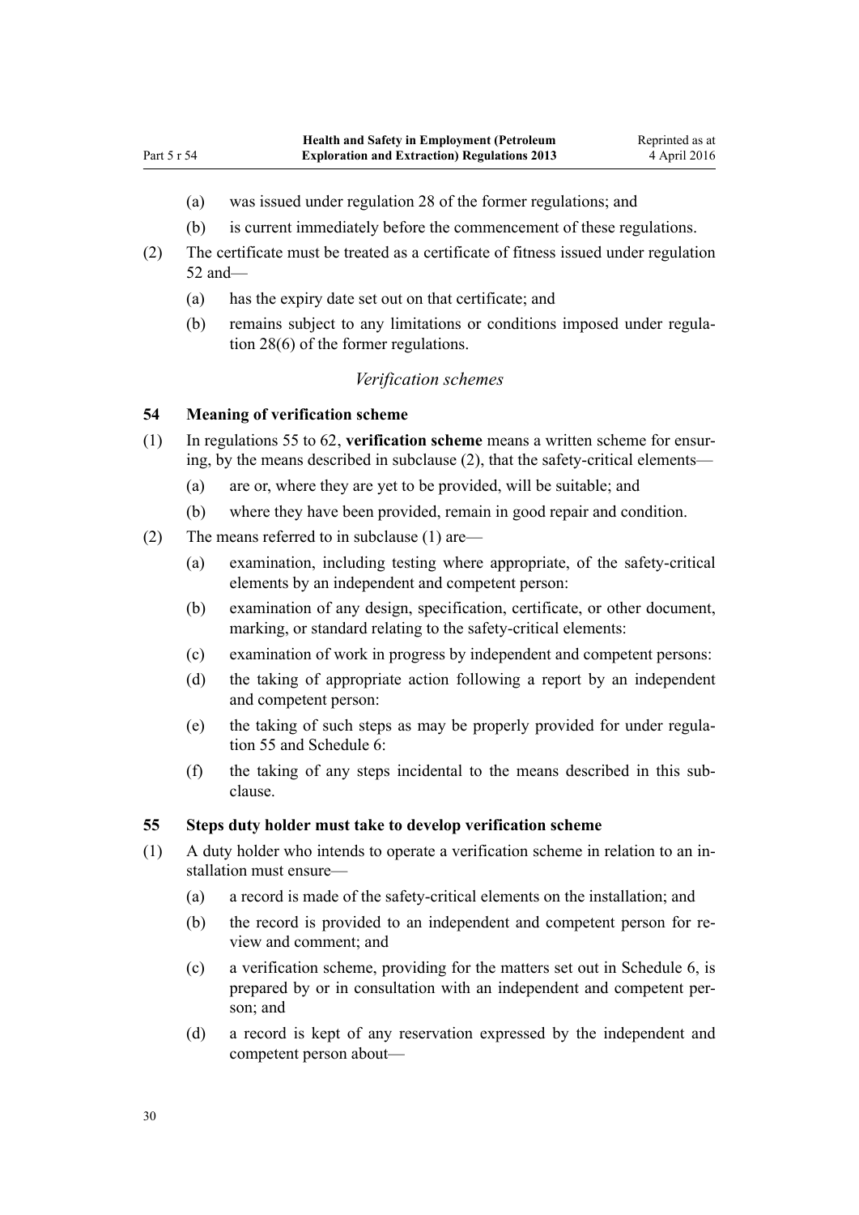(a) was issued under regulation 28 of the former regulations; and

(b) is current immediately before the commencement of these regulations.

(2) The certificate must be treated as a certificate of fitness issued under regulation 52 and—

(a) has the expiry date set out on that certificate; and

(b) remains subject to any limitations or conditions imposed under regulation 28(6) of the former regulations.

### *Verification schemes*

### 54 Meaning of verification scheme

(1) In regulations 55 to 62, **verification scheme** means a written scheme for ensuring, by the means described in subclause (2), that the safety-critical elements—

(a) are or, where they are yet to be provided, will be suitable; and

(b) where they have been provided, remain in good repair and condition.

(2) The means referred to in subclause (1) are—

(a) examination, including testing where appropriate, of the safety-critical elements by an independent and competent person:

(b) examination of any design, specification, certificate, or other document, marking, or standard relating to the safety-critical elements:

(c) examination of work in progress by independent and competent persons:

(d) the taking of appropriate action following a report by an independent and competent person:

(e) the taking of such steps as may be properly provided for under regulation 55 and Schedule 6:

(f) the taking of any steps incidental to the means described in this subclause.

### 55 Steps duty holder must take to develop verification scheme

(1) A duty holder who intends to operate a verification scheme in relation to an installation must ensure—

(a) a record is made of the safety-critical elements on the installation; and

(b) the record is provided to an independent and competent person for review and comment; and

(c) a verification scheme, providing for the matters set out in Schedule 6, is prepared by or in consultation with an independent and competent person; and

(d) a record is kept of any reservation expressed by the independent and competent person about—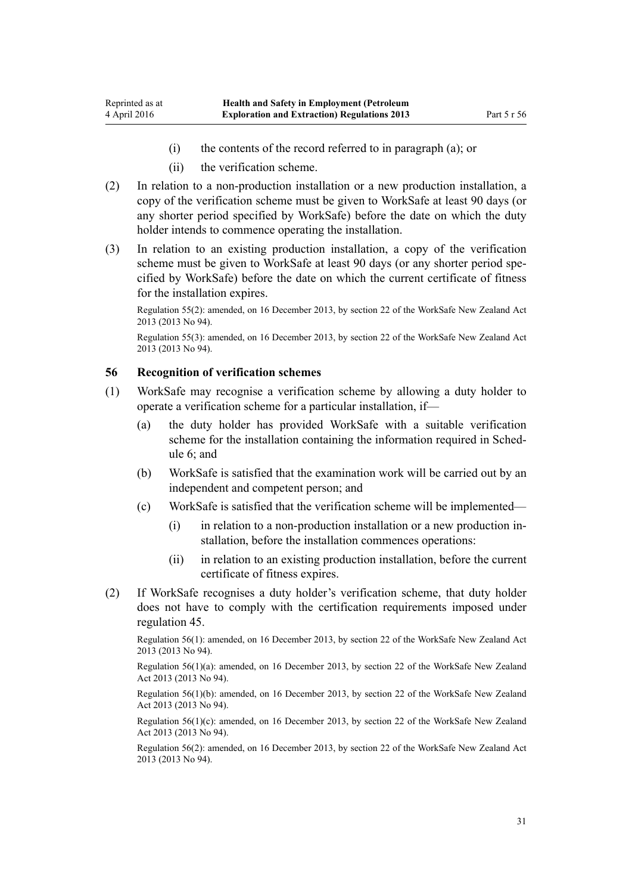(i) the contents of the record referred to in paragraph (a); or

(ii) the verification scheme.

(2) In relation to a non-production installation or a new production installation, a copy of the verification scheme must be given to WorkSafe at least 90 days (or any shorter period specified by WorkSafe) before the date on which the duty holder intends to commence operating the installation.

(3) In relation to an existing production installation, a copy of the verification scheme must be given to WorkSafe at least 90 days (or any shorter period specified by WorkSafe) before the date on which the current certificate of fitness for the installation expires.

Regulation 55(2): amended, on 16 December 2013, by section 22 of the WorkSafe New Zealand Act 2013 (2013 No 94).

Regulation 55(3): amended, on 16 December 2013, by section 22 of the WorkSafe New Zealand Act 2013 (2013 No 94).

### 56 Recognition of verification schemes

(1) WorkSafe may recognise a verification scheme by allowing a duty holder to operate a verification scheme for a particular installation, if—

(a) the duty holder has provided WorkSafe with a suitable verification scheme for the installation containing the information required in Schedule 6; and

(b) WorkSafe is satisfied that the examination work will be carried out by an independent and competent person; and

(c) WorkSafe is satisfied that the verification scheme will be implemented—

(i) in relation to a non-production installation or a new production installation, before the installation commences operations:

(ii) in relation to an existing production installation, before the current certificate of fitness expires.

(2) If WorkSafe recognises a duty holder's verification scheme, that duty holder does not have to comply with the certification requirements imposed under regulation 45.

Regulation 56(1): amended, on 16 December 2013, by section 22 of the WorkSafe New Zealand Act 2013 (2013 No 94).

Regulation 56(1)(a): amended, on 16 December 2013, by section 22 of the WorkSafe New Zealand Act 2013 (2013 No 94).

Regulation 56(1)(b): amended, on 16 December 2013, by section 22 of the WorkSafe New Zealand Act 2013 (2013 No 94).

Regulation 56(1)(c): amended, on 16 December 2013, by section 22 of the WorkSafe New Zealand Act 2013 (2013 No 94).

Regulation 56(2): amended, on 16 December 2013, by section 22 of the WorkSafe New Zealand Act 2013 (2013 No 94).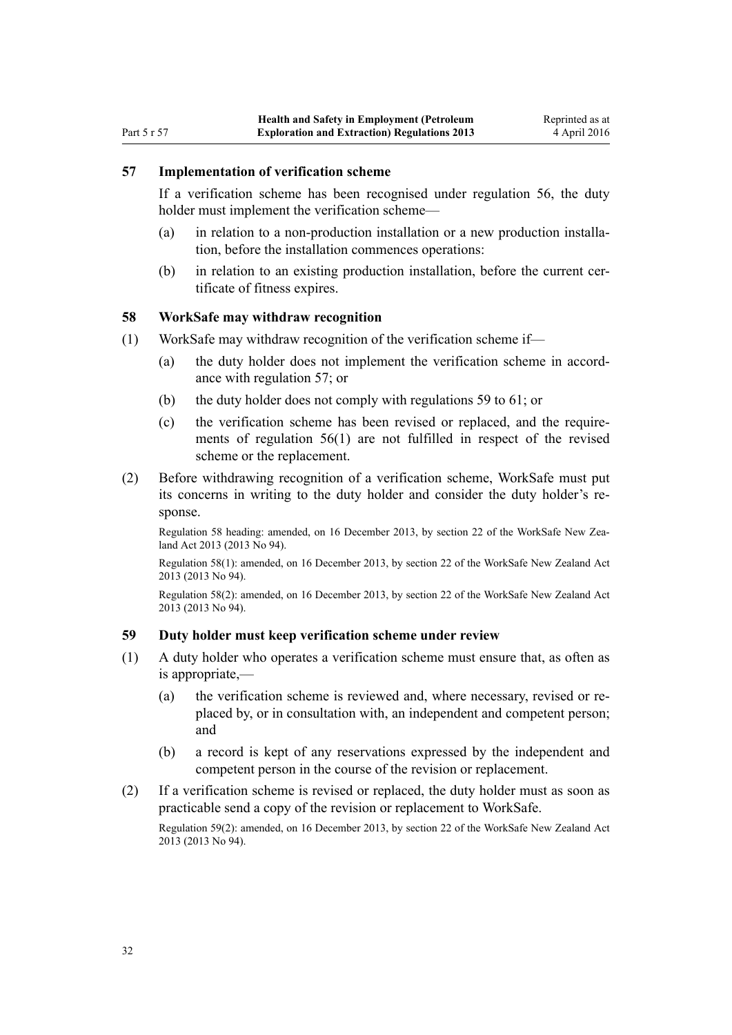### 57 Implementation of verification scheme

If a verification scheme has been recognised under regulation 56, the duty holder must implement the verification scheme—

(a) in relation to a non-production installation or a new production installation, before the installation commences operations:

(b) in relation to an existing production installation, before the current certificate of fitness expires.

### 58 WorkSafe may withdraw recognition

(1) WorkSafe may withdraw recognition of the verification scheme if—

(a) the duty holder does not implement the verification scheme in accordance with regulation 57; or

(b) the duty holder does not comply with regulations 59 to 61; or

(c) the verification scheme has been revised or replaced, and the requirements of regulation 56(1) are not fulfilled in respect of the revised scheme or the replacement.

(2) Before withdrawing recognition of a verification scheme, WorkSafe must put its concerns in writing to the duty holder and consider the duty holder's response.

Regulation 58 heading: amended, on 16 December 2013, by section 22 of the WorkSafe New Zealand Act 2013 (2013 No 94).

Regulation 58(1): amended, on 16 December 2013, by section 22 of the WorkSafe New Zealand Act 2013 (2013 No 94).

Regulation 58(2): amended, on 16 December 2013, by section 22 of the WorkSafe New Zealand Act 2013 (2013 No 94).

### 59 Duty holder must keep verification scheme under review

(1) A duty holder who operates a verification scheme must ensure that, as often as is appropriate,—

(a) the verification scheme is reviewed and, where necessary, revised or replaced by, or in consultation with, an independent and competent person; and

(b) a record is kept of any reservations expressed by the independent and competent person in the course of the revision or replacement.

(2) If a verification scheme is revised or replaced, the duty holder must as soon as practicable send a copy of the revision or replacement to WorkSafe.

Regulation 59(2): amended, on 16 December 2013, by section 22 of the WorkSafe New Zealand Act 2013 (2013 No 94).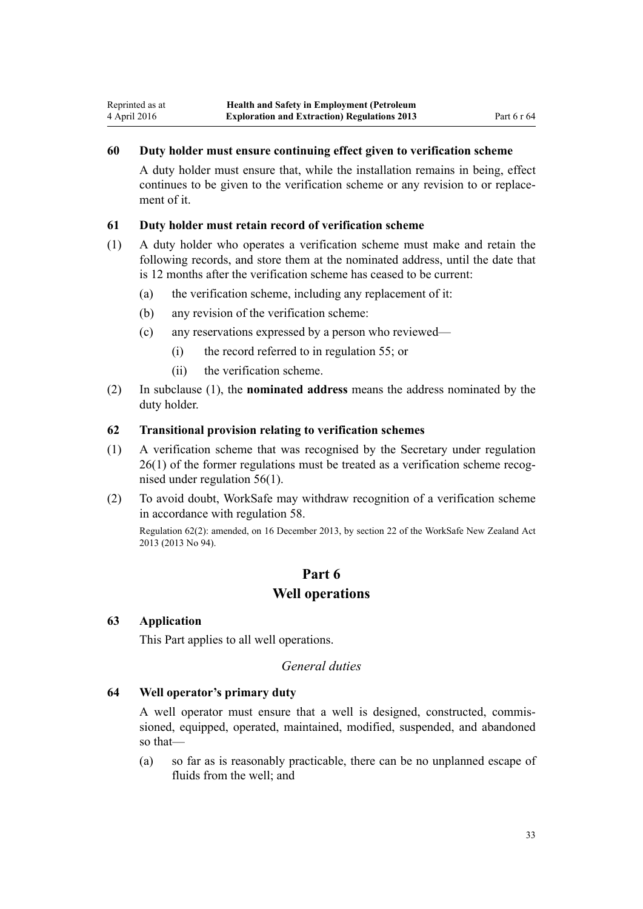### 60 Duty holder must ensure continuing effect given to verification scheme

A duty holder must ensure that, while the installation remains in being, effect continues to be given to the verification scheme or any revision to or replacement of it.

### 61 Duty holder must retain record of verification scheme

(1) A duty holder who operates a verification scheme must make and retain the following records, and store them at the nominated address, until the date that is 12 months after the verification scheme has ceased to be current:

- (a) the verification scheme, including any replacement of it:
- (b) any revision of the verification scheme:
- (c) any reservations expressed by a person who reviewed—
  - (i) the record referred to in regulation 55; or
  - (ii) the verification scheme.

(2) In subclause (1), the **nominated address** means the address nominated by the duty holder.

### 62 Transitional provision relating to verification schemes

(1) A verification scheme that was recognised by the Secretary under regulation 26(1) of the former regulations must be treated as a verification scheme recognised under regulation 56(1).

(2) To avoid doubt, WorkSafe may withdraw recognition of a verification scheme in accordance with regulation 58.

Regulation 62(2): amended, on 16 December 2013, by section 22 of the WorkSafe New Zealand Act 2013 (2013 No 94).

## Part 6
## Well operations

### 63 Application

This Part applies to all well operations.

*General duties*

### 64 Well operator's primary duty

A well operator must ensure that a well is designed, constructed, commissioned, equipped, operated, maintained, modified, suspended, and abandoned so that—

- (a) so far as is reasonably practicable, there can be no unplanned escape of fluids from the well; and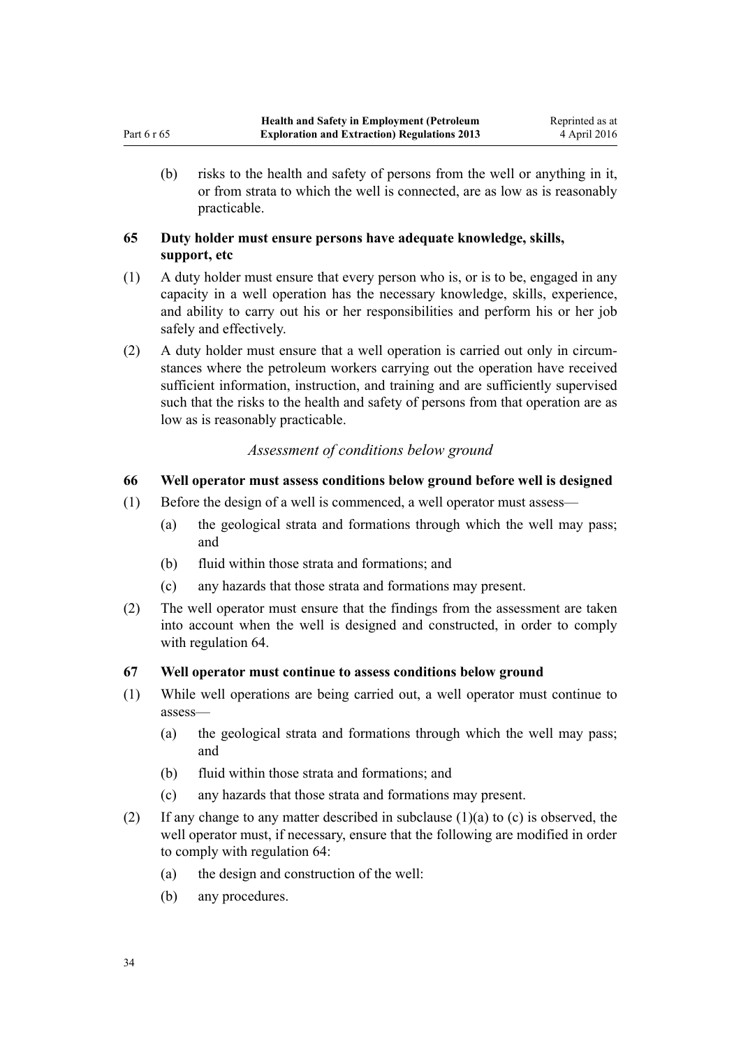(b) risks to the health and safety of persons from the well or anything in it, or from strata to which the well is connected, are as low as is reasonably practicable.

### 65 Duty holder must ensure persons have adequate knowledge, skills, support, etc

(1) A duty holder must ensure that every person who is, or is to be, engaged in any capacity in a well operation has the necessary knowledge, skills, experience, and ability to carry out his or her responsibilities and perform his or her job safely and effectively.

(2) A duty holder must ensure that a well operation is carried out only in circumstances where the petroleum workers carrying out the operation have received sufficient information, instruction, and training and are sufficiently supervised such that the risks to the health and safety of persons from that operation are as low as is reasonably practicable.

*Assessment of conditions below ground*

### 66 Well operator must assess conditions below ground before well is designed

(1) Before the design of a well is commenced, a well operator must assess—

- (a) the geological strata and formations through which the well may pass; and
- (b) fluid within those strata and formations; and
- (c) any hazards that those strata and formations may present.

(2) The well operator must ensure that the findings from the assessment are taken into account when the well is designed and constructed, in order to comply with regulation 64.

### 67 Well operator must continue to assess conditions below ground

(1) While well operations are being carried out, a well operator must continue to assess—

- (a) the geological strata and formations through which the well may pass; and
- (b) fluid within those strata and formations; and
- (c) any hazards that those strata and formations may present.

(2) If any change to any matter described in subclause (1)(a) to (c) is observed, the well operator must, if necessary, ensure that the following are modified in order to comply with regulation 64:

- (a) the design and construction of the well:
- (b) any procedures.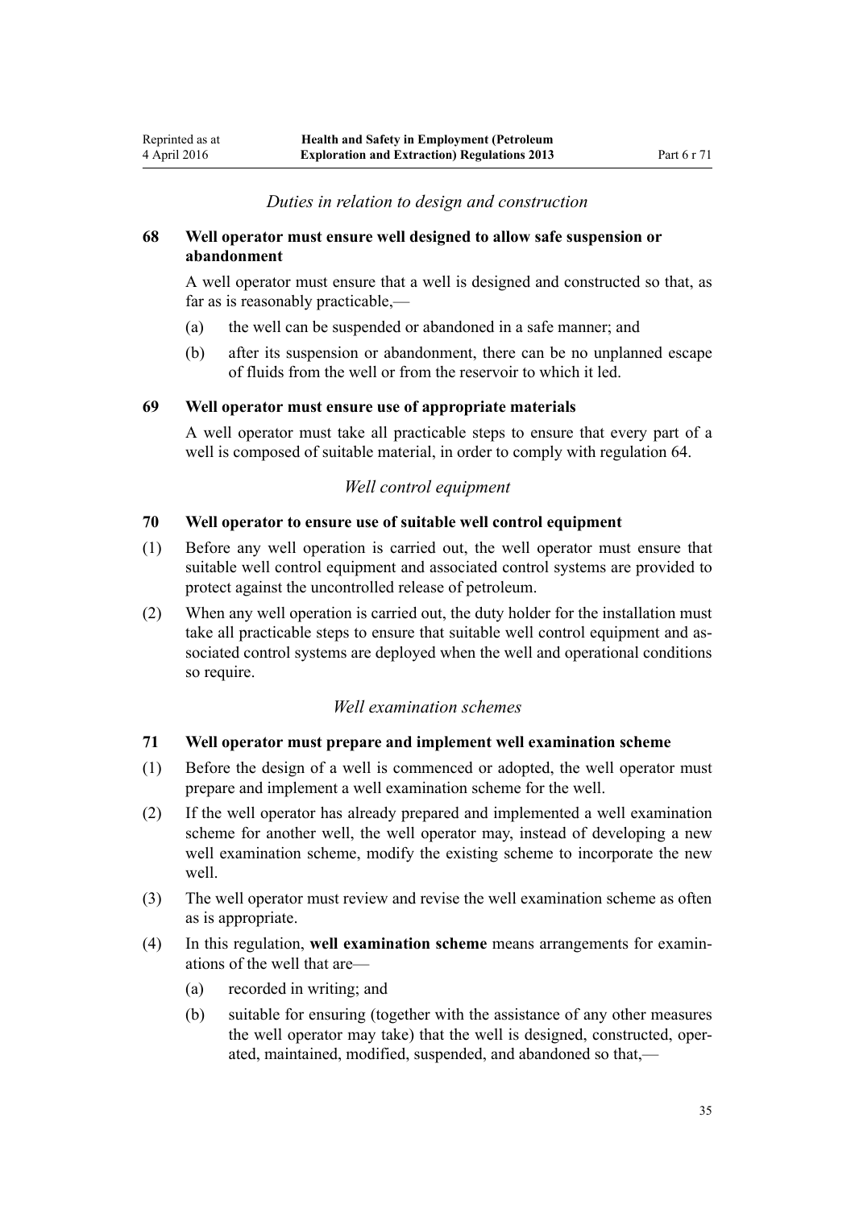*Duties in relation to design and construction*

### 68 Well operator must ensure well designed to allow safe suspension or abandonment

A well operator must ensure that a well is designed and constructed so that, as far as is reasonably practicable,—

(a) the well can be suspended or abandoned in a safe manner; and

(b) after its suspension or abandonment, there can be no unplanned escape of fluids from the well or from the reservoir to which it led.

### 69 Well operator must ensure use of appropriate materials

A well operator must take all practicable steps to ensure that every part of a well is composed of suitable material, in order to comply with regulation 64.

*Well control equipment*

### 70 Well operator to ensure use of suitable well control equipment

(1) Before any well operation is carried out, the well operator must ensure that suitable well control equipment and associated control systems are provided to protect against the uncontrolled release of petroleum.

(2) When any well operation is carried out, the duty holder for the installation must take all practicable steps to ensure that suitable well control equipment and associated control systems are deployed when the well and operational conditions so require.

*Well examination schemes*

### 71 Well operator must prepare and implement well examination scheme

(1) Before the design of a well is commenced or adopted, the well operator must prepare and implement a well examination scheme for the well.

(2) If the well operator has already prepared and implemented a well examination scheme for another well, the well operator may, instead of developing a new well examination scheme, modify the existing scheme to incorporate the new well.

(3) The well operator must review and revise the well examination scheme as often as is appropriate.

(4) In this regulation, **well examination scheme** means arrangements for examinations of the well that are—

(a) recorded in writing; and

(b) suitable for ensuring (together with the assistance of any other measures the well operator may take) that the well is designed, constructed, operated, maintained, modified, suspended, and abandoned so that,—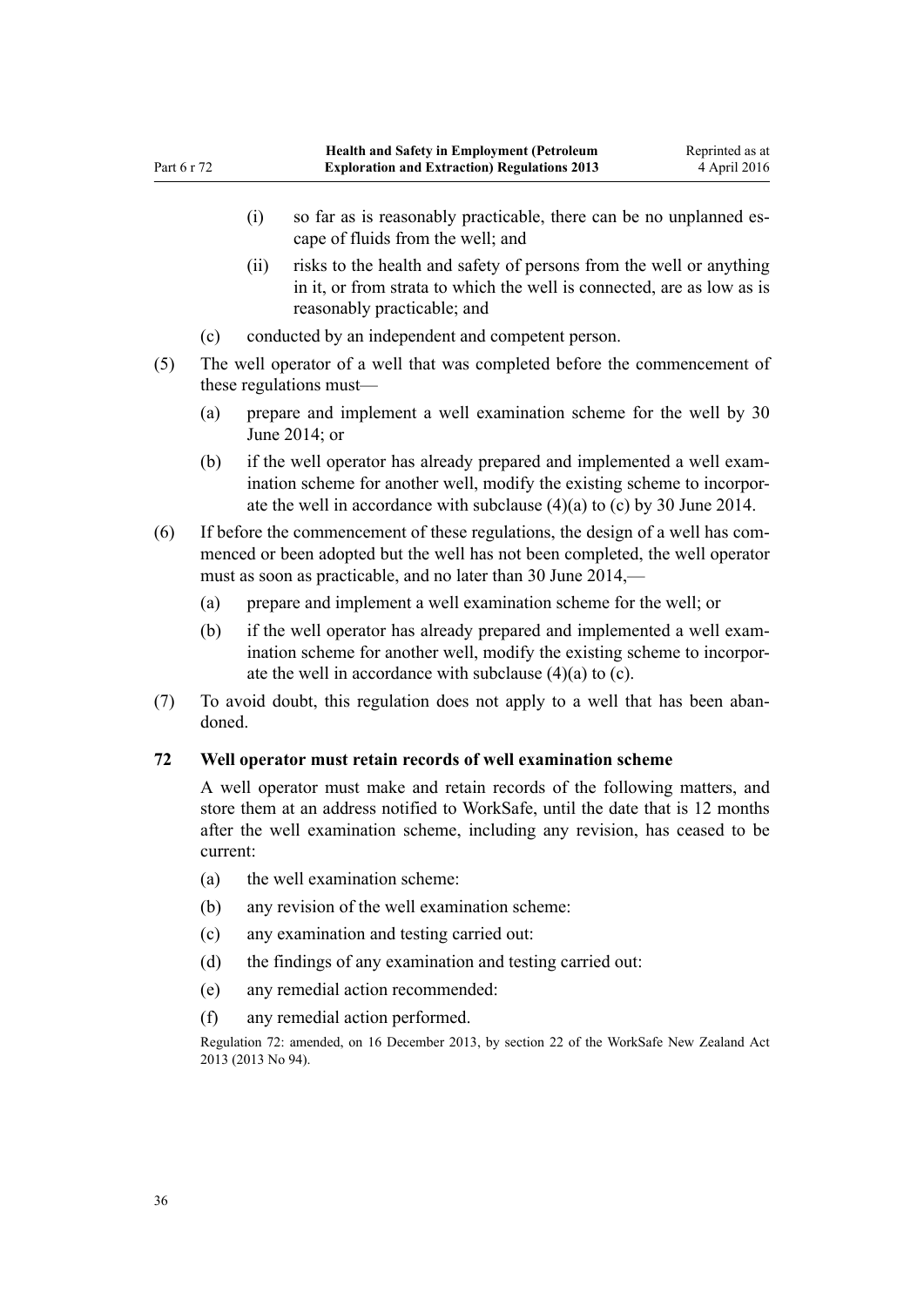(i) so far as is reasonably practicable, there can be no unplanned escape of fluids from the well; and

(ii) risks to the health and safety of persons from the well or anything in it, or from strata to which the well is connected, are as low as is reasonably practicable; and

(c) conducted by an independent and competent person.

(5) The well operator of a well that was completed before the commencement of these regulations must—

(a) prepare and implement a well examination scheme for the well by 30 June 2014; or

(b) if the well operator has already prepared and implemented a well examination scheme for another well, modify the existing scheme to incorporate the well in accordance with subclause (4)(a) to (c) by 30 June 2014.

(6) If before the commencement of these regulations, the design of a well has commenced or been adopted but the well has not been completed, the well operator must as soon as practicable, and no later than 30 June 2014,—

(a) prepare and implement a well examination scheme for the well; or

(b) if the well operator has already prepared and implemented a well examination scheme for another well, modify the existing scheme to incorporate the well in accordance with subclause (4)(a) to (c).

(7) To avoid doubt, this regulation does not apply to a well that has been abandoned.

### 72 Well operator must retain records of well examination scheme

A well operator must make and retain records of the following matters, and store them at an address notified to WorkSafe, until the date that is 12 months after the well examination scheme, including any revision, has ceased to be current:

(a) the well examination scheme:

(b) any revision of the well examination scheme:

(c) any examination and testing carried out:

(d) the findings of any examination and testing carried out:

(e) any remedial action recommended:

(f) any remedial action performed.

Regulation 72: amended, on 16 December 2013, by section 22 of the WorkSafe New Zealand Act 2013 (2013 No 94).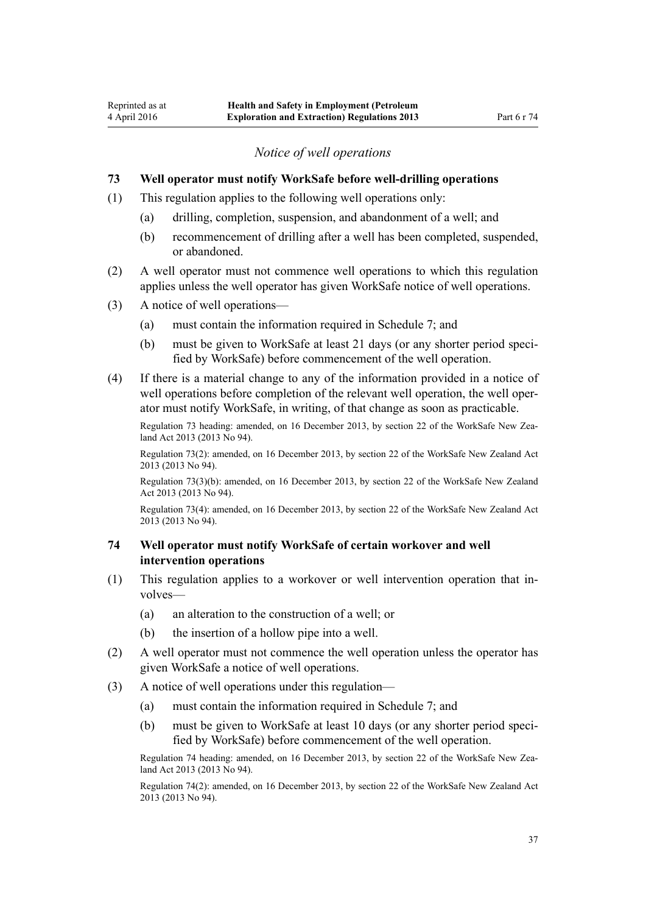*Notice of well operations*

### 73 Well operator must notify WorkSafe before well-drilling operations

(1) This regulation applies to the following well operations only:

(a) drilling, completion, suspension, and abandonment of a well; and

(b) recommencement of drilling after a well has been completed, suspended, or abandoned.

(2) A well operator must not commence well operations to which this regulation applies unless the well operator has given WorkSafe notice of well operations.

(3) A notice of well operations—

(a) must contain the information required in Schedule 7; and

(b) must be given to WorkSafe at least 21 days (or any shorter period specified by WorkSafe) before commencement of the well operation.

(4) If there is a material change to any of the information provided in a notice of well operations before completion of the relevant well operation, the well operator must notify WorkSafe, in writing, of that change as soon as practicable.

Regulation 73 heading: amended, on 16 December 2013, by section 22 of the WorkSafe New Zealand Act 2013 (2013 No 94).

Regulation 73(2): amended, on 16 December 2013, by section 22 of the WorkSafe New Zealand Act 2013 (2013 No 94).

Regulation 73(3)(b): amended, on 16 December 2013, by section 22 of the WorkSafe New Zealand Act 2013 (2013 No 94).

Regulation 73(4): amended, on 16 December 2013, by section 22 of the WorkSafe New Zealand Act 2013 (2013 No 94).

### 74 Well operator must notify WorkSafe of certain workover and well intervention operations

(1) This regulation applies to a workover or well intervention operation that involves—

(a) an alteration to the construction of a well; or

(b) the insertion of a hollow pipe into a well.

(2) A well operator must not commence the well operation unless the operator has given WorkSafe a notice of well operations.

(3) A notice of well operations under this regulation—

(a) must contain the information required in Schedule 7; and

(b) must be given to WorkSafe at least 10 days (or any shorter period specified by WorkSafe) before commencement of the well operation.

Regulation 74 heading: amended, on 16 December 2013, by section 22 of the WorkSafe New Zealand Act 2013 (2013 No 94).

Regulation 74(2): amended, on 16 December 2013, by section 22 of the WorkSafe New Zealand Act 2013 (2013 No 94).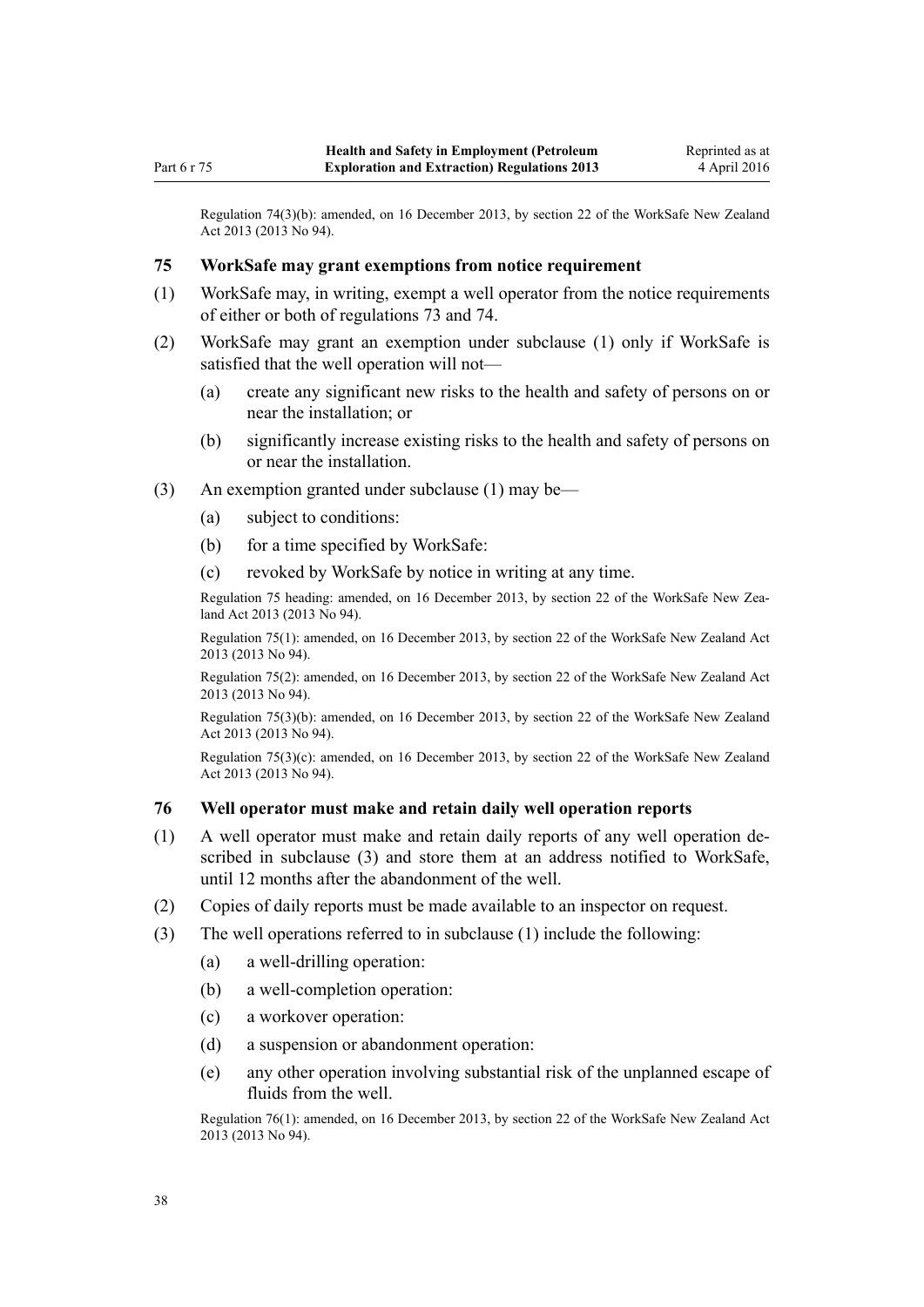Regulation 74(3)(b): amended, on 16 December 2013, by section 22 of the WorkSafe New Zealand Act 2013 (2013 No 94).

### 75 WorkSafe may grant exemptions from notice requirement

(1) WorkSafe may, in writing, exempt a well operator from the notice requirements of either or both of regulations 73 and 74.

(2) WorkSafe may grant an exemption under subclause (1) only if WorkSafe is satisfied that the well operation will not—

- (a) create any significant new risks to the health and safety of persons on or near the installation; or
- (b) significantly increase existing risks to the health and safety of persons on or near the installation.

(3) An exemption granted under subclause (1) may be—

- (a) subject to conditions:
- (b) for a time specified by WorkSafe:
- (c) revoked by WorkSafe by notice in writing at any time.

Regulation 75 heading: amended, on 16 December 2013, by section 22 of the WorkSafe New Zealand Act 2013 (2013 No 94).

Regulation 75(1): amended, on 16 December 2013, by section 22 of the WorkSafe New Zealand Act 2013 (2013 No 94).

Regulation 75(2): amended, on 16 December 2013, by section 22 of the WorkSafe New Zealand Act 2013 (2013 No 94).

Regulation 75(3)(b): amended, on 16 December 2013, by section 22 of the WorkSafe New Zealand Act 2013 (2013 No 94).

Regulation 75(3)(c): amended, on 16 December 2013, by section 22 of the WorkSafe New Zealand Act 2013 (2013 No 94).

### 76 Well operator must make and retain daily well operation reports

(1) A well operator must make and retain daily reports of any well operation described in subclause (3) and store them at an address notified to WorkSafe, until 12 months after the abandonment of the well.

(2) Copies of daily reports must be made available to an inspector on request.

(3) The well operations referred to in subclause (1) include the following:

- (a) a well-drilling operation:
- (b) a well-completion operation:
- (c) a workover operation:
- (d) a suspension or abandonment operation:
- (e) any other operation involving substantial risk of the unplanned escape of fluids from the well.

Regulation 76(1): amended, on 16 December 2013, by section 22 of the WorkSafe New Zealand Act 2013 (2013 No 94).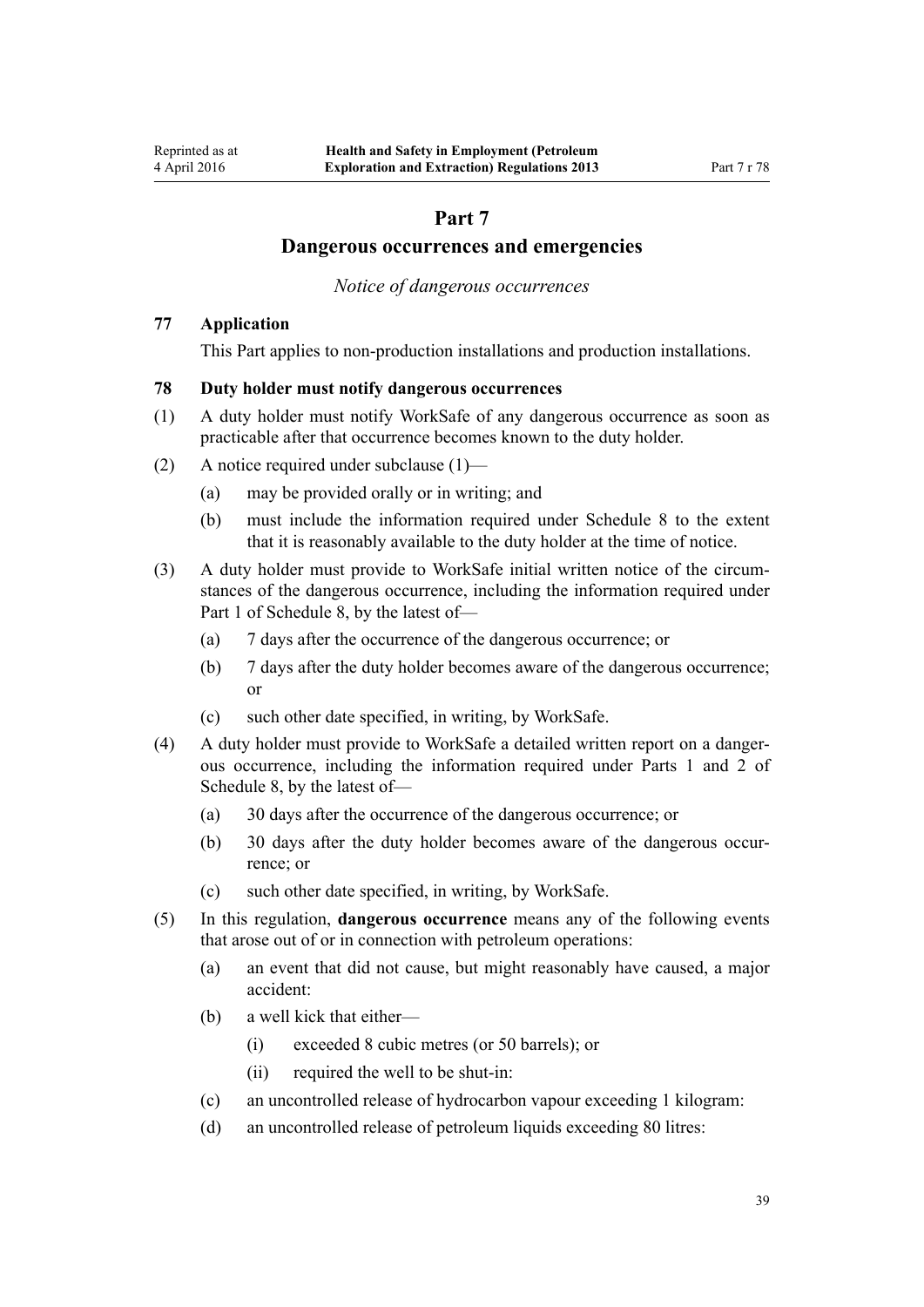# Part 7

# Dangerous occurrences and emergencies

*Notice of dangerous occurrences*

### 77 Application

This Part applies to non-production installations and production installations.

### 78 Duty holder must notify dangerous occurrences

(1) A duty holder must notify WorkSafe of any dangerous occurrence as soon as practicable after that occurrence becomes known to the duty holder.

(2) A notice required under subclause (1)—

   (a) may be provided orally or in writing; and

   (b) must include the information required under Schedule 8 to the extent that it is reasonably available to the duty holder at the time of notice.

(3) A duty holder must provide to WorkSafe initial written notice of the circumstances of the dangerous occurrence, including the information required under Part 1 of Schedule 8, by the latest of—

   (a) 7 days after the occurrence of the dangerous occurrence; or

   (b) 7 days after the duty holder becomes aware of the dangerous occurrence; or

   (c) such other date specified, in writing, by WorkSafe.

(4) A duty holder must provide to WorkSafe a detailed written report on a dangerous occurrence, including the information required under Parts 1 and 2 of Schedule 8, by the latest of—

   (a) 30 days after the occurrence of the dangerous occurrence; or

   (b) 30 days after the duty holder becomes aware of the dangerous occurrence; or

   (c) such other date specified, in writing, by WorkSafe.

(5) In this regulation, **dangerous occurrence** means any of the following events that arose out of or in connection with petroleum operations:

   (a) an event that did not cause, but might reasonably have caused, a major accident:

   (b) a well kick that either—

      (i) exceeded 8 cubic metres (or 50 barrels); or

      (ii) required the well to be shut-in:

   (c) an uncontrolled release of hydrocarbon vapour exceeding 1 kilogram:

   (d) an uncontrolled release of petroleum liquids exceeding 80 litres: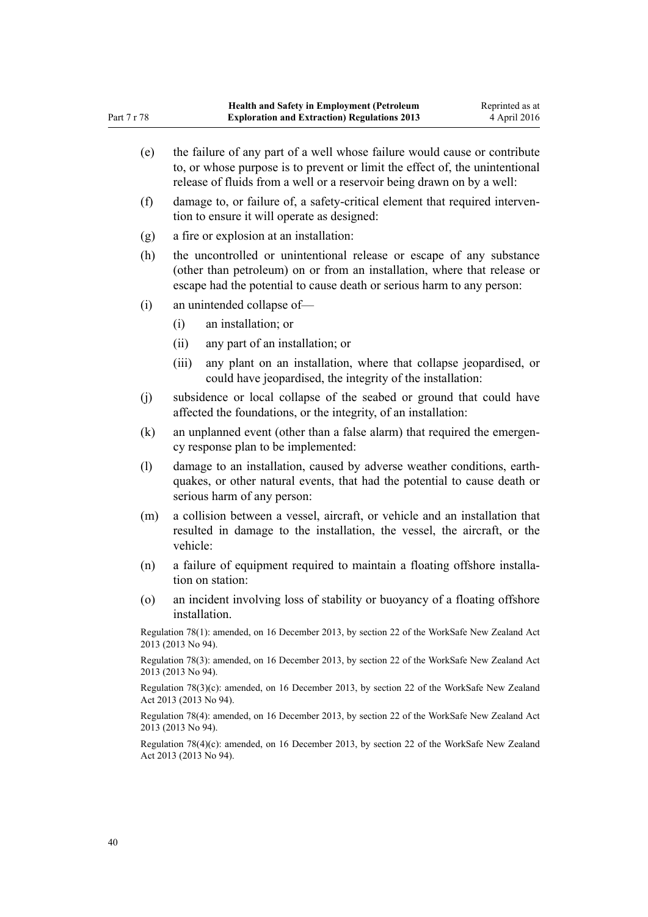(e) the failure of any part of a well whose failure would cause or contribute to, or whose purpose is to prevent or limit the effect of, the unintentional release of fluids from a well or a reservoir being drawn on by a well:

(f) damage to, or failure of, a safety-critical element that required intervention to ensure it will operate as designed:

(g) a fire or explosion at an installation:

(h) the uncontrolled or unintentional release or escape of any substance (other than petroleum) on or from an installation, where that release or escape had the potential to cause death or serious harm to any person:

(i) an unintended collapse of—

  (i) an installation; or

  (ii) any part of an installation; or

  (iii) any plant on an installation, where that collapse jeopardised, or could have jeopardised, the integrity of the installation:

(j) subsidence or local collapse of the seabed or ground that could have affected the foundations, or the integrity, of an installation:

(k) an unplanned event (other than a false alarm) that required the emergency response plan to be implemented:

(l) damage to an installation, caused by adverse weather conditions, earthquakes, or other natural events, that had the potential to cause death or serious harm of any person:

(m) a collision between a vessel, aircraft, or vehicle and an installation that resulted in damage to the installation, the vessel, the aircraft, or the vehicle:

(n) a failure of equipment required to maintain a floating offshore installation on station:

(o) an incident involving loss of stability or buoyancy of a floating offshore installation.

Regulation 78(1): amended, on 16 December 2013, by section 22 of the WorkSafe New Zealand Act 2013 (2013 No 94).

Regulation 78(3): amended, on 16 December 2013, by section 22 of the WorkSafe New Zealand Act 2013 (2013 No 94).

Regulation 78(3)(c): amended, on 16 December 2013, by section 22 of the WorkSafe New Zealand Act 2013 (2013 No 94).

Regulation 78(4): amended, on 16 December 2013, by section 22 of the WorkSafe New Zealand Act 2013 (2013 No 94).

Regulation 78(4)(c): amended, on 16 December 2013, by section 22 of the WorkSafe New Zealand Act 2013 (2013 No 94).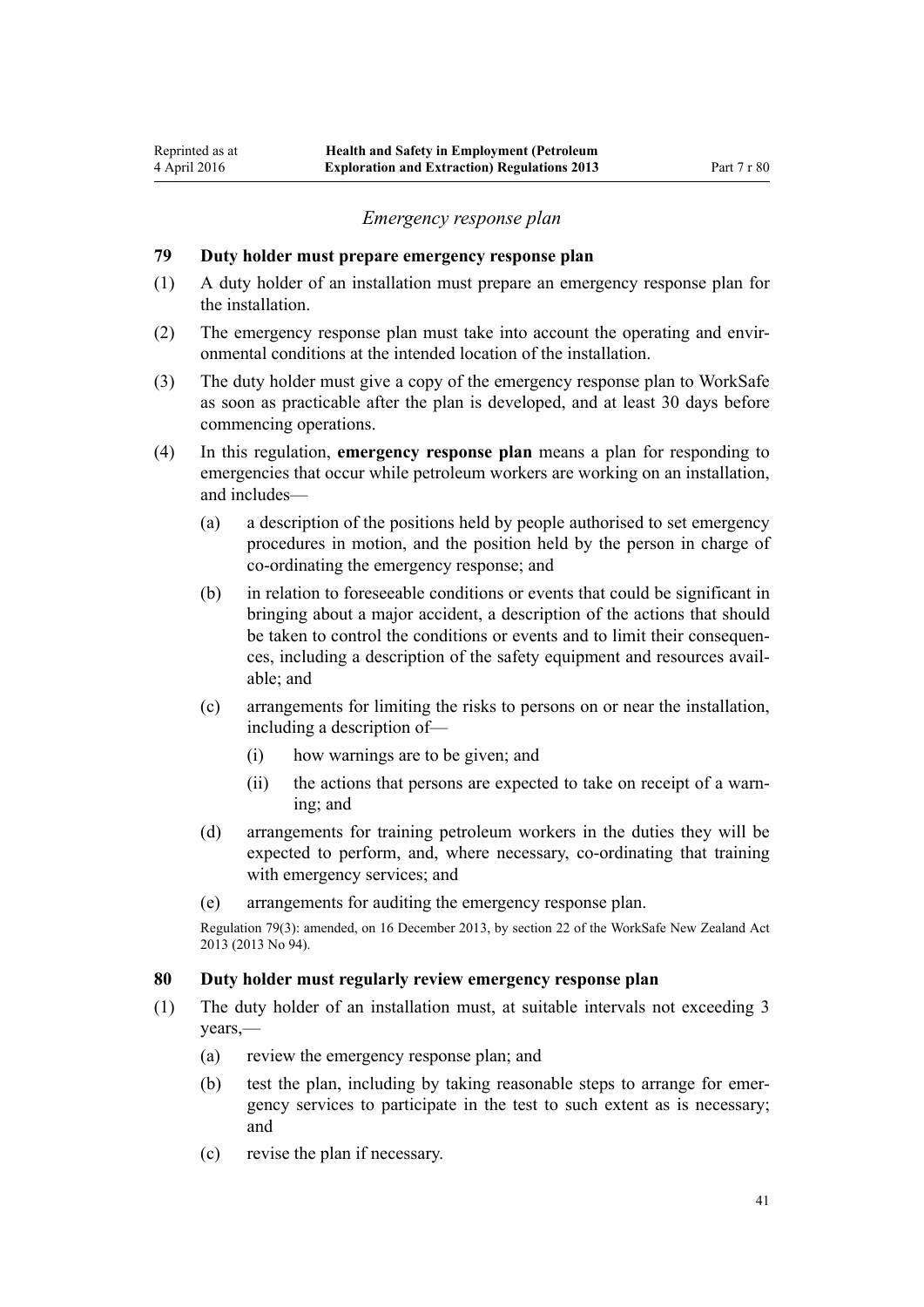*Emergency response plan*

### 79 Duty holder must prepare emergency response plan

(1) A duty holder of an installation must prepare an emergency response plan for the installation.

(2) The emergency response plan must take into account the operating and environmental conditions at the intended location of the installation.

(3) The duty holder must give a copy of the emergency response plan to WorkSafe as soon as practicable after the plan is developed, and at least 30 days before commencing operations.

(4) In this regulation, **emergency response plan** means a plan for responding to emergencies that occur while petroleum workers are working on an installation, and includes—

- (a) a description of the positions held by people authorised to set emergency procedures in motion, and the position held by the person in charge of co-ordinating the emergency response; and
- (b) in relation to foreseeable conditions or events that could be significant in bringing about a major accident, a description of the actions that should be taken to control the conditions or events and to limit their consequences, including a description of the safety equipment and resources available; and
- (c) arrangements for limiting the risks to persons on or near the installation, including a description of—
  - (i) how warnings are to be given; and
  - (ii) the actions that persons are expected to take on receipt of a warning; and
- (d) arrangements for training petroleum workers in the duties they will be expected to perform, and, where necessary, co-ordinating that training with emergency services; and
- (e) arrangements for auditing the emergency response plan.

Regulation 79(3): amended, on 16 December 2013, by section 22 of the WorkSafe New Zealand Act 2013 (2013 No 94).

### 80 Duty holder must regularly review emergency response plan

(1) The duty holder of an installation must, at suitable intervals not exceeding 3 years,—

- (a) review the emergency response plan; and
- (b) test the plan, including by taking reasonable steps to arrange for emergency services to participate in the test to such extent as is necessary; and
- (c) revise the plan if necessary.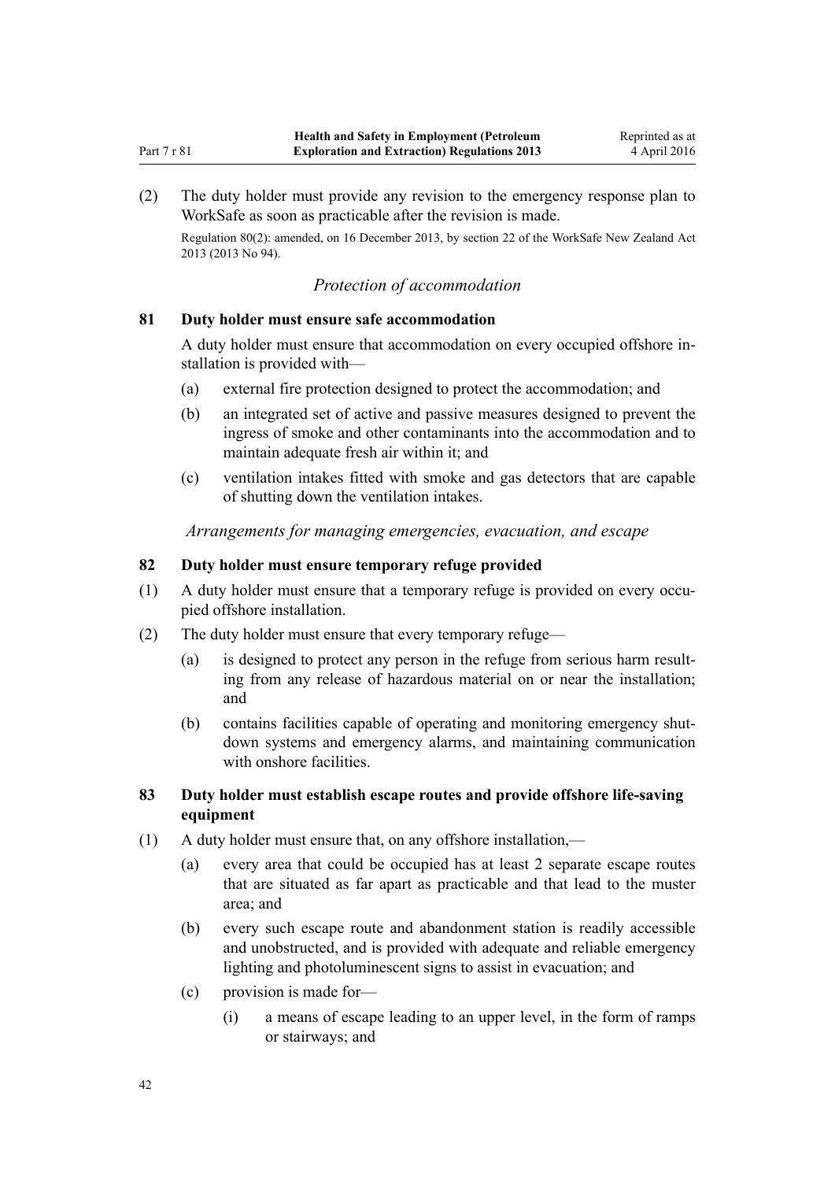(2) The duty holder must provide any revision to the emergency response plan to WorkSafe as soon as practicable after the revision is made.

Regulation 80(2): amended, on 16 December 2013, by section 22 of the WorkSafe New Zealand Act 2013 (2013 No 94).

*Protection of accommodation*

### 81 Duty holder must ensure safe accommodation

A duty holder must ensure that accommodation on every occupied offshore installation is provided with—

(a) external fire protection designed to protect the accommodation; and

(b) an integrated set of active and passive measures designed to prevent the ingress of smoke and other contaminants into the accommodation and to maintain adequate fresh air within it; and

(c) ventilation intakes fitted with smoke and gas detectors that are capable of shutting down the ventilation intakes.

*Arrangements for managing emergencies, evacuation, and escape*

### 82 Duty holder must ensure temporary refuge provided

(1) A duty holder must ensure that a temporary refuge is provided on every occupied offshore installation.

(2) The duty holder must ensure that every temporary refuge—

(a) is designed to protect any person in the refuge from serious harm resulting from any release of hazardous material on or near the installation; and

(b) contains facilities capable of operating and monitoring emergency shutdown systems and emergency alarms, and maintaining communication with onshore facilities.

### 83 Duty holder must establish escape routes and provide offshore life-saving equipment

(1) A duty holder must ensure that, on any offshore installation,—

(a) every area that could be occupied has at least 2 separate escape routes that are situated as far apart as practicable and that lead to the muster area; and

(b) every such escape route and abandonment station is readily accessible and unobstructed, and is provided with adequate and reliable emergency lighting and photoluminescent signs to assist in evacuation; and

(c) provision is made for—

(i) a means of escape leading to an upper level, in the form of ramps or stairways; and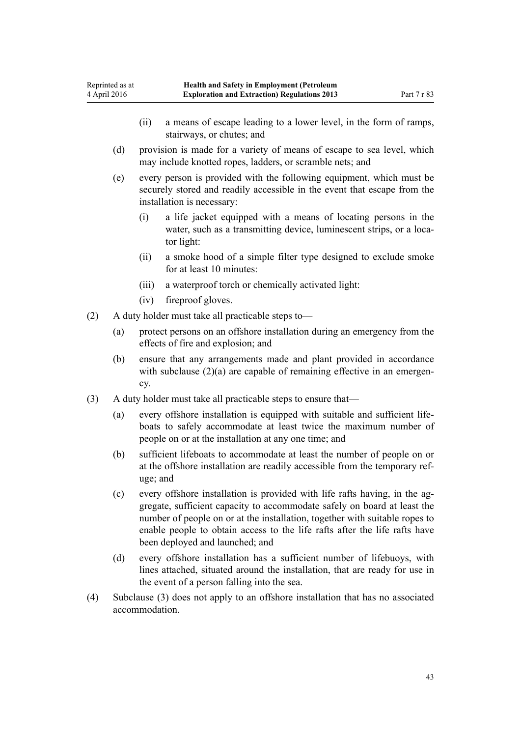(ii) a means of escape leading to a lower level, in the form of ramps, stairways, or chutes; and

(d) provision is made for a variety of means of escape to sea level, which may include knotted ropes, ladders, or scramble nets; and

(e) every person is provided with the following equipment, which must be securely stored and readily accessible in the event that escape from the installation is necessary:

(i) a life jacket equipped with a means of locating persons in the water, such as a transmitting device, luminescent strips, or a locator light:

(ii) a smoke hood of a simple filter type designed to exclude smoke for at least 10 minutes:

(iii) a waterproof torch or chemically activated light:

(iv) fireproof gloves.

(2) A duty holder must take all practicable steps to—

(a) protect persons on an offshore installation during an emergency from the effects of fire and explosion; and

(b) ensure that any arrangements made and plant provided in accordance with subclause (2)(a) are capable of remaining effective in an emergency.

(3) A duty holder must take all practicable steps to ensure that—

(a) every offshore installation is equipped with suitable and sufficient lifeboats to safely accommodate at least twice the maximum number of people on or at the installation at any one time; and

(b) sufficient lifeboats to accommodate at least the number of people on or at the offshore installation are readily accessible from the temporary refuge; and

(c) every offshore installation is provided with life rafts having, in the aggregate, sufficient capacity to accommodate safely on board at least the number of people on or at the installation, together with suitable ropes to enable people to obtain access to the life rafts after the life rafts have been deployed and launched; and

(d) every offshore installation has a sufficient number of lifebuoys, with lines attached, situated around the installation, that are ready for use in the event of a person falling into the sea.

(4) Subclause (3) does not apply to an offshore installation that has no associated accommodation.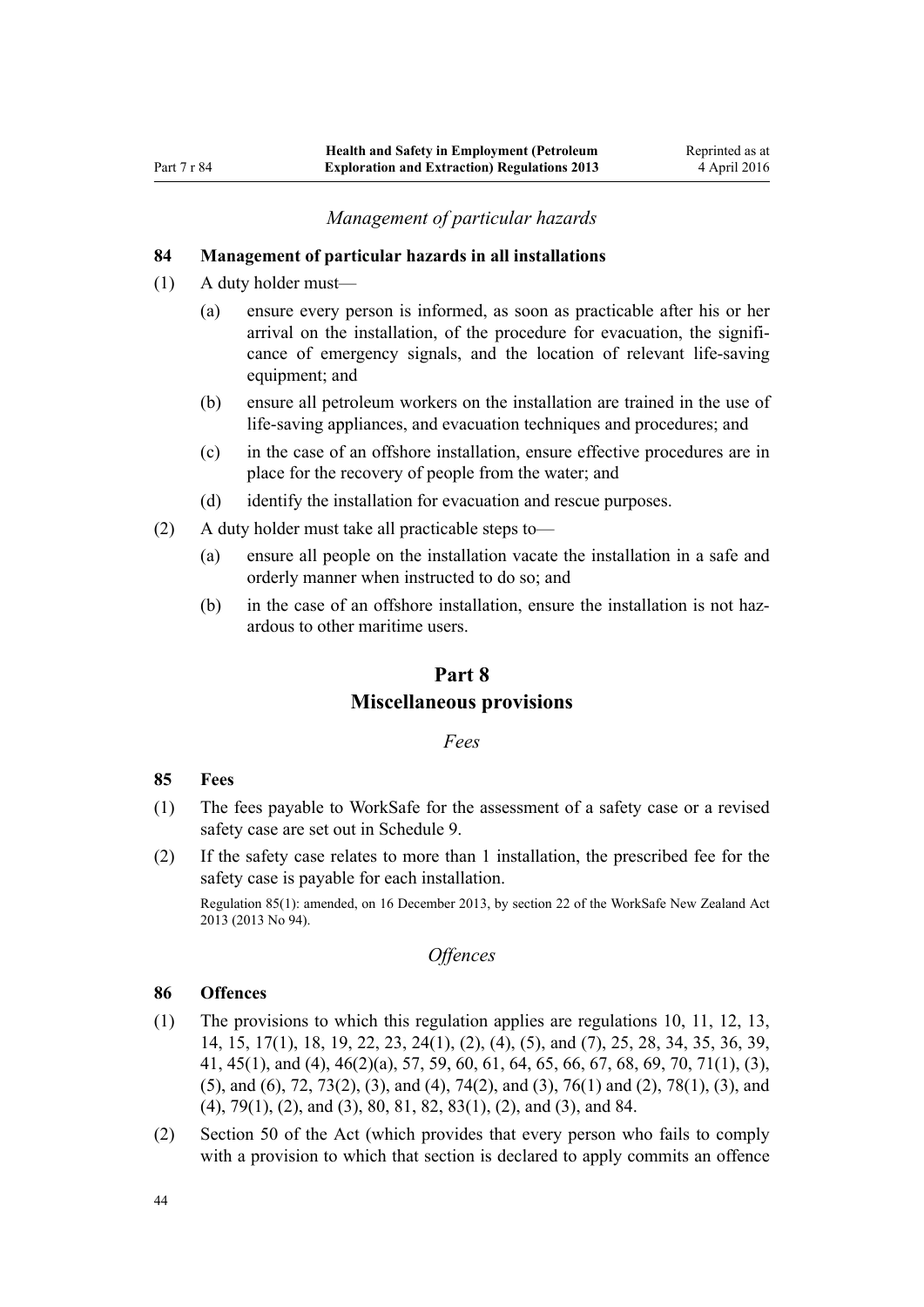*Management of particular hazards*

**84 Management of particular hazards in all installations**

(1) A duty holder must—

  (a) ensure every person is informed, as soon as practicable after his or her arrival on the installation, of the procedure for evacuation, the significance of emergency signals, and the location of relevant life-saving equipment; and

  (b) ensure all petroleum workers on the installation are trained in the use of life-saving appliances, and evacuation techniques and procedures; and

  (c) in the case of an offshore installation, ensure effective procedures are in place for the recovery of people from the water; and

  (d) identify the installation for evacuation and rescue purposes.

(2) A duty holder must take all practicable steps to—

  (a) ensure all people on the installation vacate the installation in a safe and orderly manner when instructed to do so; and

  (b) in the case of an offshore installation, ensure the installation is not hazardous to other maritime users.

## Part 8
## Miscellaneous provisions

*Fees*

**85 Fees**

(1) The fees payable to WorkSafe for the assessment of a safety case or a revised safety case are set out in Schedule 9.

(2) If the safety case relates to more than 1 installation, the prescribed fee for the safety case is payable for each installation.

Regulation 85(1): amended, on 16 December 2013, by section 22 of the WorkSafe New Zealand Act 2013 (2013 No 94).

*Offences*

**86 Offences**

(1) The provisions to which this regulation applies are regulations 10, 11, 12, 13, 14, 15, 17(1), 18, 19, 22, 23, 24(1), (2), (4), (5), and (7), 25, 28, 34, 35, 36, 39, 41, 45(1), and (4), 46(2)(a), 57, 59, 60, 61, 64, 65, 66, 67, 68, 69, 70, 71(1), (3), (5), and (6), 72, 73(2), (3), and (4), 74(2), and (3), 76(1) and (2), 78(1), (3), and (4), 79(1), (2), and (3), 80, 81, 82, 83(1), (2), and (3), and 84.

(2) Section 50 of the Act (which provides that every person who fails to comply with a provision to which that section is declared to apply commits an offence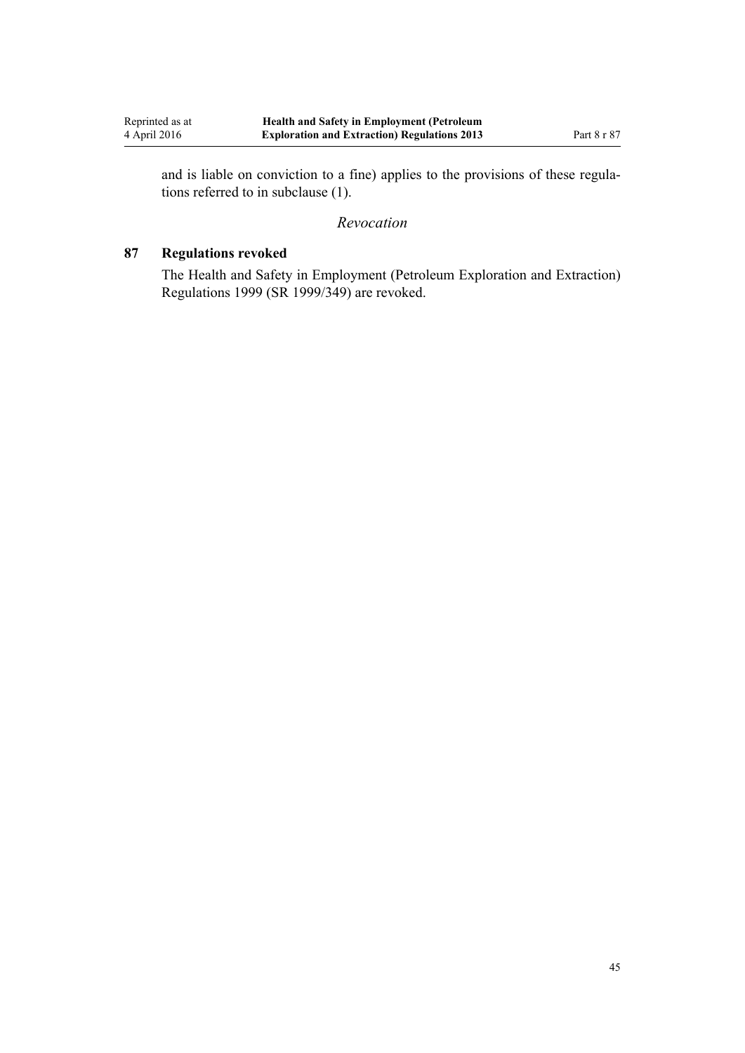and is liable on conviction to a fine) applies to the provisions of these regulations referred to in subclause (1).

*Revocation*

### 87 Regulations revoked

The Health and Safety in Employment (Petroleum Exploration and Extraction) Regulations 1999 (SR 1999/349) are revoked.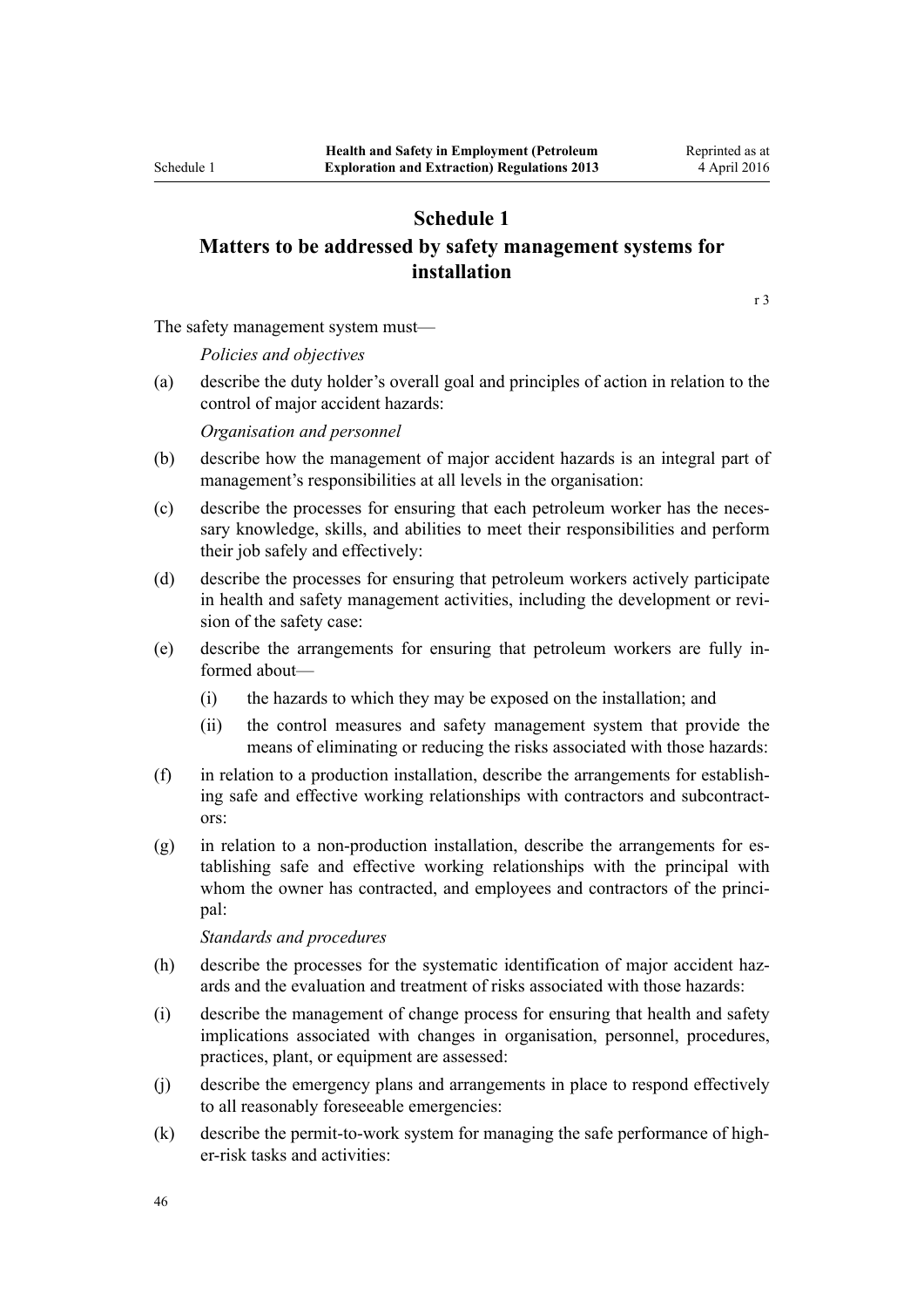# Schedule 1

## Matters to be addressed by safety management systems for installation

r 3

The safety management system must—

*Policies and objectives*

(a) describe the duty holder's overall goal and principles of action in relation to the control of major accident hazards:

*Organisation and personnel*

(b) describe how the management of major accident hazards is an integral part of management's responsibilities at all levels in the organisation:

(c) describe the processes for ensuring that each petroleum worker has the necessary knowledge, skills, and abilities to meet their responsibilities and perform their job safely and effectively:

(d) describe the processes for ensuring that petroleum workers actively participate in health and safety management activities, including the development or revision of the safety case:

(e) describe the arrangements for ensuring that petroleum workers are fully informed about—

  (i) the hazards to which they may be exposed on the installation; and

  (ii) the control measures and safety management system that provide the means of eliminating or reducing the risks associated with those hazards:

(f) in relation to a production installation, describe the arrangements for establishing safe and effective working relationships with contractors and subcontractors:

(g) in relation to a non-production installation, describe the arrangements for establishing safe and effective working relationships with the principal with whom the owner has contracted, and employees and contractors of the principal:

*Standards and procedures*

(h) describe the processes for the systematic identification of major accident hazards and the evaluation and treatment of risks associated with those hazards:

(i) describe the management of change process for ensuring that health and safety implications associated with changes in organisation, personnel, procedures, practices, plant, or equipment are assessed:

(j) describe the emergency plans and arrangements in place to respond effectively to all reasonably foreseeable emergencies:

(k) describe the permit-to-work system for managing the safe performance of higher-risk tasks and activities: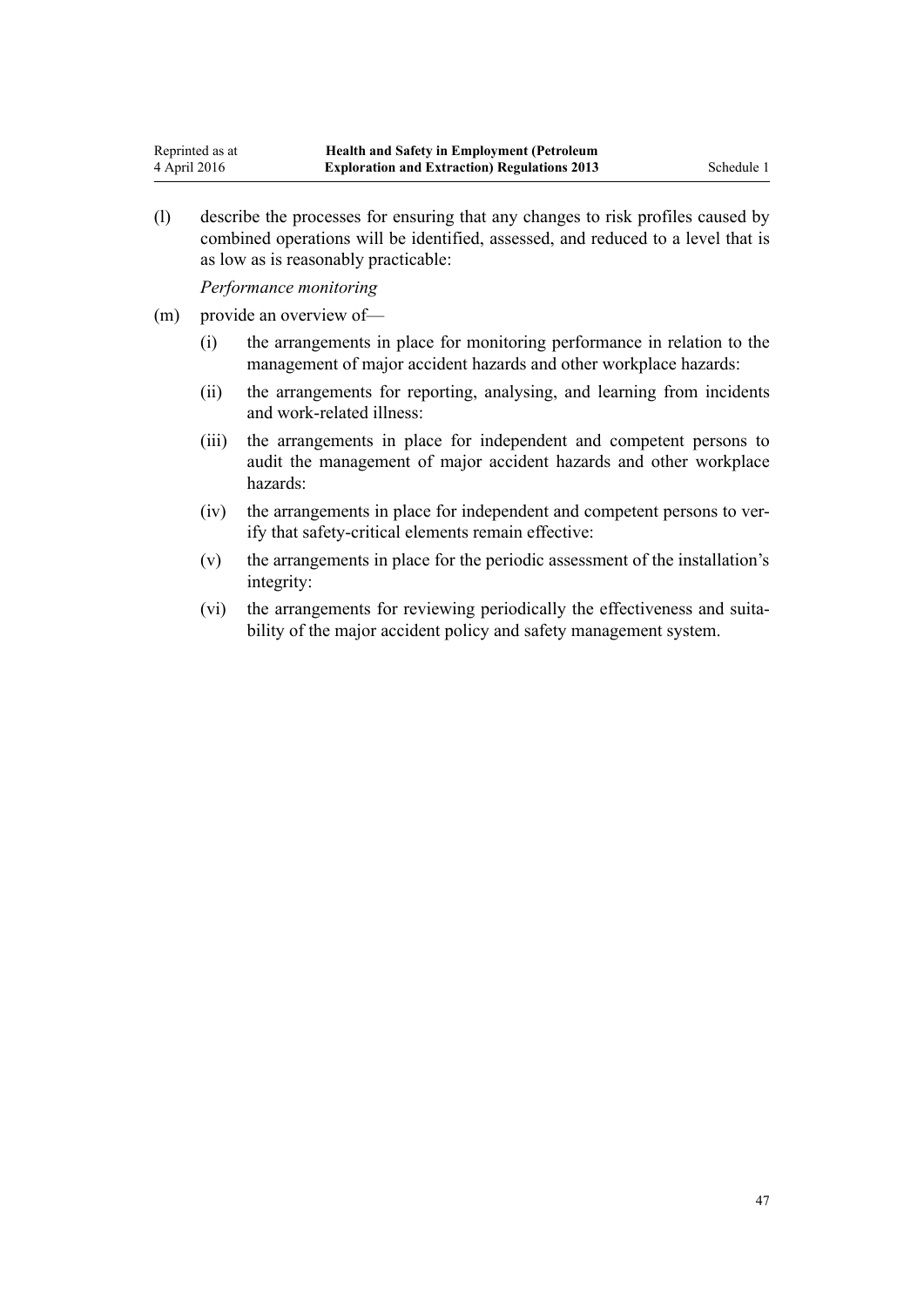(l) describe the processes for ensuring that any changes to risk profiles caused by combined operations will be identified, assessed, and reduced to a level that is as low as is reasonably practicable:

*Performance monitoring*

(m) provide an overview of—

  (i) the arrangements in place for monitoring performance in relation to the management of major accident hazards and other workplace hazards:

  (ii) the arrangements for reporting, analysing, and learning from incidents and work-related illness:

  (iii) the arrangements in place for independent and competent persons to audit the management of major accident hazards and other workplace hazards:

  (iv) the arrangements in place for independent and competent persons to verify that safety-critical elements remain effective:

  (v) the arrangements in place for the periodic assessment of the installation's integrity:

  (vi) the arrangements for reviewing periodically the effectiveness and suitability of the major accident policy and safety management system.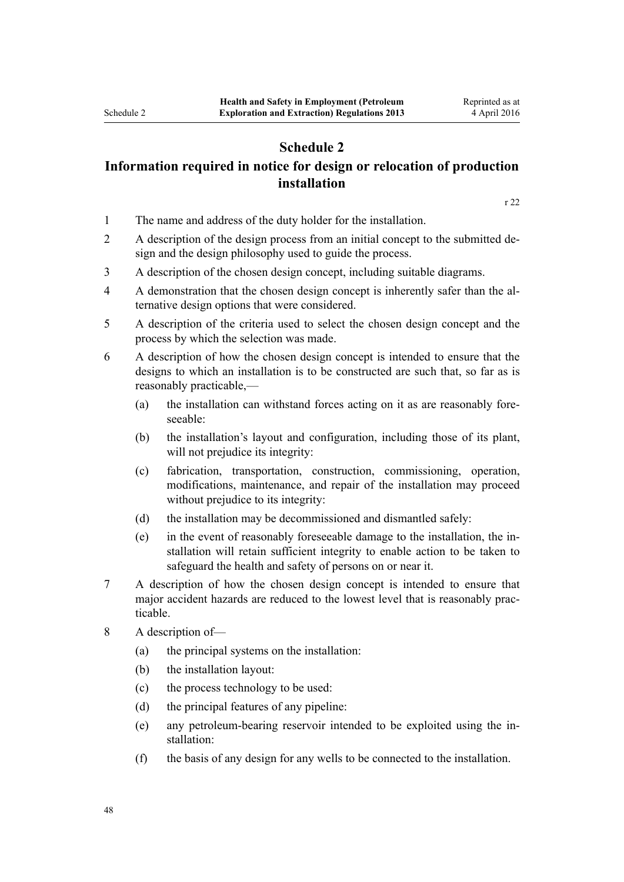# Schedule 2

## Information required in notice for design or relocation of production installation

r 22

1 The name and address of the duty holder for the installation.

2 A description of the design process from an initial concept to the submitted design and the design philosophy used to guide the process.

3 A description of the chosen design concept, including suitable diagrams.

4 A demonstration that the chosen design concept is inherently safer than the alternative design options that were considered.

5 A description of the criteria used to select the chosen design concept and the process by which the selection was made.

6 A description of how the chosen design concept is intended to ensure that the designs to which an installation is to be constructed are such that, so far as is reasonably practicable,—

   (a) the installation can withstand forces acting on it as are reasonably foreseeable:

   (b) the installation's layout and configuration, including those of its plant, will not prejudice its integrity:

   (c) fabrication, transportation, construction, commissioning, operation, modifications, maintenance, and repair of the installation may proceed without prejudice to its integrity:

   (d) the installation may be decommissioned and dismantled safely:

   (e) in the event of reasonably foreseeable damage to the installation, the installation will retain sufficient integrity to enable action to be taken to safeguard the health and safety of persons on or near it.

7 A description of how the chosen design concept is intended to ensure that major accident hazards are reduced to the lowest level that is reasonably practicable.

8 A description of—

   (a) the principal systems on the installation:

   (b) the installation layout:

   (c) the process technology to be used:

   (d) the principal features of any pipeline:

   (e) any petroleum-bearing reservoir intended to be exploited using the installation:

   (f) the basis of any design for any wells to be connected to the installation.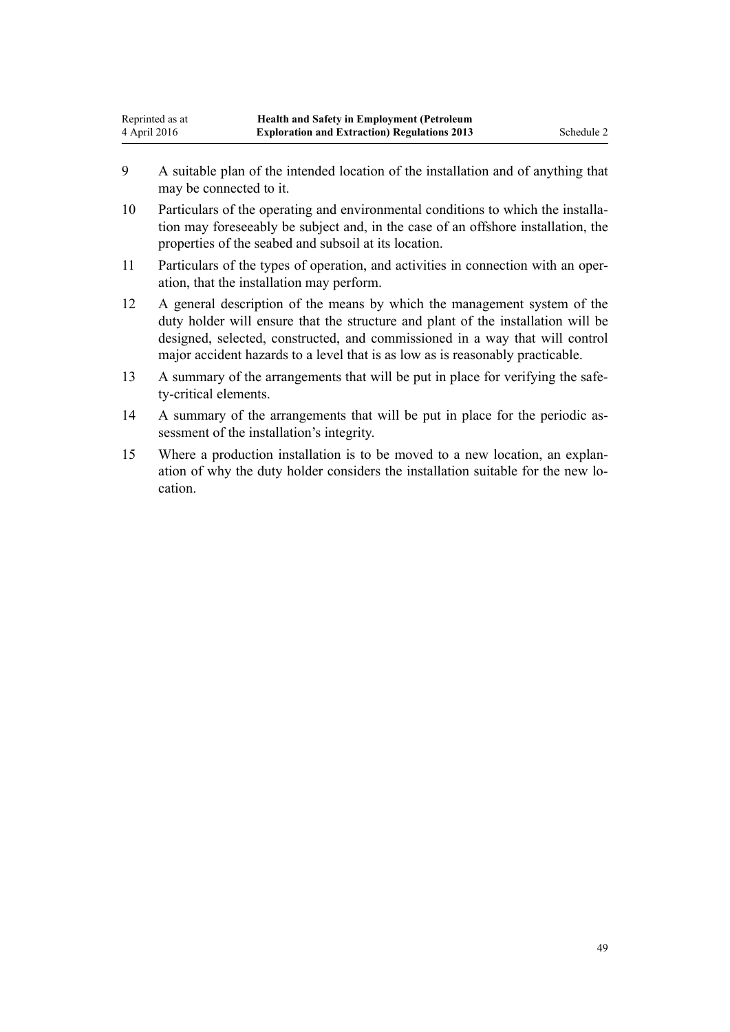9 A suitable plan of the intended location of the installation and of anything that may be connected to it.

10 Particulars of the operating and environmental conditions to which the installation may foreseeably be subject and, in the case of an offshore installation, the properties of the seabed and subsoil at its location.

11 Particulars of the types of operation, and activities in connection with an operation, that the installation may perform.

12 A general description of the means by which the management system of the duty holder will ensure that the structure and plant of the installation will be designed, selected, constructed, and commissioned in a way that will control major accident hazards to a level that is as low as is reasonably practicable.

13 A summary of the arrangements that will be put in place for verifying the safety-critical elements.

14 A summary of the arrangements that will be put in place for the periodic assessment of the installation's integrity.

15 Where a production installation is to be moved to a new location, an explanation of why the duty holder considers the installation suitable for the new location.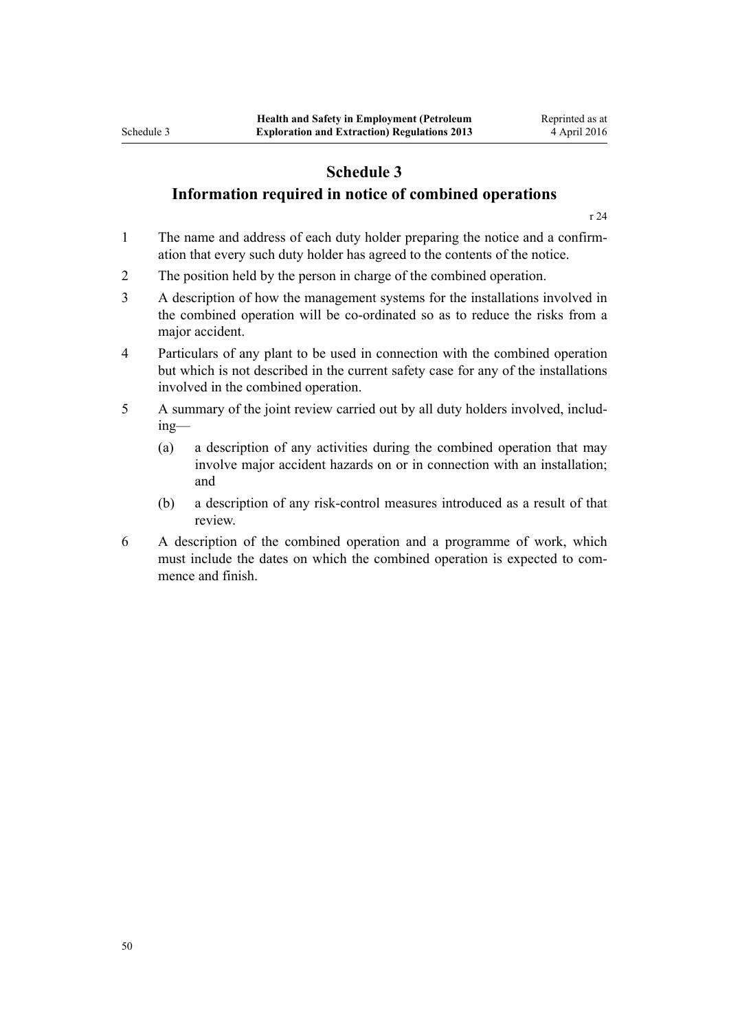# Schedule 3
## Information required in notice of combined operations

r 24

1 The name and address of each duty holder preparing the notice and a confirmation that every such duty holder has agreed to the contents of the notice.

2 The position held by the person in charge of the combined operation.

3 A description of how the management systems for the installations involved in the combined operation will be co-ordinated so as to reduce the risks from a major accident.

4 Particulars of any plant to be used in connection with the combined operation but which is not described in the current safety case for any of the installations involved in the combined operation.

5 A summary of the joint review carried out by all duty holders involved, including—

   (a) a description of any activities during the combined operation that may involve major accident hazards on or in connection with an installation; and

   (b) a description of any risk-control measures introduced as a result of that review.

6 A description of the combined operation and a programme of work, which must include the dates on which the combined operation is expected to commence and finish.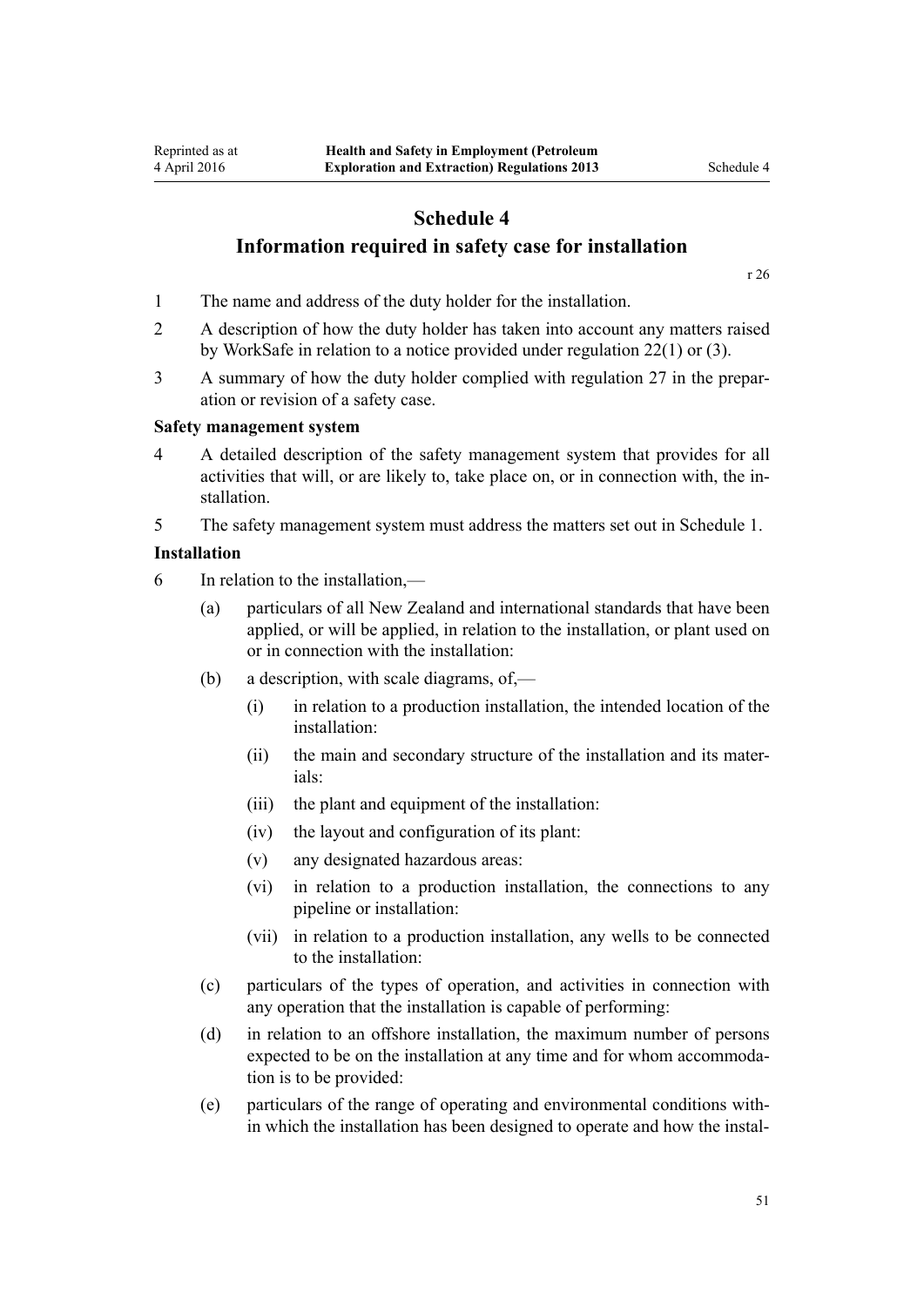# Schedule 4
## Information required in safety case for installation

r 26

1 The name and address of the duty holder for the installation.

2 A description of how the duty holder has taken into account any matters raised by WorkSafe in relation to a notice provided under regulation 22(1) or (3).

3 A summary of how the duty holder complied with regulation 27 in the preparation or revision of a safety case.

### Safety management system

4 A detailed description of the safety management system that provides for all activities that will, or are likely to, take place on, or in connection with, the installation.

5 The safety management system must address the matters set out in Schedule 1.

### Installation

6 In relation to the installation,—

- (a) particulars of all New Zealand and international standards that have been applied, or will be applied, in relation to the installation, or plant used on or in connection with the installation:
- (b) a description, with scale diagrams, of,—
  - (i) in relation to a production installation, the intended location of the installation:
  - (ii) the main and secondary structure of the installation and its materials:
  - (iii) the plant and equipment of the installation:
  - (iv) the layout and configuration of its plant:
  - (v) any designated hazardous areas:
  - (vi) in relation to a production installation, the connections to any pipeline or installation:
  - (vii) in relation to a production installation, any wells to be connected to the installation:
- (c) particulars of the types of operation, and activities in connection with any operation that the installation is capable of performing:
- (d) in relation to an offshore installation, the maximum number of persons expected to be on the installation at any time and for whom accommodation is to be provided:
- (e) particulars of the range of operating and environmental conditions within which the installation has been designed to operate and how the instal-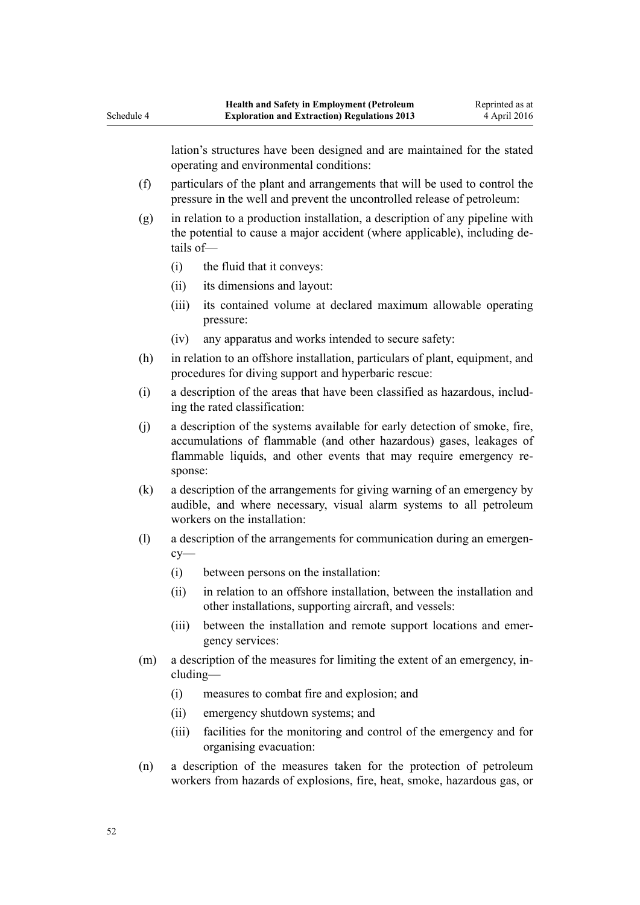lation's structures have been designed and are maintained for the stated operating and environmental conditions:

(f) particulars of the plant and arrangements that will be used to control the pressure in the well and prevent the uncontrolled release of petroleum:

(g) in relation to a production installation, a description of any pipeline with the potential to cause a major accident (where applicable), including details of—

  (i) the fluid that it conveys:

  (ii) its dimensions and layout:

  (iii) its contained volume at declared maximum allowable operating pressure:

  (iv) any apparatus and works intended to secure safety:

(h) in relation to an offshore installation, particulars of plant, equipment, and procedures for diving support and hyperbaric rescue:

(i) a description of the areas that have been classified as hazardous, including the rated classification:

(j) a description of the systems available for early detection of smoke, fire, accumulations of flammable (and other hazardous) gases, leakages of flammable liquids, and other events that may require emergency response:

(k) a description of the arrangements for giving warning of an emergency by audible, and where necessary, visual alarm systems to all petroleum workers on the installation:

(l) a description of the arrangements for communication during an emergency—

  (i) between persons on the installation:

  (ii) in relation to an offshore installation, between the installation and other installations, supporting aircraft, and vessels:

  (iii) between the installation and remote support locations and emergency services:

(m) a description of the measures for limiting the extent of an emergency, including—

  (i) measures to combat fire and explosion; and

  (ii) emergency shutdown systems; and

  (iii) facilities for the monitoring and control of the emergency and for organising evacuation:

(n) a description of the measures taken for the protection of petroleum workers from hazards of explosions, fire, heat, smoke, hazardous gas, or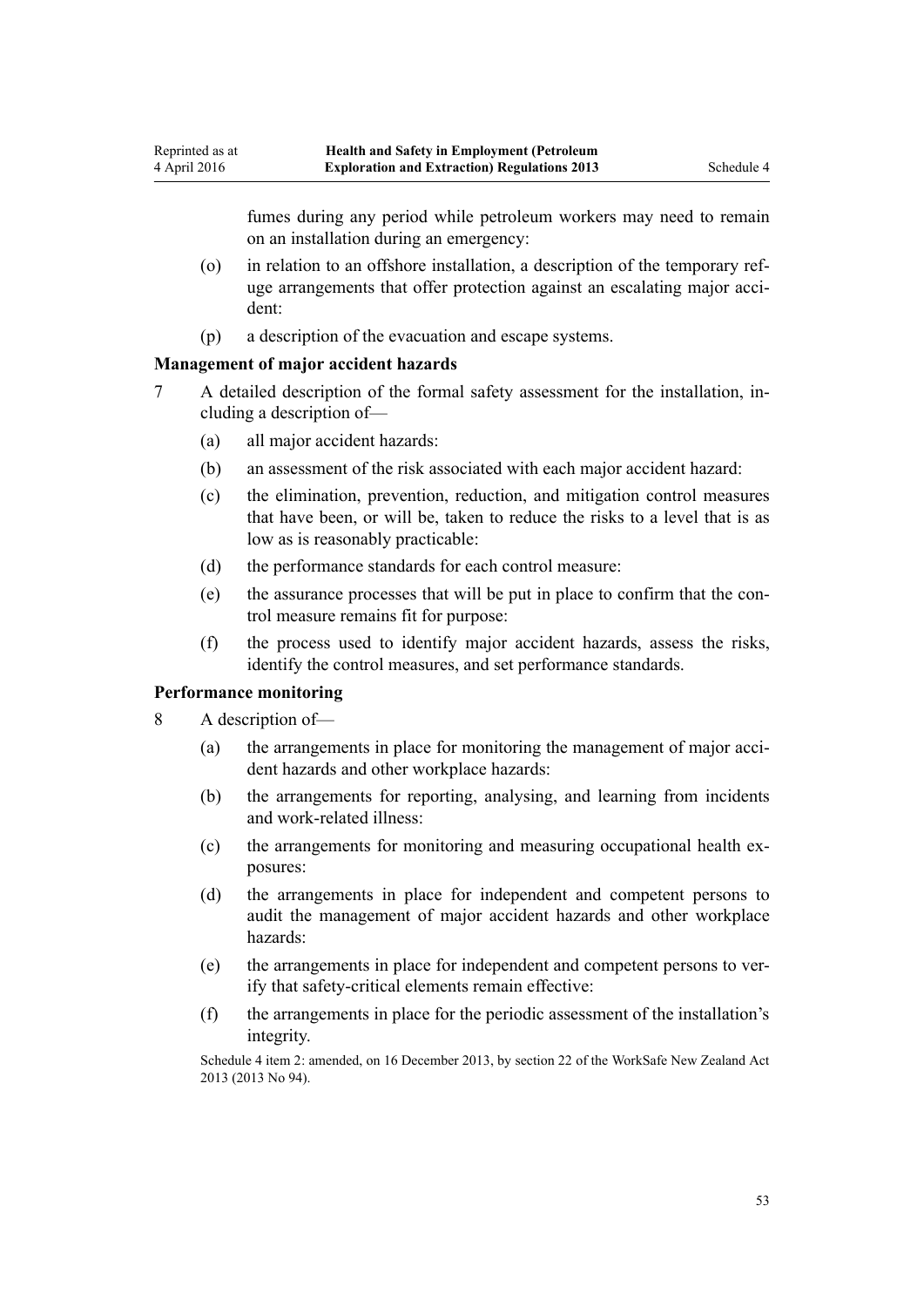fumes during any period while petroleum workers may need to remain on an installation during an emergency:

(o) in relation to an offshore installation, a description of the temporary refuge arrangements that offer protection against an escalating major accident:

(p) a description of the evacuation and escape systems.

### Management of major accident hazards

7 A detailed description of the formal safety assessment for the installation, including a description of—

(a) all major accident hazards:

(b) an assessment of the risk associated with each major accident hazard:

(c) the elimination, prevention, reduction, and mitigation control measures that have been, or will be, taken to reduce the risks to a level that is as low as is reasonably practicable:

(d) the performance standards for each control measure:

(e) the assurance processes that will be put in place to confirm that the control measure remains fit for purpose:

(f) the process used to identify major accident hazards, assess the risks, identify the control measures, and set performance standards.

### Performance monitoring

8 A description of—

(a) the arrangements in place for monitoring the management of major accident hazards and other workplace hazards:

(b) the arrangements for reporting, analysing, and learning from incidents and work-related illness:

(c) the arrangements for monitoring and measuring occupational health exposures:

(d) the arrangements in place for independent and competent persons to audit the management of major accident hazards and other workplace hazards:

(e) the arrangements in place for independent and competent persons to verify that safety-critical elements remain effective:

(f) the arrangements in place for the periodic assessment of the installation's integrity.

Schedule 4 item 2: amended, on 16 December 2013, by section 22 of the WorkSafe New Zealand Act 2013 (2013 No 94).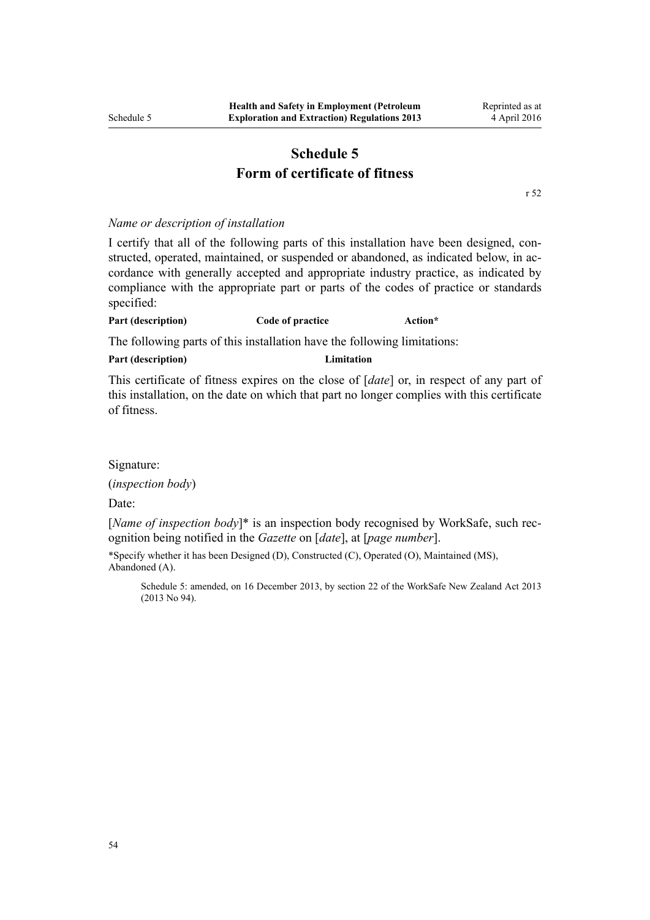# Schedule 5
## Form of certificate of fitness

r 52

*Name or description of installation*

I certify that all of the following parts of this installation have been designed, constructed, operated, maintained, or suspended or abandoned, as indicated below, in accordance with generally accepted and appropriate industry practice, as indicated by compliance with the appropriate part or parts of the codes of practice or standards specified:

| Part (description) | Code of practice | Action* |
|---|---|---|

The following parts of this installation have the following limitations:

| Part (description) | Limitation |
|---|---|

This certificate of fitness expires on the close of [*date*] or, in respect of any part of this installation, on the date on which that part no longer complies with this certificate of fitness.

Signature:

(*inspection body*)

Date:

[*Name of inspection body*]* is an inspection body recognised by WorkSafe, such recognition being notified in the *Gazette* on [*date*], at [*page number*].

*Specify whether it has been Designed (D), Constructed (C), Operated (O), Maintained (MS), Abandoned (A).

Schedule 5: amended, on 16 December 2013, by section 22 of the WorkSafe New Zealand Act 2013 (2013 No 94).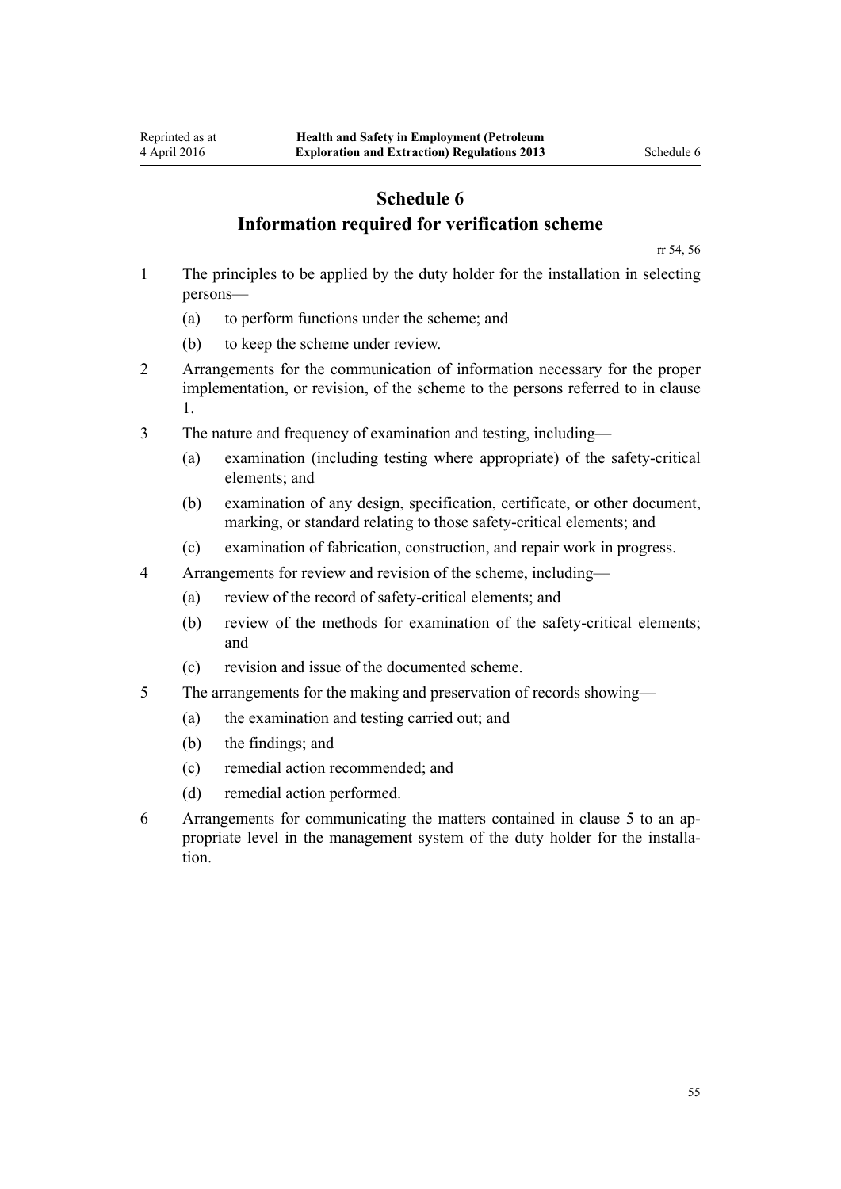# Schedule 6
## Information required for verification scheme

rr 54, 56

1 The principles to be applied by the duty holder for the installation in selecting persons—

   (a) to perform functions under the scheme; and

   (b) to keep the scheme under review.

2 Arrangements for the communication of information necessary for the proper implementation, or revision, of the scheme to the persons referred to in clause 1.

3 The nature and frequency of examination and testing, including—

   (a) examination (including testing where appropriate) of the safety-critical elements; and

   (b) examination of any design, specification, certificate, or other document, marking, or standard relating to those safety-critical elements; and

   (c) examination of fabrication, construction, and repair work in progress.

4 Arrangements for review and revision of the scheme, including—

   (a) review of the record of safety-critical elements; and

   (b) review of the methods for examination of the safety-critical elements; and

   (c) revision and issue of the documented scheme.

5 The arrangements for the making and preservation of records showing—

   (a) the examination and testing carried out; and

   (b) the findings; and

   (c) remedial action recommended; and

   (d) remedial action performed.

6 Arrangements for communicating the matters contained in clause 5 to an appropriate level in the management system of the duty holder for the installation.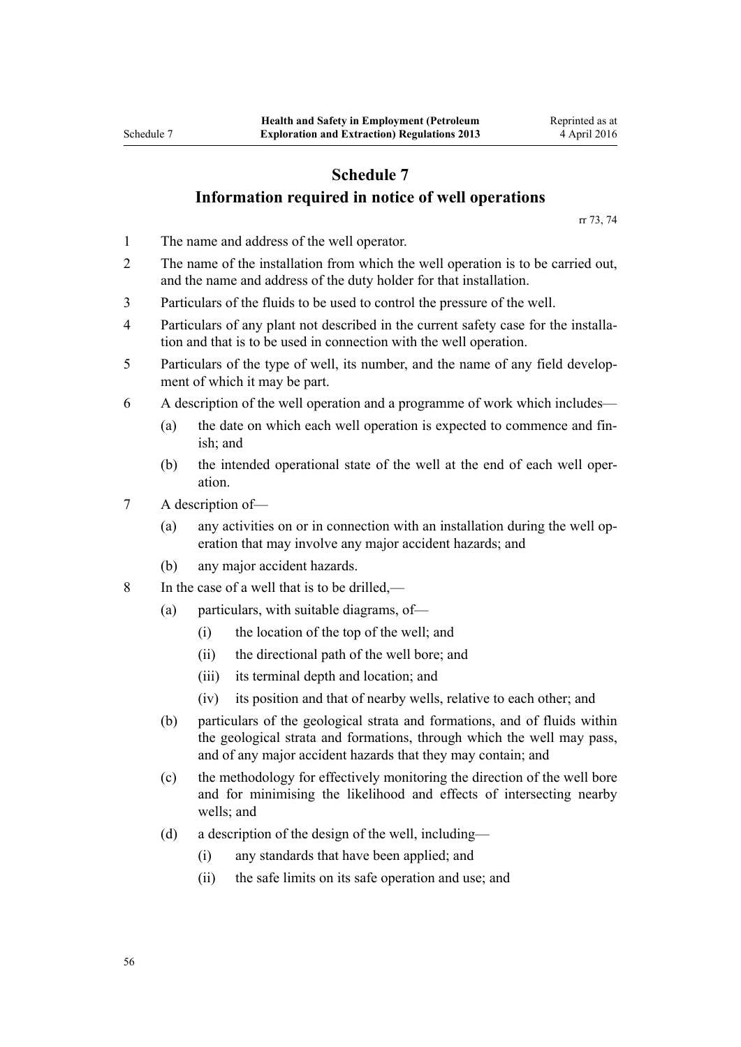# Schedule 7
## Information required in notice of well operations

rr 73, 74

1 The name and address of the well operator.

2 The name of the installation from which the well operation is to be carried out, and the name and address of the duty holder for that installation.

3 Particulars of the fluids to be used to control the pressure of the well.

4 Particulars of any plant not described in the current safety case for the installation and that is to be used in connection with the well operation.

5 Particulars of the type of well, its number, and the name of any field development of which it may be part.

6 A description of the well operation and a programme of work which includes—

- (a) the date on which each well operation is expected to commence and finish; and
- (b) the intended operational state of the well at the end of each well operation.

7 A description of—

- (a) any activities on or in connection with an installation during the well operation that may involve any major accident hazards; and
- (b) any major accident hazards.

8 In the case of a well that is to be drilled,—

- (a) particulars, with suitable diagrams, of—
  - (i) the location of the top of the well; and
  - (ii) the directional path of the well bore; and
  - (iii) its terminal depth and location; and
  - (iv) its position and that of nearby wells, relative to each other; and
- (b) particulars of the geological strata and formations, and of fluids within the geological strata and formations, through which the well may pass, and of any major accident hazards that they may contain; and
- (c) the methodology for effectively monitoring the direction of the well bore and for minimising the likelihood and effects of intersecting nearby wells; and
- (d) a description of the design of the well, including—
  - (i) any standards that have been applied; and
  - (ii) the safe limits on its safe operation and use; and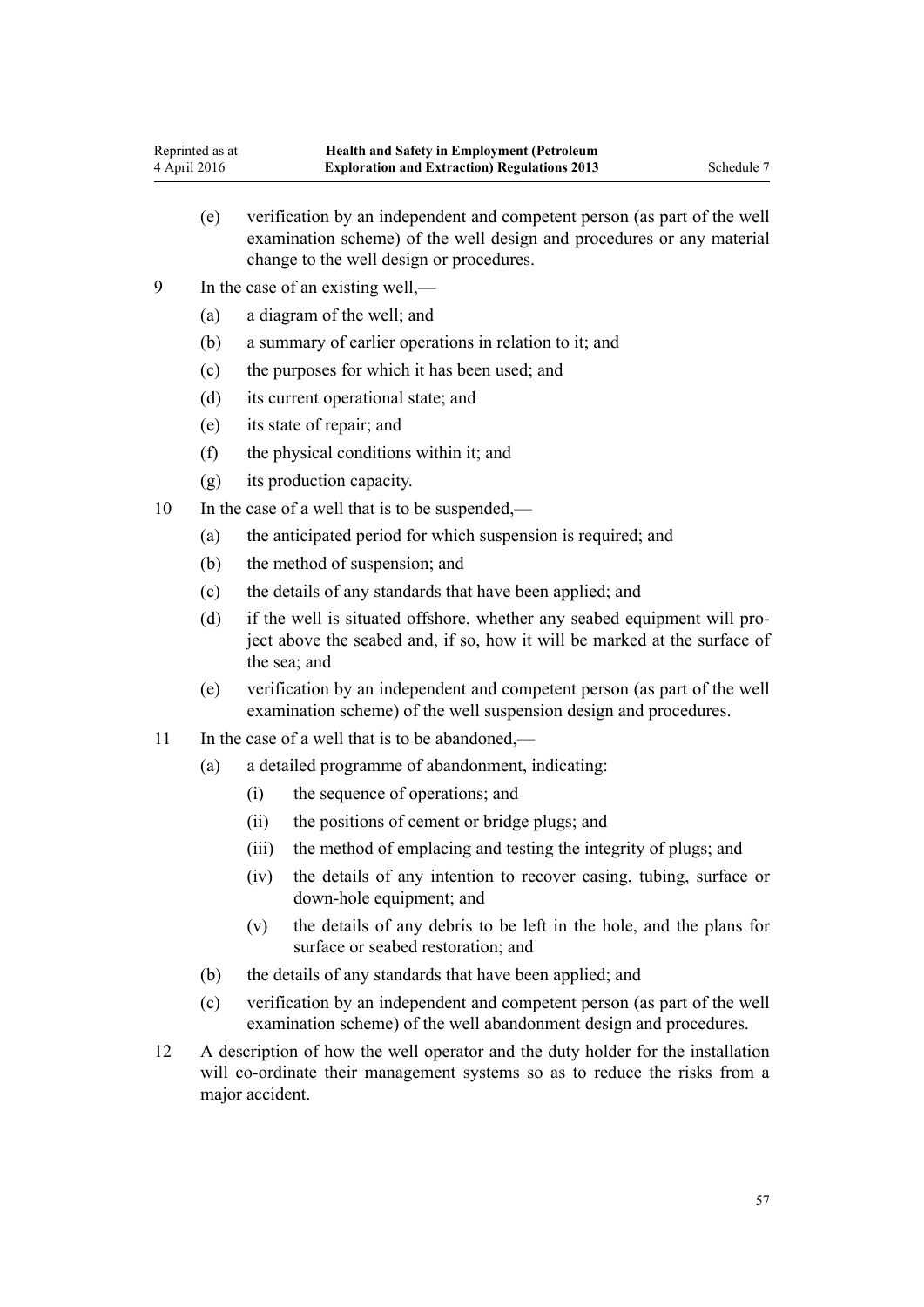(e) verification by an independent and competent person (as part of the well examination scheme) of the well design and procedures or any material change to the well design or procedures.

9 In the case of an existing well,—

(a) a diagram of the well; and

(b) a summary of earlier operations in relation to it; and

(c) the purposes for which it has been used; and

(d) its current operational state; and

(e) its state of repair; and

(f) the physical conditions within it; and

(g) its production capacity.

10 In the case of a well that is to be suspended,—

(a) the anticipated period for which suspension is required; and

(b) the method of suspension; and

(c) the details of any standards that have been applied; and

(d) if the well is situated offshore, whether any seabed equipment will project above the seabed and, if so, how it will be marked at the surface of the sea; and

(e) verification by an independent and competent person (as part of the well examination scheme) of the well suspension design and procedures.

11 In the case of a well that is to be abandoned,—

(a) a detailed programme of abandonment, indicating:

(i) the sequence of operations; and

(ii) the positions of cement or bridge plugs; and

(iii) the method of emplacing and testing the integrity of plugs; and

(iv) the details of any intention to recover casing, tubing, surface or down-hole equipment; and

(v) the details of any debris to be left in the hole, and the plans for surface or seabed restoration; and

(b) the details of any standards that have been applied; and

(c) verification by an independent and competent person (as part of the well examination scheme) of the well abandonment design and procedures.

12 A description of how the well operator and the duty holder for the installation will co-ordinate their management systems so as to reduce the risks from a major accident.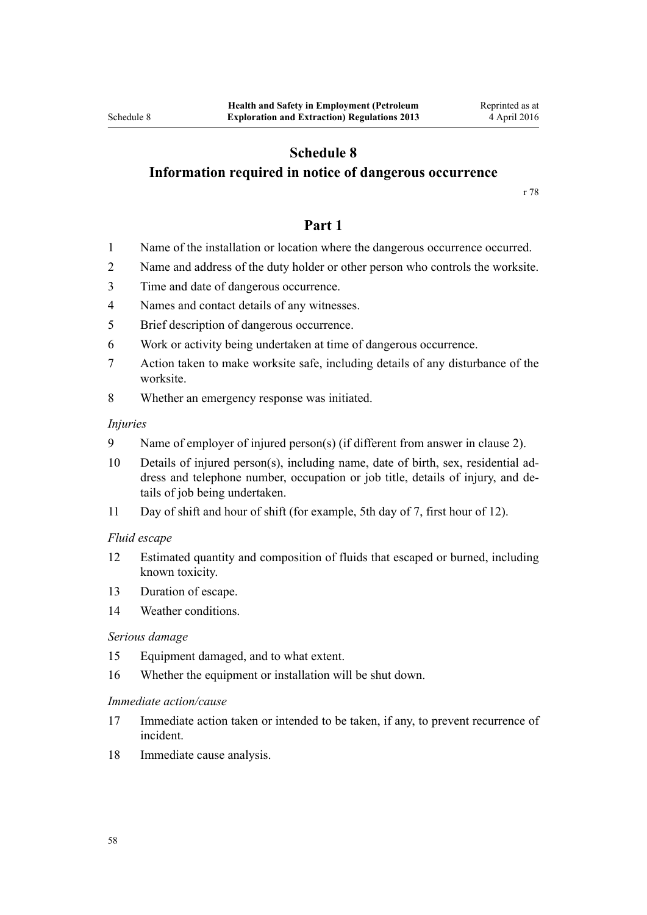# Schedule 8

## Information required in notice of dangerous occurrence

r 78

### Part 1

1 Name of the installation or location where the dangerous occurrence occurred.

2 Name and address of the duty holder or other person who controls the worksite.

3 Time and date of dangerous occurrence.

4 Names and contact details of any witnesses.

5 Brief description of dangerous occurrence.

6 Work or activity being undertaken at time of dangerous occurrence.

7 Action taken to make worksite safe, including details of any disturbance of the worksite.

8 Whether an emergency response was initiated.

*Injuries*

9 Name of employer of injured person(s) (if different from answer in clause 2).

10 Details of injured person(s), including name, date of birth, sex, residential address and telephone number, occupation or job title, details of injury, and details of job being undertaken.

11 Day of shift and hour of shift (for example, 5th day of 7, first hour of 12).

*Fluid escape*

12 Estimated quantity and composition of fluids that escaped or burned, including known toxicity.

13 Duration of escape.

14 Weather conditions.

*Serious damage*

15 Equipment damaged, and to what extent.

16 Whether the equipment or installation will be shut down.

*Immediate action/cause*

17 Immediate action taken or intended to be taken, if any, to prevent recurrence of incident.

18 Immediate cause analysis.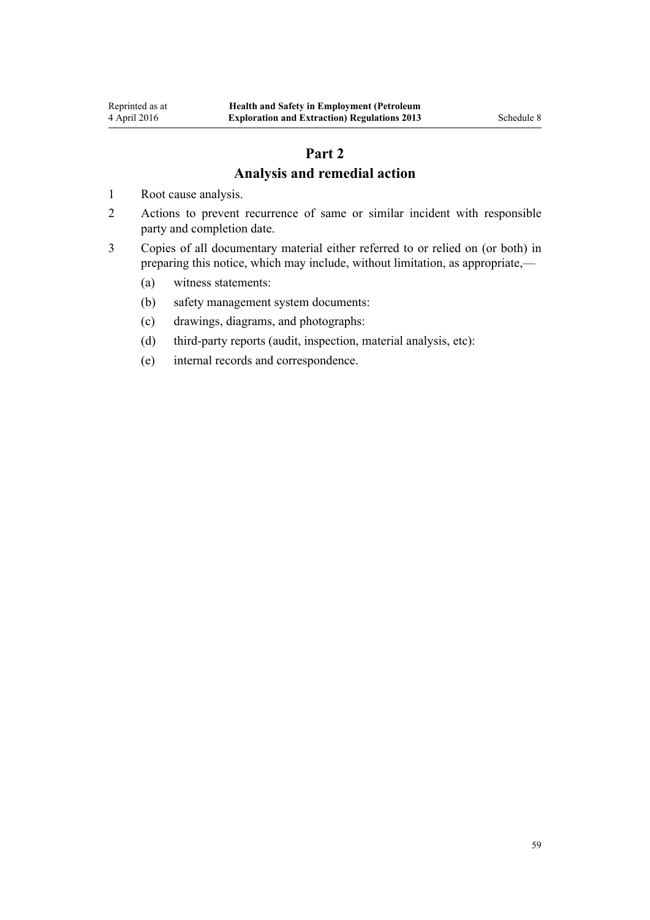## Part 2
## Analysis and remedial action

1 Root cause analysis.

2 Actions to prevent recurrence of same or similar incident with responsible party and completion date.

3 Copies of all documentary material either referred to or relied on (or both) in preparing this notice, which may include, without limitation, as appropriate,—

   (a) witness statements:

   (b) safety management system documents:

   (c) drawings, diagrams, and photographs:

   (d) third-party reports (audit, inspection, material analysis, etc):

   (e) internal records and correspondence.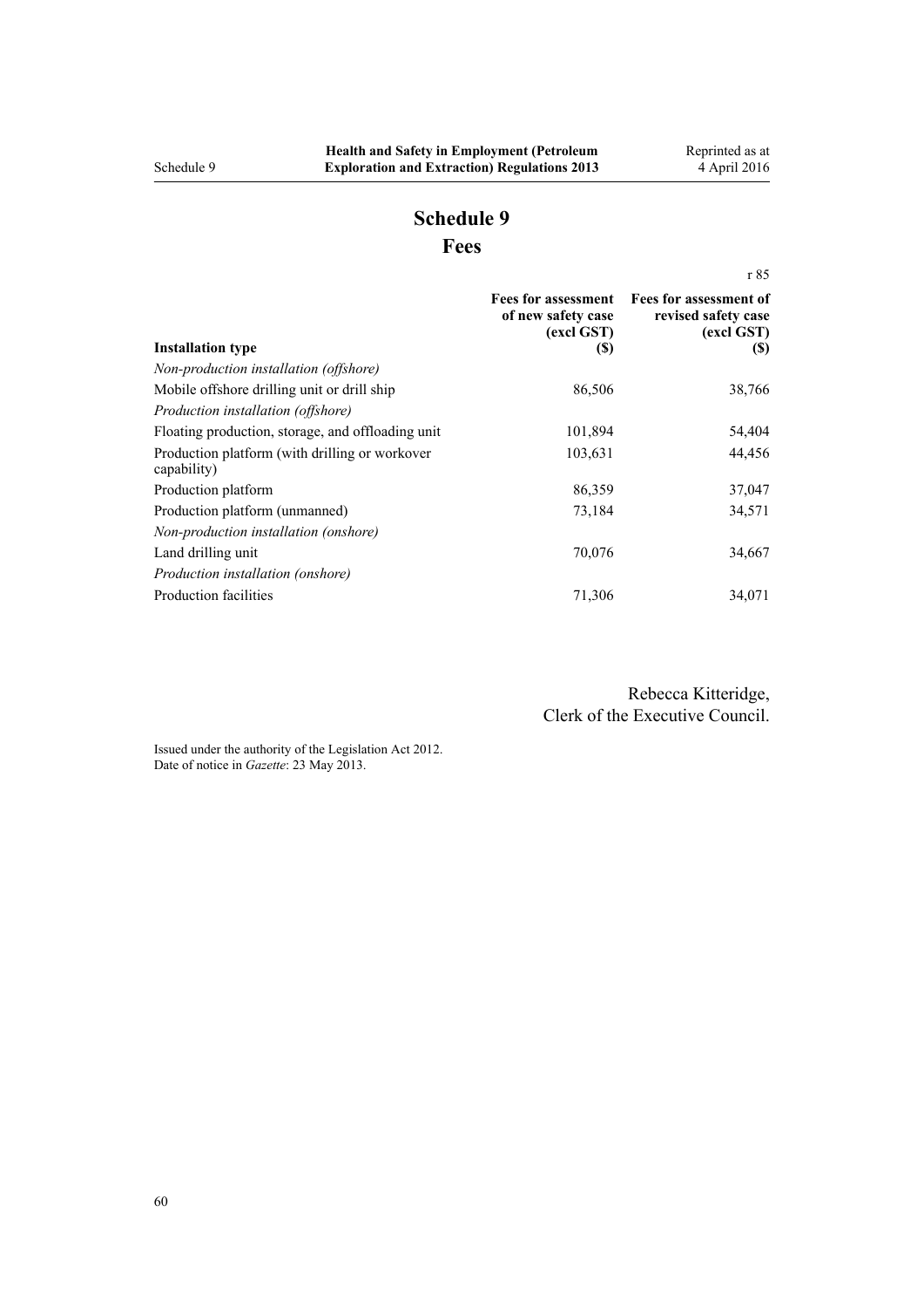# Schedule 9
## Fees

r 85

| Installation type | Fees for assessment of new safety case (excl GST) ($) | Fees for assessment of revised safety case (excl GST) ($) |
|---|---|---|
| *Non-production installation (offshore)* | | |
| Mobile offshore drilling unit or drill ship | 86,506 | 38,766 |
| *Production installation (offshore)* | | |
| Floating production, storage, and offloading unit | 101,894 | 54,404 |
| Production platform (with drilling or workover capability) | 103,631 | 44,456 |
| Production platform | 86,359 | 37,047 |
| Production platform (unmanned) | 73,184 | 34,571 |
| *Non-production installation (onshore)* | | |
| Land drilling unit | 70,076 | 34,667 |
| *Production installation (onshore)* | | |
| Production facilities | 71,306 | 34,071 |

Rebecca Kitteridge,
Clerk of the Executive Council.

Issued under the authority of the Legislation Act 2012.
Date of notice in *Gazette*: 23 May 2013.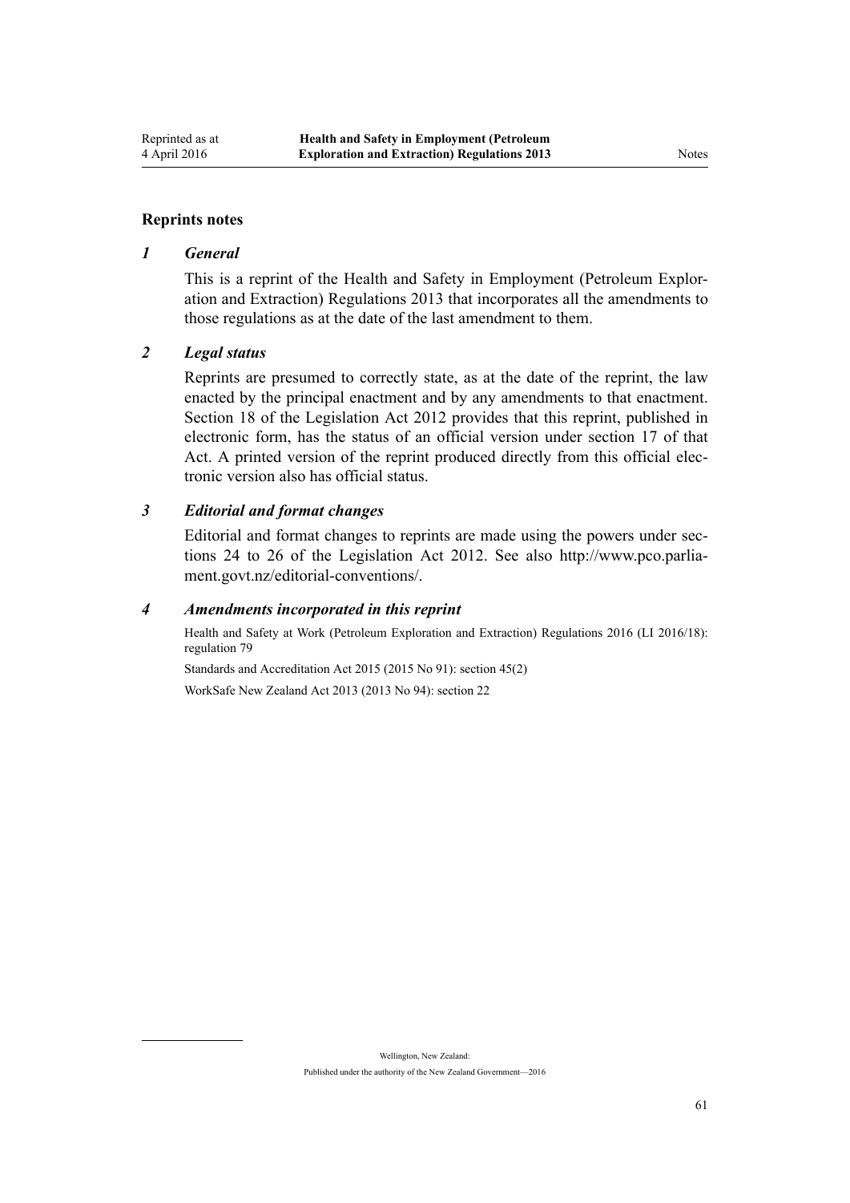## Reprints notes

### *1 General*

This is a reprint of the Health and Safety in Employment (Petroleum Exploration and Extraction) Regulations 2013 that incorporates all the amendments to those regulations as at the date of the last amendment to them.

### *2 Legal status*

Reprints are presumed to correctly state, as at the date of the reprint, the law enacted by the principal enactment and by any amendments to that enactment. Section 18 of the Legislation Act 2012 provides that this reprint, published in electronic form, has the status of an official version under section 17 of that Act. A printed version of the reprint produced directly from this official electronic version also has official status.

### *3 Editorial and format changes*

Editorial and format changes to reprints are made using the powers under sections 24 to 26 of the Legislation Act 2012. See also http://www.pco.parliament.govt.nz/editorial-conventions/.

### *4 Amendments incorporated in this reprint*

Health and Safety at Work (Petroleum Exploration and Extraction) Regulations 2016 (LI 2016/18): regulation 79

Standards and Accreditation Act 2015 (2015 No 91): section 45(2)

WorkSafe New Zealand Act 2013 (2013 No 94): section 22

Wellington, New Zealand:

Published under the authority of the New Zealand Government—2016